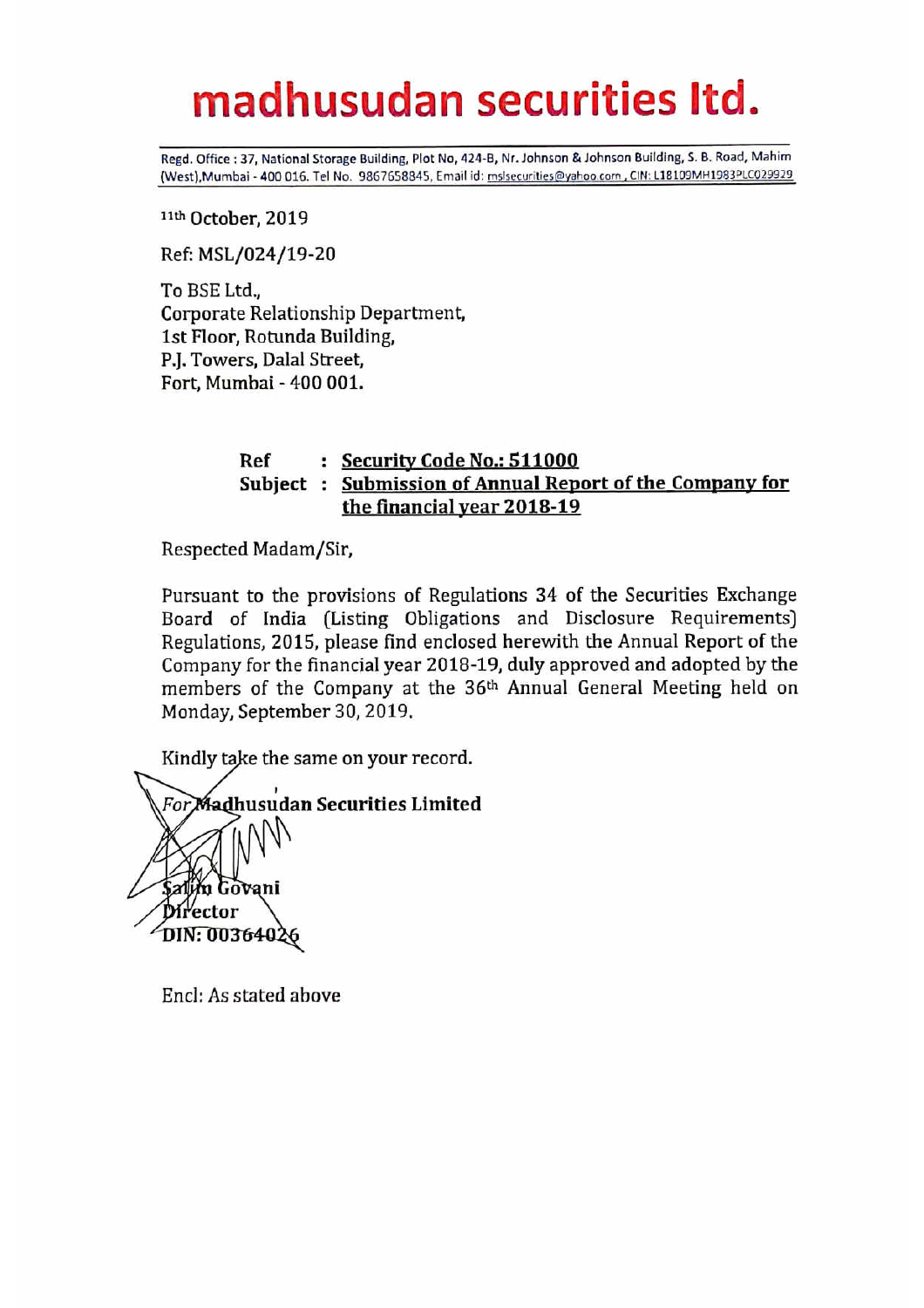# madhusudan securities ltd.

Regd. Office : 37, National Storage Building, Plot No, 424-B, Nr. Johnson & Johnson Building, S. B. Road, Mahim (West),Mumbai - 400 016. Tel No. 9867658845, Email id: mslsecurities@yahoo.com , CIN: L18109MH1983PLC029929

11th October, 2019

Ref: MSL/024/19-20

To BSE Ltd.,
Corporate Relationship Department,
1st Floor, Rotunda Building,
P.J. Towers, Dalal Street,
Fort, Mumbai - 400 001.

**Ref : Security Code No.: 511000**
**Subject : Submission of Annual Report of the Company for the financial year 2018-19**

Respected Madam/Sir,

Pursuant to the provisions of Regulations 34 of the Securities Exchange Board of India (Listing Obligations and Disclosure Requirements) Regulations, 2015, please find enclosed herewith the Annual Report of the Company for the financial year 2018-19, duly approved and adopted by the members of the Company at the 36th Annual General Meeting held on Monday, September 30, 2019.

Kindly take the same on your record.

*For* **Madhusudan Securities Limited**

**Salim Govani**
**Director**
**DIN: 00364026**

Encl: As stated above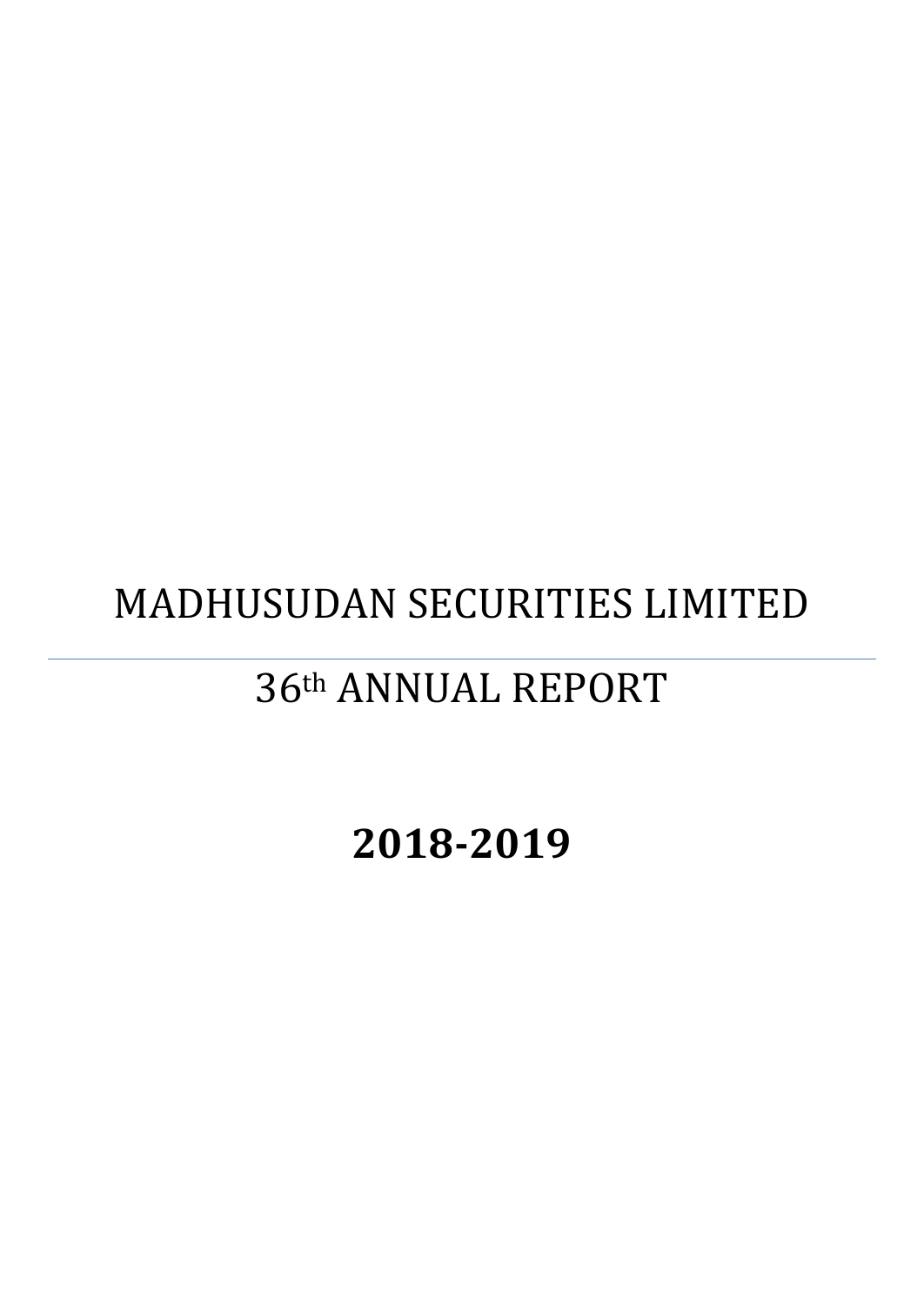# MADHUSUDAN SECURITIES LIMITED

---

## 36th ANNUAL REPORT

# **2018-2019**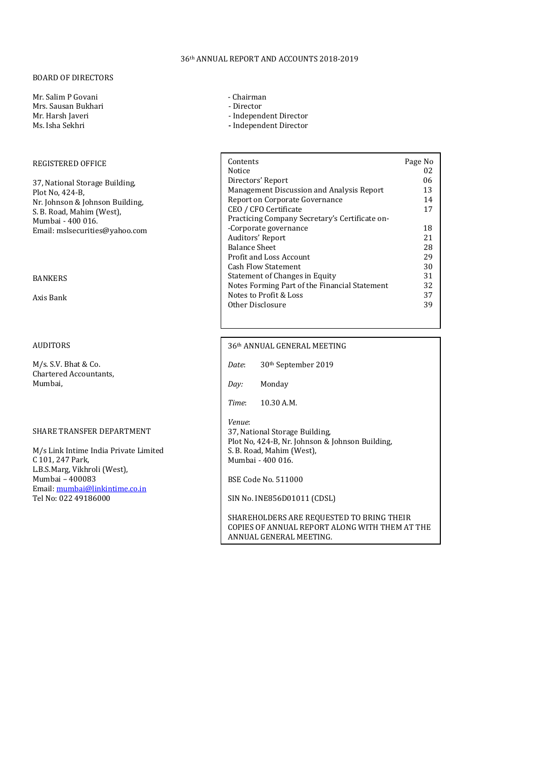# 36th ANNUAL REPORT AND ACCOUNTS 2018-2019

## BOARD OF DIRECTORS

| | |
|---|---|
| Mr. Salim P Govani | - Chairman |
| Mrs. Sausan Bukhari | - Director |
| Mr. Harsh Javeri | - Independent Director |
| Ms. Isha Sekhri | - Independent Director |

## REGISTERED OFFICE

37, National Storage Building,
Plot No, 424-B,
Nr. Johnson & Johnson Building,
S. B. Road, Mahim (West),
Mumbai - 400 016.
Email: mslsecurities@yahoo.com

## BANKERS

Axis Bank

## AUDITORS

M/s. S.V. Bhat & Co.
Chartered Accountants,
Mumbai,

## SHARE TRANSFER DEPARTMENT

M/s Link Intime India Private Limited
C 101, 247 Park,
L.B.S.Marg, Vikhroli (West),
Mumbai – 400083
Email: mumbai@linkintime.co.in
Tel No: 022 49186000

| Contents | Page No |
|---|---|
| Notice | 02 |
| Directors' Report | 06 |
| Management Discussion and Analysis Report | 13 |
| Report on Corporate Governance | 14 |
| CEO / CFO Certificate | 17 |
| Practicing Company Secretary's Certificate on-Corporate governance | 18 |
| Auditors' Report | 21 |
| Balance Sheet | 28 |
| Profit and Loss Account | 29 |
| Cash Flow Statement | 30 |
| Statement of Changes in Equity | 31 |
| Notes Forming Part of the Financial Statement | 32 |
| Notes to Profit & Loss | 37 |
| Other Disclosure | 39 |

## 36th ANNUAL GENERAL MEETING

*Date*: 30th September 2019

*Day:* Monday

*Time*: 10.30 A.M.

*Venue*:
37, National Storage Building,
Plot No, 424-B, Nr. Johnson & Johnson Building,
S. B. Road, Mahim (West),
Mumbai - 400 016.

BSE Code No. 511000

SIN No. INE856D01011 (CDSL)

SHAREHOLDERS ARE REQUESTED TO BRING THEIR COPIES OF ANNUAL REPORT ALONG WITH THEM AT THE ANNUAL GENERAL MEETING.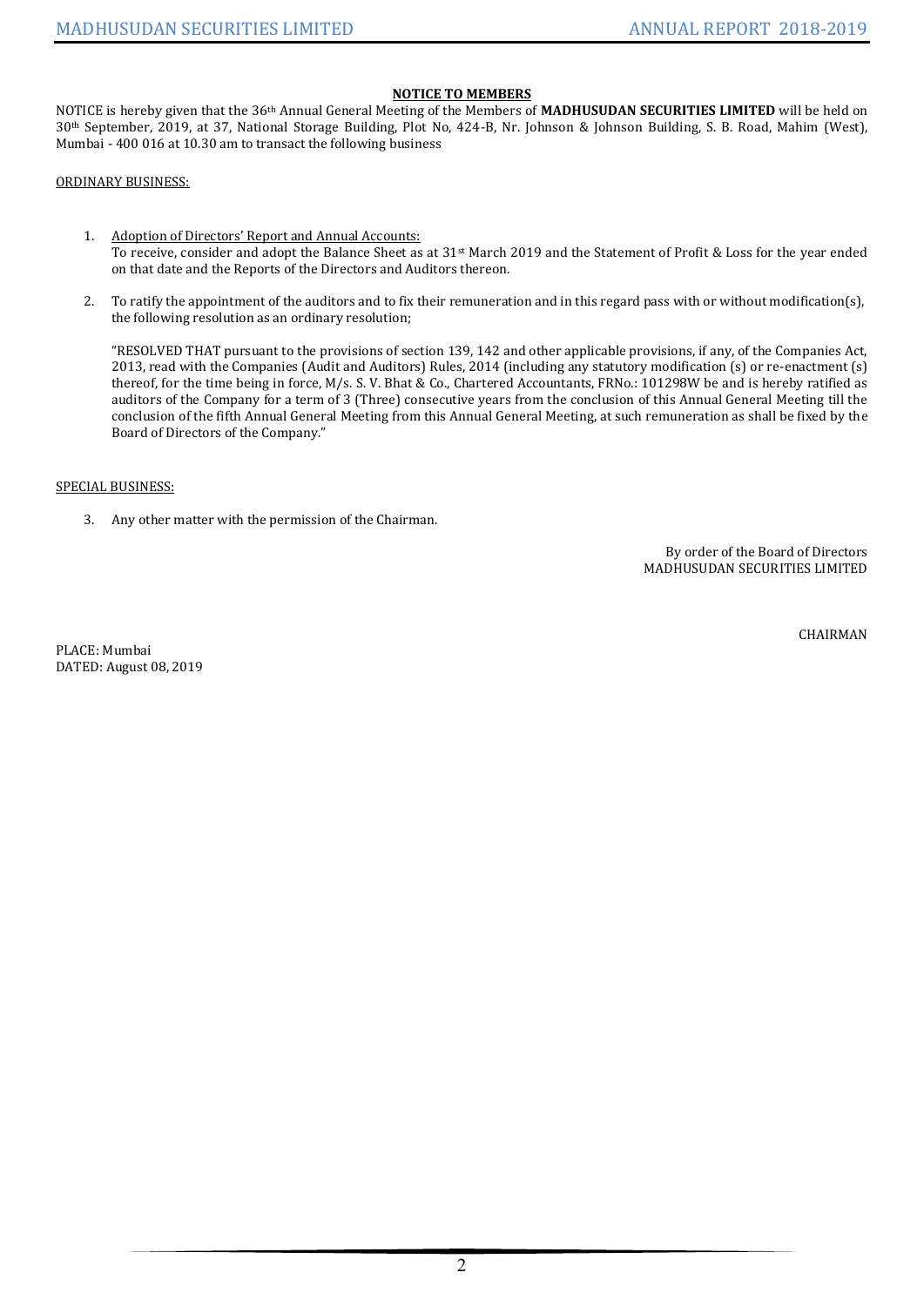## NOTICE TO MEMBERS

NOTICE is hereby given that the 36th Annual General Meeting of the Members of **MADHUSUDAN SECURITIES LIMITED** will be held on 30th September, 2019, at 37, National Storage Building, Plot No, 424-B, Nr. Johnson & Johnson Building, S. B. Road, Mahim (West), Mumbai - 400 016 at 10.30 am to transact the following business

ORDINARY BUSINESS:

1. Adoption of Directors' Report and Annual Accounts:
   To receive, consider and adopt the Balance Sheet as at 31st March 2019 and the Statement of Profit & Loss for the year ended on that date and the Reports of the Directors and Auditors thereon.

2. To ratify the appointment of the auditors and to fix their remuneration and in this regard pass with or without modification(s), the following resolution as an ordinary resolution;

   "RESOLVED THAT pursuant to the provisions of section 139, 142 and other applicable provisions, if any, of the Companies Act, 2013, read with the Companies (Audit and Auditors) Rules, 2014 (including any statutory modification (s) or re-enactment (s) thereof, for the time being in force, M/s. S. V. Bhat & Co., Chartered Accountants, FRNo.: 101298W be and is hereby ratified as auditors of the Company for a term of 3 (Three) consecutive years from the conclusion of this Annual General Meeting till the conclusion of the fifth Annual General Meeting from this Annual General Meeting, at such remuneration as shall be fixed by the Board of Directors of the Company."

SPECIAL BUSINESS:

3. Any other matter with the permission of the Chairman.

By order of the Board of Directors
MADHUSUDAN SECURITIES LIMITED

CHAIRMAN

PLACE: Mumbai
DATED: August 08, 2019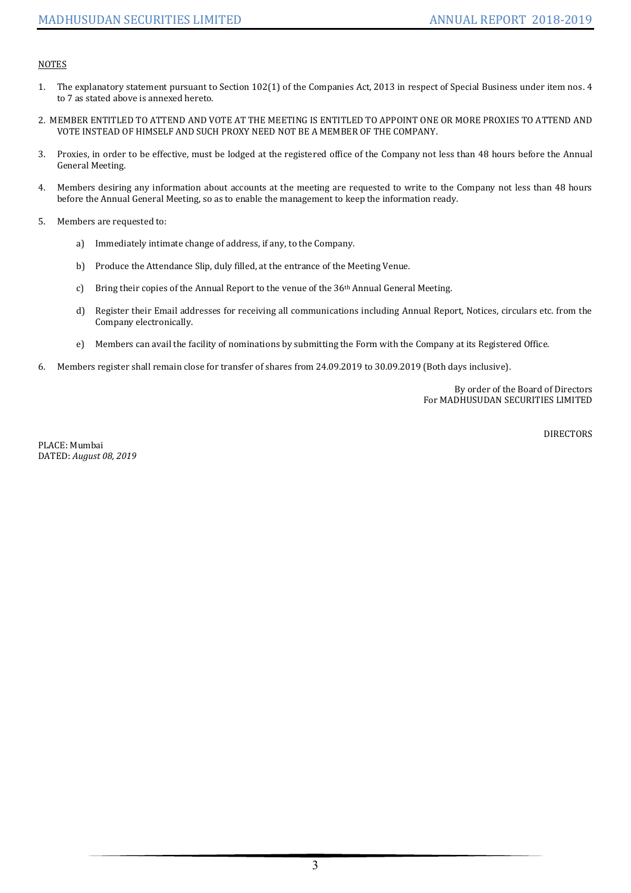NOTES

1. The explanatory statement pursuant to Section 102(1) of the Companies Act, 2013 in respect of Special Business under item nos. 4 to 7 as stated above is annexed hereto.

2. MEMBER ENTITLED TO ATTEND AND VOTE AT THE MEETING IS ENTITLED TO APPOINT ONE OR MORE PROXIES TO ATTEND AND VOTE INSTEAD OF HIMSELF AND SUCH PROXY NEED NOT BE A MEMBER OF THE COMPANY.

3. Proxies, in order to be effective, must be lodged at the registered office of the Company not less than 48 hours before the Annual General Meeting.

4. Members desiring any information about accounts at the meeting are requested to write to the Company not less than 48 hours before the Annual General Meeting, so as to enable the management to keep the information ready.

5. Members are requested to:

    a) Immediately intimate change of address, if any, to the Company.

    b) Produce the Attendance Slip, duly filled, at the entrance of the Meeting Venue.

    c) Bring their copies of the Annual Report to the venue of the 36th Annual General Meeting.

    d) Register their Email addresses for receiving all communications including Annual Report, Notices, circulars etc. from the Company electronically.

    e) Members can avail the facility of nominations by submitting the Form with the Company at its Registered Office.

6. Members register shall remain close for transfer of shares from 24.09.2019 to 30.09.2019 (Both days inclusive).

By order of the Board of Directors  
For MADHUSUDAN SECURITIES LIMITED

DIRECTORS

PLACE: Mumbai  
DATED: *August 08, 2019*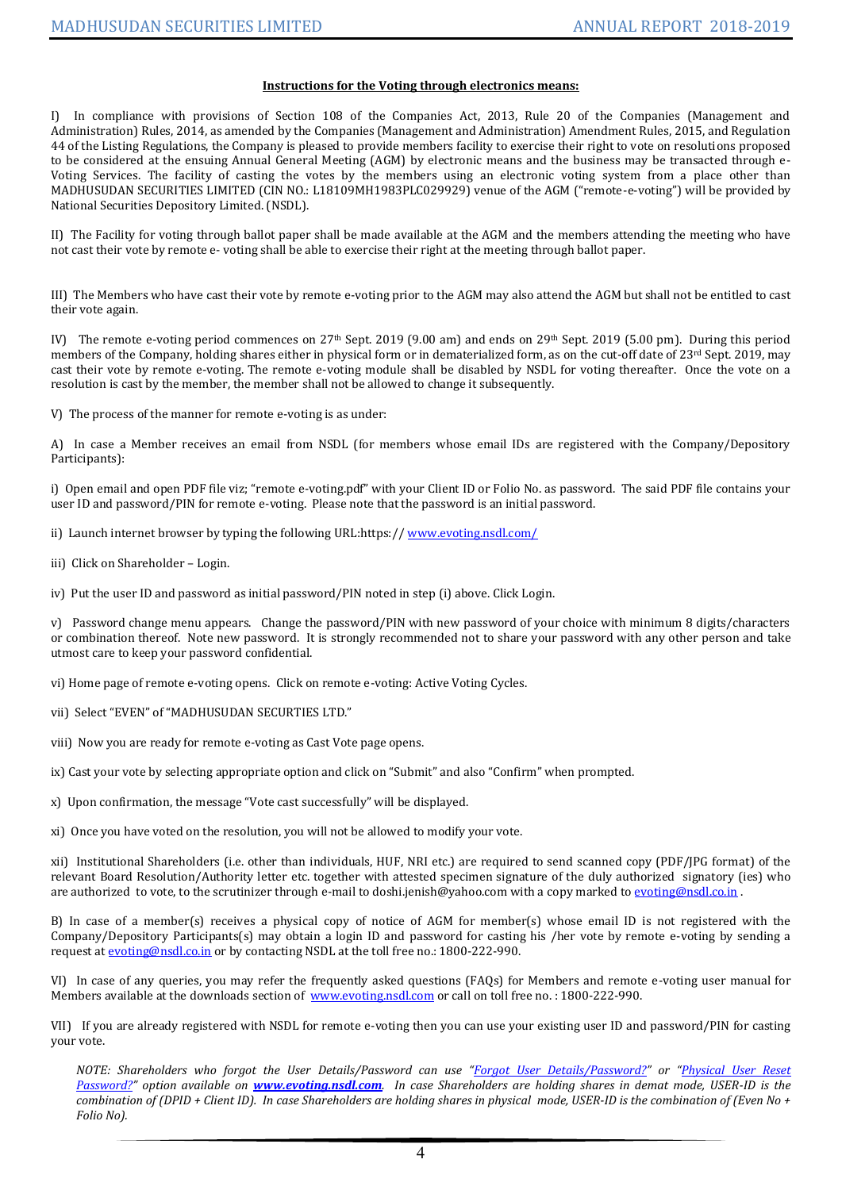**Instructions for the Voting through electronics means:**

I) In compliance with provisions of Section 108 of the Companies Act, 2013, Rule 20 of the Companies (Management and Administration) Rules, 2014, as amended by the Companies (Management and Administration) Amendment Rules, 2015, and Regulation 44 of the Listing Regulations, the Company is pleased to provide members facility to exercise their right to vote on resolutions proposed to be considered at the ensuing Annual General Meeting (AGM) by electronic means and the business may be transacted through e-Voting Services. The facility of casting the votes by the members using an electronic voting system from a place other than MADHUSUDAN SECURITIES LIMITED (CIN NO.: L18109MH1983PLC029929) venue of the AGM ("remote-e-voting") will be provided by National Securities Depository Limited. (NSDL).

II) The Facility for voting through ballot paper shall be made available at the AGM and the members attending the meeting who have not cast their vote by remote e- voting shall be able to exercise their right at the meeting through ballot paper.

III) The Members who have cast their vote by remote e-voting prior to the AGM may also attend the AGM but shall not be entitled to cast their vote again.

IV) The remote e-voting period commences on 27th Sept. 2019 (9.00 am) and ends on 29th Sept. 2019 (5.00 pm). During this period members of the Company, holding shares either in physical form or in dematerialized form, as on the cut-off date of 23rd Sept. 2019, may cast their vote by remote e-voting. The remote e-voting module shall be disabled by NSDL for voting thereafter. Once the vote on a resolution is cast by the member, the member shall not be allowed to change it subsequently.

V) The process of the manner for remote e-voting is as under:

A) In case a Member receives an email from NSDL (for members whose email IDs are registered with the Company/Depository Participants):

i) Open email and open PDF file viz; "remote e-voting.pdf" with your Client ID or Folio No. as password. The said PDF file contains your user ID and password/PIN for remote e-voting. Please note that the password is an initial password.

ii) Launch internet browser by typing the following URL:https:// www.evoting.nsdl.com/

iii) Click on Shareholder – Login.

iv) Put the user ID and password as initial password/PIN noted in step (i) above. Click Login.

v) Password change menu appears. Change the password/PIN with new password of your choice with minimum 8 digits/characters or combination thereof. Note new password. It is strongly recommended not to share your password with any other person and take utmost care to keep your password confidential.

vi) Home page of remote e-voting opens. Click on remote e-voting: Active Voting Cycles.

vii) Select "EVEN" of "MADHUSUDAN SECURTIES LTD."

viii) Now you are ready for remote e-voting as Cast Vote page opens.

ix) Cast your vote by selecting appropriate option and click on "Submit" and also "Confirm" when prompted.

x) Upon confirmation, the message "Vote cast successfully" will be displayed.

xi) Once you have voted on the resolution, you will not be allowed to modify your vote.

xii) Institutional Shareholders (i.e. other than individuals, HUF, NRI etc.) are required to send scanned copy (PDF/JPG format) of the relevant Board Resolution/Authority letter etc. together with attested specimen signature of the duly authorized signatory (ies) who are authorized to vote, to the scrutinizer through e-mail to doshi.jenish@yahoo.com with a copy marked to evoting@nsdl.co.in .

B) In case of a member(s) receives a physical copy of notice of AGM for member(s) whose email ID is not registered with the Company/Depository Participants(s) may obtain a login ID and password for casting his /her vote by remote e-voting by sending a request at evoting@nsdl.co.in or by contacting NSDL at the toll free no.: 1800-222-990.

VI) In case of any queries, you may refer the frequently asked questions (FAQs) for Members and remote e-voting user manual for Members available at the downloads section of www.evoting.nsdl.com or call on toll free no. : 1800-222-990.

VII) If you are already registered with NSDL for remote e-voting then you can use your existing user ID and password/PIN for casting your vote.

*NOTE: Shareholders who forgot the User Details/Password can use "Forgot User Details/Password?" or "Physical User Reset Password?" option available on **www.evoting.nsdl.com**. In case Shareholders are holding shares in demat mode, USER-ID is the combination of (DPID + Client ID). In case Shareholders are holding shares in physical mode, USER-ID is the combination of (Even No + Folio No).*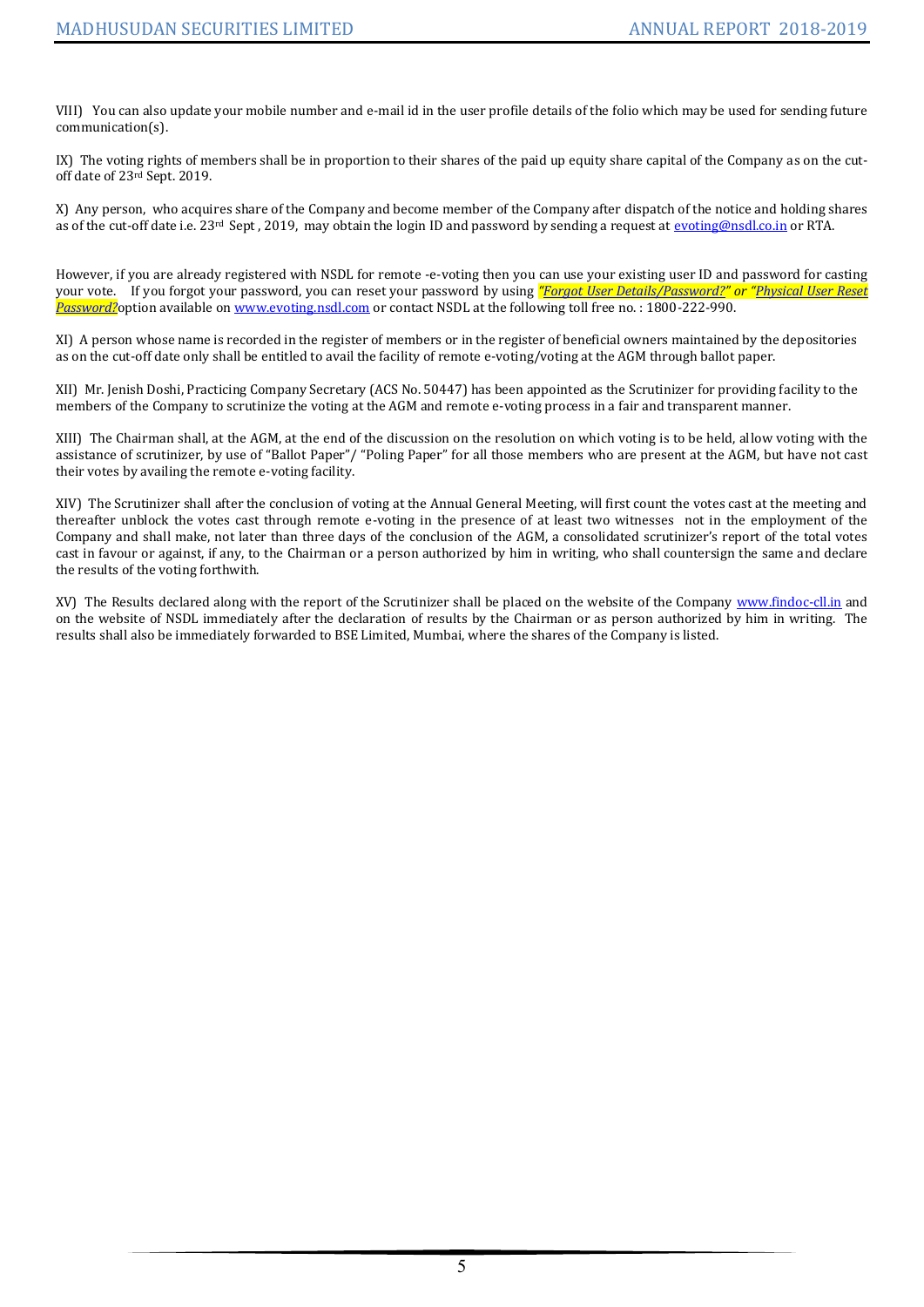VIII) You can also update your mobile number and e-mail id in the user profile details of the folio which may be used for sending future communication(s).

IX) The voting rights of members shall be in proportion to their shares of the paid up equity share capital of the Company as on the cut-off date of 23rd Sept. 2019.

X) Any person, who acquires share of the Company and become member of the Company after dispatch of the notice and holding shares as of the cut-off date i.e. 23rd Sept , 2019, may obtain the login ID and password by sending a request at evoting@nsdl.co.in or RTA.

However, if you are already registered with NSDL for remote -e-voting then you can use your existing user ID and password for casting your vote. If you forgot your password, you can reset your password by using *"Forgot User Details/Password?" or "Physical User Reset Password?"* option available on www.evoting.nsdl.com or contact NSDL at the following toll free no. : 1800-222-990.

XI) A person whose name is recorded in the register of members or in the register of beneficial owners maintained by the depositories as on the cut-off date only shall be entitled to avail the facility of remote e-voting/voting at the AGM through ballot paper.

XII) Mr. Jenish Doshi, Practicing Company Secretary (ACS No. 50447) has been appointed as the Scrutinizer for providing facility to the members of the Company to scrutinize the voting at the AGM and remote e-voting process in a fair and transparent manner.

XIII) The Chairman shall, at the AGM, at the end of the discussion on the resolution on which voting is to be held, allow voting with the assistance of scrutinizer, by use of "Ballot Paper"/ "Poling Paper" for all those members who are present at the AGM, but have not cast their votes by availing the remote e-voting facility.

XIV) The Scrutinizer shall after the conclusion of voting at the Annual General Meeting, will first count the votes cast at the meeting and thereafter unblock the votes cast through remote e-voting in the presence of at least two witnesses not in the employment of the Company and shall make, not later than three days of the conclusion of the AGM, a consolidated scrutinizer's report of the total votes cast in favour or against, if any, to the Chairman or a person authorized by him in writing, who shall countersign the same and declare the results of the voting forthwith.

XV) The Results declared along with the report of the Scrutinizer shall be placed on the website of the Company www.findoc-cll.in and on the website of NSDL immediately after the declaration of results by the Chairman or as person authorized by him in writing. The results shall also be immediately forwarded to BSE Limited, Mumbai, where the shares of the Company is listed.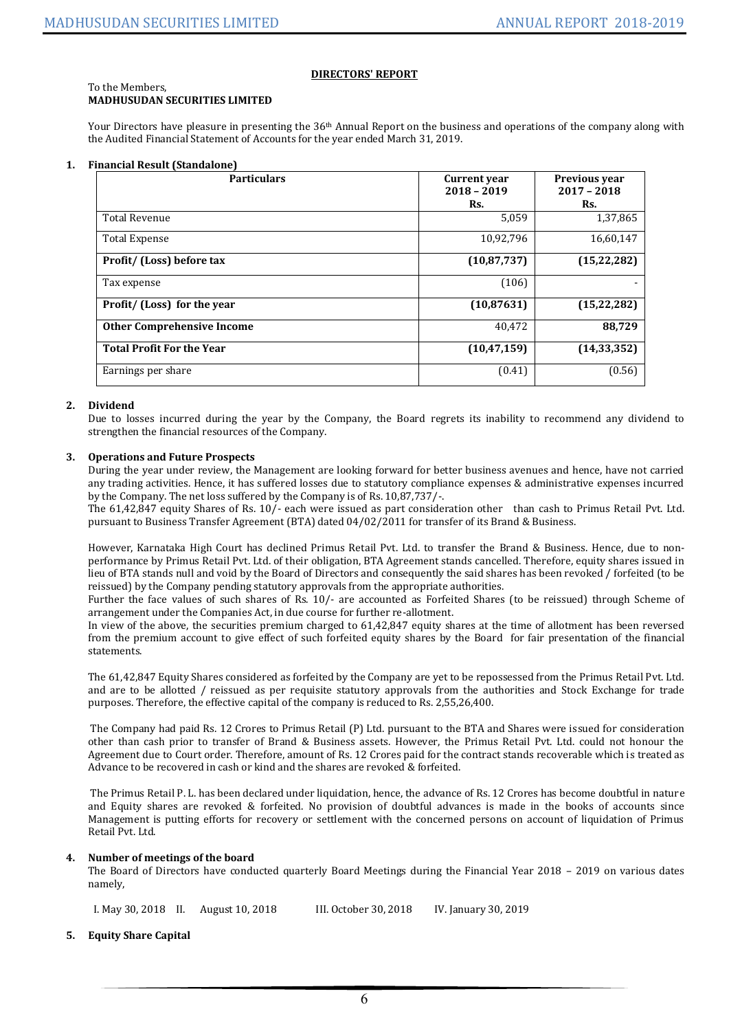## DIRECTORS' REPORT

To the Members,
**MADHUSUDAN SECURITIES LIMITED**

Your Directors have pleasure in presenting the 36th Annual Report on the business and operations of the company along with the Audited Financial Statement of Accounts for the year ended March 31, 2019.

### 1. Financial Result (Standalone)

| Particulars | Current year 2018 – 2019 Rs. | Previous year 2017 – 2018 Rs. |
|---|---|---|
| Total Revenue | 5,059 | 1,37,865 |
| Total Expense | 10,92,796 | 16,60,147 |
| **Profit/ (Loss) before tax** | **(10,87,737)** | **(15,22,282)** |
| Tax expense | (106) | - |
| **Profit/ (Loss) for the year** | **(10,87631)** | **(15,22,282)** |
| **Other Comprehensive Income** | 40,472 | **88,729** |
| **Total Profit For the Year** | **(10,47,159)** | **(14,33,352)** |
| Earnings per share | (0.41) | (0.56) |

### 2. Dividend

Due to losses incurred during the year by the Company, the Board regrets its inability to recommend any dividend to strengthen the financial resources of the Company.

### 3. Operations and Future Prospects

During the year under review, the Management are looking forward for better business avenues and hence, have not carried any trading activities. Hence, it has suffered losses due to statutory compliance expenses & administrative expenses incurred by the Company. The net loss suffered by the Company is of Rs. 10,87,737/-.

The 61,42,847 equity Shares of Rs. 10/- each were issued as part consideration other than cash to Primus Retail Pvt. Ltd. pursuant to Business Transfer Agreement (BTA) dated 04/02/2011 for transfer of its Brand & Business.

However, Karnataka High Court has declined Primus Retail Pvt. Ltd. to transfer the Brand & Business. Hence, due to non-performance by Primus Retail Pvt. Ltd. of their obligation, BTA Agreement stands cancelled. Therefore, equity shares issued in lieu of BTA stands null and void by the Board of Directors and consequently the said shares has been revoked / forfeited (to be reissued) by the Company pending statutory approvals from the appropriate authorities.

Further the face values of such shares of Rs. 10/- are accounted as Forfeited Shares (to be reissued) through Scheme of arrangement under the Companies Act, in due course for further re-allotment.

In view of the above, the securities premium charged to 61,42,847 equity shares at the time of allotment has been reversed from the premium account to give effect of such forfeited equity shares by the Board for fair presentation of the financial statements.

The 61,42,847 Equity Shares considered as forfeited by the Company are yet to be repossessed from the Primus Retail Pvt. Ltd. and are to be allotted / reissued as per requisite statutory approvals from the authorities and Stock Exchange for trade purposes. Therefore, the effective capital of the company is reduced to Rs. 2,55,26,400.

The Company had paid Rs. 12 Crores to Primus Retail (P) Ltd. pursuant to the BTA and Shares were issued for consideration other than cash prior to transfer of Brand & Business assets. However, the Primus Retail Pvt. Ltd. could not honour the Agreement due to Court order. Therefore, amount of Rs. 12 Crores paid for the contract stands recoverable which is treated as Advance to be recovered in cash or kind and the shares are revoked & forfeited.

The Primus Retail P. L. has been declared under liquidation, hence, the advance of Rs. 12 Crores has become doubtful in nature and Equity shares are revoked & forfeited. No provision of doubtful advances is made in the books of accounts since Management is putting efforts for recovery or settlement with the concerned persons on account of liquidation of Primus Retail Pvt. Ltd.

### 4. Number of meetings of the board

The Board of Directors have conducted quarterly Board Meetings during the Financial Year 2018 – 2019 on various dates namely,

I. May 30, 2018 II. August 10, 2018 III. October 30, 2018 IV. January 30, 2019

### 5. Equity Share Capital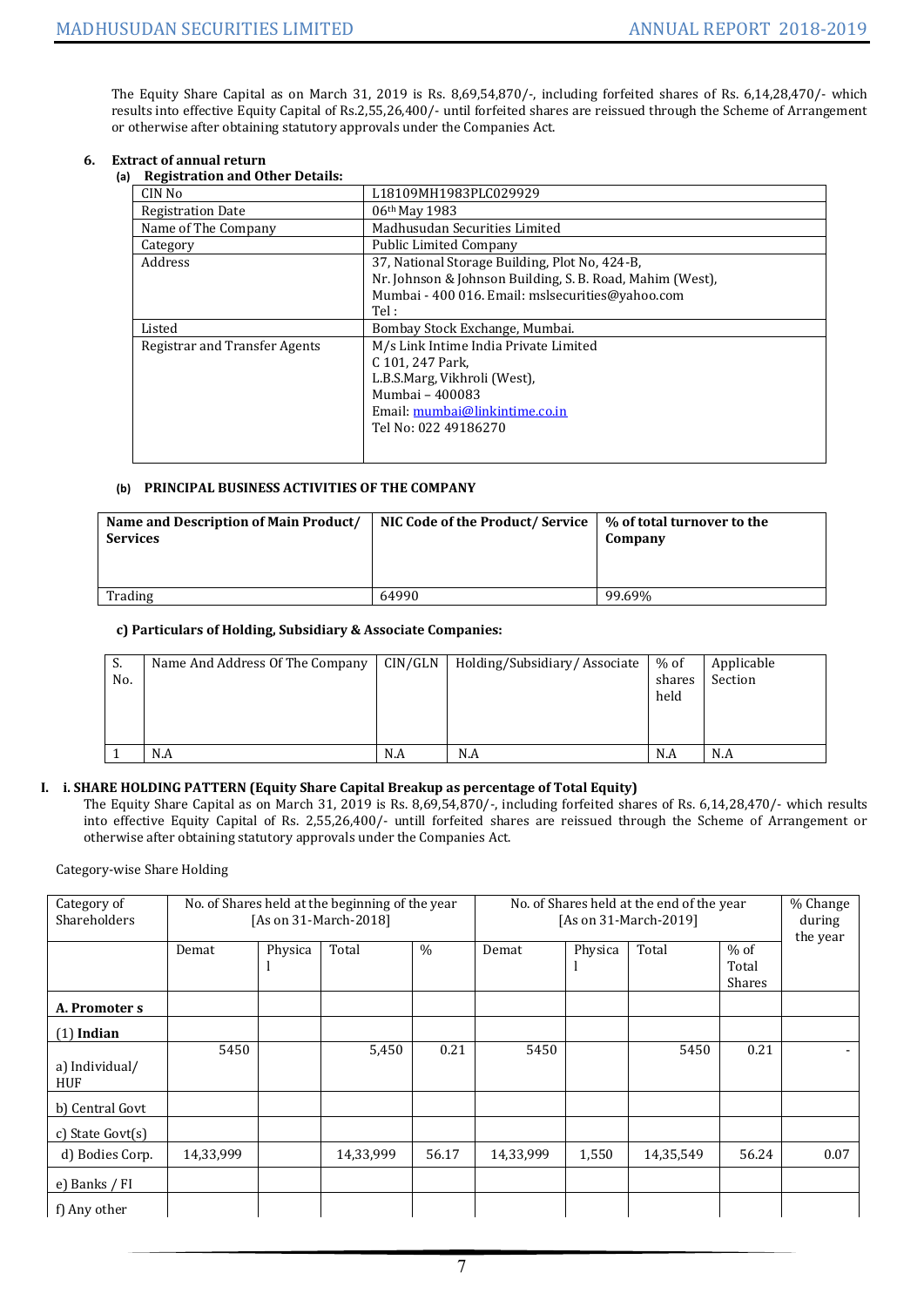The Equity Share Capital as on March 31, 2019 is Rs. 8,69,54,870/-, including forfeited shares of Rs. 6,14,28,470/- which results into effective Equity Capital of Rs.2,55,26,400/- until forfeited shares are reissued through the Scheme of Arrangement or otherwise after obtaining statutory approvals under the Companies Act.

### 6. Extract of annual return

**(a) Registration and Other Details:**

| | |
|---|---|
| CIN No | L18109MH1983PLC029929 |
| Registration Date | 06th May 1983 |
| Name of The Company | Madhusudan Securities Limited |
| Category | Public Limited Company |
| Address | 37, National Storage Building, Plot No, 424-B, Nr. Johnson & Johnson Building, S. B. Road, Mahim (West), Mumbai - 400 016. Email: mslsecurities@yahoo.com Tel : |
| Listed | Bombay Stock Exchange, Mumbai. |
| Registrar and Transfer Agents | M/s Link Intime India Private Limited C 101, 247 Park, L.B.S.Marg, Vikhroli (West), Mumbai – 400083 Email: mumbai@linkintime.co.in Tel No: 022 49186270 |

**(b) PRINCIPAL BUSINESS ACTIVITIES OF THE COMPANY**

| Name and Description of Main Product/ Services | NIC Code of the Product/ Service | % of total turnover to the Company |
|---|---|---|
| Trading | 64990 | 99.69% |

**c) Particulars of Holding, Subsidiary & Associate Companies:**

| S. No. | Name And Address Of The Company | CIN/GLN | Holding/Subsidiary/ Associate | % of shares held | Applicable Section |
|---|---|---|---|---|---|
| 1 | N.A | N.A | N.A | N.A | N.A |

**I. i. SHARE HOLDING PATTERN (Equity Share Capital Breakup as percentage of Total Equity)**

The Equity Share Capital as on March 31, 2019 is Rs. 8,69,54,870/-, including forfeited shares of Rs. 6,14,28,470/- which results into effective Equity Capital of Rs. 2,55,26,400/- untill forfeited shares are reissued through the Scheme of Arrangement or otherwise after obtaining statutory approvals under the Companies Act.

Category-wise Share Holding

| Category of Shareholders | No. of Shares held at the beginning of the year [As on 31-March-2018] | | | | No. of Shares held at the end of the year [As on 31-March-2019] | | | | % Change during the year |
|---|---|---|---|---|---|---|---|---|---|
| | Demat | Physical | Total | % | Demat | Physical | Total | % of Total Shares | |
| **A. Promoter s** | | | | | | | | | |
| (1) **Indian** | | | | | | | | | |
| a) Individual/ HUF | 5450 | | 5,450 | 0.21 | 5450 | | 5450 | 0.21 | - |
| b) Central Govt | | | | | | | | | |
| c) State Govt(s) | | | | | | | | | |
| d) Bodies Corp. | 14,33,999 | | 14,33,999 | 56.17 | 14,33,999 | 1,550 | 14,35,549 | 56.24 | 0.07 |
| e) Banks / FI | | | | | | | | | |
| f) Any other | | | | | | | | | |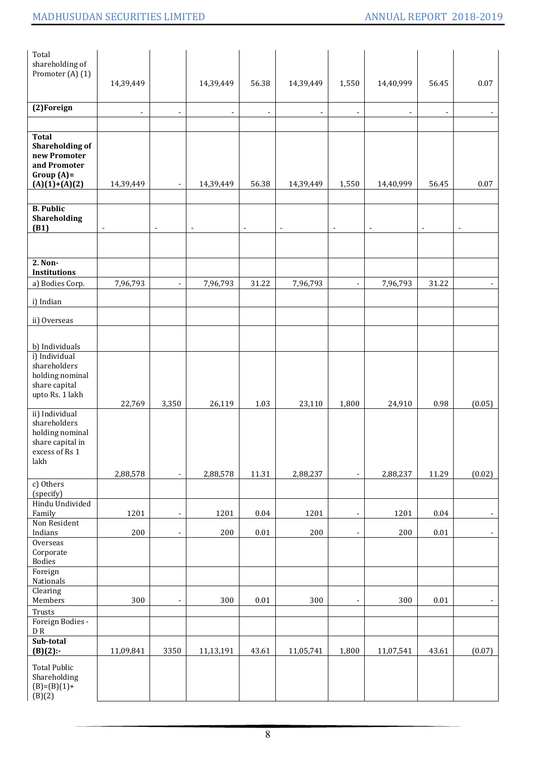| | | | | | | | | | |
|---|---|---|---|---|---|---|---|---|---|
| Total shareholding of Promoter (A) (1) | 14,39,449 | | 14,39,449 | 56.38 | 14,39,449 | 1,550 | 14,40,999 | 56.45 | 0.07 |
| **(2)Foreign** | - | - | - | - | - | - | - | - | - |
| | | | | | | | | | |
| **Total Shareholding of new Promoter and Promoter Group (A)= (A)(1)+(A)(2)** | 14,39,449 | - | 14,39,449 | 56.38 | 14,39,449 | 1,550 | 14,40,999 | 56.45 | 0.07 |
| | | | | | | | | | |
| **B. Public Shareholding (B1)** | - | - | - | - | - | - | - | - | - |
| | | | | | | | | | |
| **2. Non-Institutions** | | | | | | | | | |
| a) Bodies Corp. | 7,96,793 | - | 7,96,793 | 31.22 | 7,96,793 | - | 7,96,793 | 31.22 | - |
| i) Indian | | | | | | | | | |
| ii) Overseas | | | | | | | | | |
| b) Individuals | | | | | | | | | |
| i) Individual shareholders holding nominal share capital upto Rs. 1 lakh | 22,769 | 3,350 | 26,119 | 1.03 | 23,110 | 1,800 | 24,910 | 0.98 | (0.05) |
| ii) Individual shareholders holding nominal share capital in excess of Rs 1 lakh | 2,88,578 | - | 2,88,578 | 11.31 | 2,88,237 | - | 2,88,237 | 11.29 | (0.02) |
| c) Others (specify) | | | | | | | | | |
| Hindu Undivided Family | 1201 | - | 1201 | 0.04 | 1201 | - | 1201 | 0.04 | - |
| Non Resident Indians | 200 | - | 200 | 0.01 | 200 | - | 200 | 0.01 | - |
| Overseas Corporate Bodies | | | | | | | | | |
| Foreign Nationals | | | | | | | | | |
| Clearing Members | 300 | - | 300 | 0.01 | 300 | - | 300 | 0.01 | - |
| Trusts | | | | | | | | | |
| Foreign Bodies - D R | | | | | | | | | |
| **Sub-total (B)(2):-** | 11,09,841 | 3350 | 11,13,191 | 43.61 | 11,05,741 | 1,800 | 11,07,541 | 43.61 | (0.07) |
| Total Public Shareholding (B)=(B)(1)+ (B)(2) | | | | | | | | | |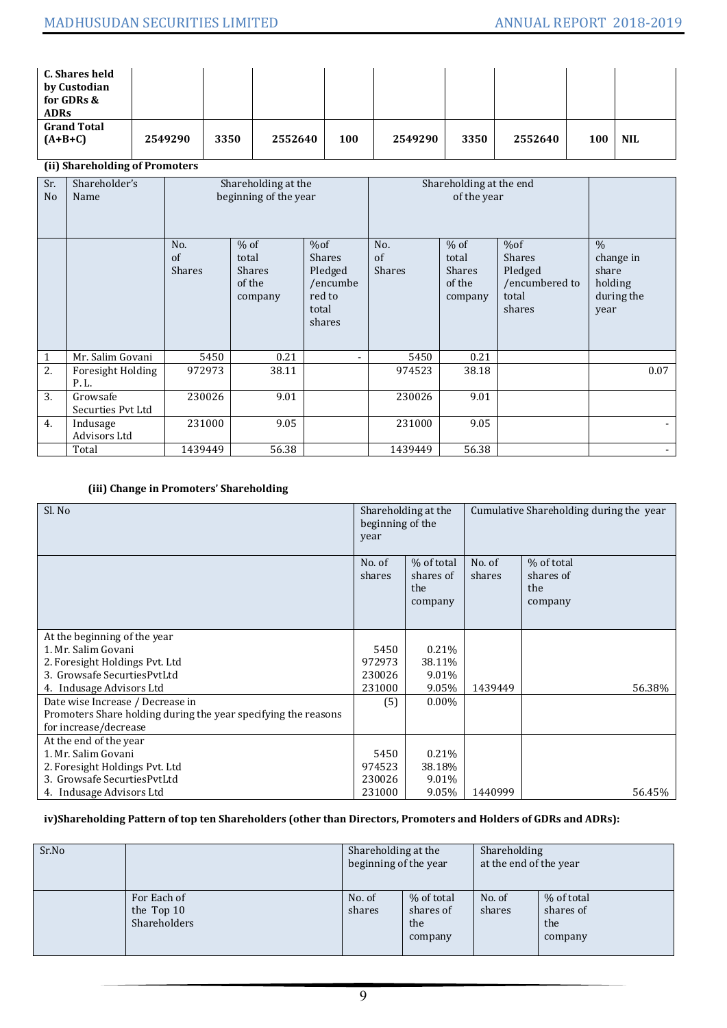| C. Shares held by Custodian for GDRs & ADRs | | | | | | | | | |
|---|---|---|---|---|---|---|---|---|---|
| **Grand Total (A+B+C)** | **2549290** | **3350** | **2552640** | **100** | **2549290** | **3350** | **2552640** | **100** | **NIL** |

**(ii) Shareholding of Promoters**

| Sr. No | Shareholder's Name | Shareholding at the beginning of the year | | | Shareholding at the end of the year | | | |
|---|---|---|---|---|---|---|---|---|
| | | No. of Shares | % of total Shares of the company | %of Shares Pledged /encumbered to total shares | No. of Shares | % of total Shares of the company | %of Shares Pledged /encumbered to total shares | % change in share holding during the year |
| 1 | Mr. Salim Govani | 5450 | 0.21 | - | 5450 | 0.21 | | |
| 2. | Foresight Holding P. L. | 972973 | 38.11 | | 974523 | 38.18 | | 0.07 |
| 3. | Growsafe Securties Pvt Ltd | 230026 | 9.01 | | 230026 | 9.01 | | |
| 4. | Indusage Advisors Ltd | 231000 | 9.05 | | 231000 | 9.05 | | - |
| | Total | 1439449 | 56.38 | | 1439449 | 56.38 | | - |

**(iii) Change in Promoters' Shareholding**

| Sl. No | Shareholding at the beginning of the year | | Cumulative Shareholding during the year | |
|---|---|---|---|---|
| | No. of shares | % of total shares of the company | No. of shares | % of total shares of the company |
| At the beginning of the year<br>1. Mr. Salim Govani<br>2. Foresight Holdings Pvt. Ltd<br>3. Growsafe SecuritiesPvtLtd<br>4. Indusage Advisors Ltd | <br>5450<br>972973<br>230026<br>231000 | <br>0.21%<br>38.11%<br>9.01%<br>9.05% | 1439449 | 56.38% |
| Date wise Increase / Decrease in Promoters Share holding during the year specifying the reasons for increase/decrease | (5) | 0.00% | | |
| At the end of the year<br>1. Mr. Salim Govani<br>2. Foresight Holdings Pvt. Ltd<br>3. Growsafe SecuritiesPvtLtd<br>4. Indusage Advisors Ltd | <br>5450<br>974523<br>230026<br>231000 | <br>0.21%<br>38.18%<br>9.01%<br>9.05% | 1440999 | 56.45% |

**iv)Shareholding Pattern of top ten Shareholders (other than Directors, Promoters and Holders of GDRs and ADRs):**

| Sr.No | | Shareholding at the beginning of the year | | Shareholding at the end of the year | |
|---|---|---|---|---|---|
| | For Each of the Top 10 Shareholders | No. of shares | % of total shares of the company | No. of shares | % of total shares of the company |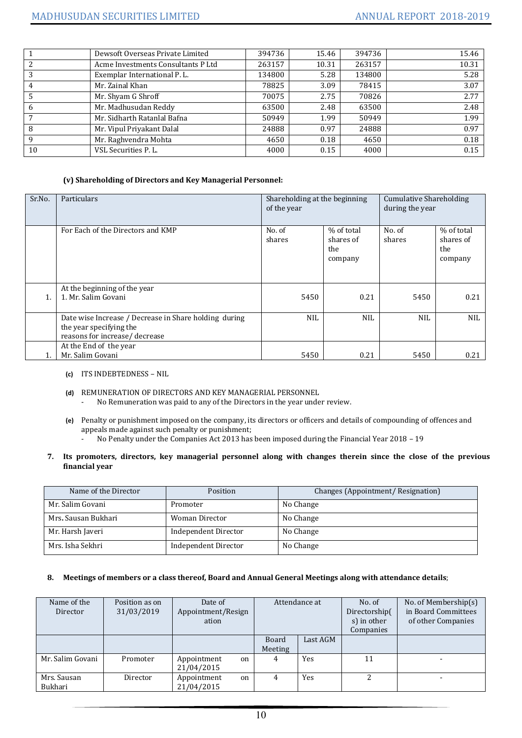| | | | | | |
|---|---|---|---|---|---|
| 1 | Dewsoft Overseas Private Limited | 394736 | 15.46 | 394736 | 15.46 |
| 2 | Acme Investments Consultants P Ltd | 263157 | 10.31 | 263157 | 10.31 |
| 3 | Exemplar International P. L. | 134800 | 5.28 | 134800 | 5.28 |
| 4 | Mr. Zainal Khan | 78825 | 3.09 | 78415 | 3.07 |
| 5 | Mr. Shyam G Shroff | 70075 | 2.75 | 70826 | 2.77 |
| 6 | Mr. Madhusudan Reddy | 63500 | 2.48 | 63500 | 2.48 |
| 7 | Mr. Sidharth Ratanlal Bafna | 50949 | 1.99 | 50949 | 1.99 |
| 8 | Mr. Vipul Priyakant Dalal | 24888 | 0.97 | 24888 | 0.97 |
| 9 | Mr. Raghvendra Mohta | 4650 | 0.18 | 4650 | 0.18 |
| 10 | VSL Securities P. L. | 4000 | 0.15 | 4000 | 0.15 |

**(v) Shareholding of Directors and Key Managerial Personnel:**

| Sr.No. | Particulars | Shareholding at the beginning of the year | | Cumulative Shareholding during the year | |
|---|---|---|---|---|---|
| | For Each of the Directors and KMP | No. of shares | % of total shares of the company | No. of shares | % of total shares of the company |
| 1. | At the beginning of the year<br>1. Mr. Salim Govani | 5450 | 0.21 | 5450 | 0.21 |
| | Date wise Increase / Decrease in Share holding during the year specifying the reasons for increase/ decrease | NIL | NIL | NIL | NIL |
| 1. | At the End of the year<br>Mr. Salim Govani | 5450 | 0.21 | 5450 | 0.21 |

**(c)** ITS INDEBTEDNESS – NIL

**(d)** REMUNERATION OF DIRECTORS AND KEY MANAGERIAL PERSONNEL
- No Remuneration was paid to any of the Directors in the year under review.

**(e)** Penalty or punishment imposed on the company, its directors or officers and details of compounding of offences and appeals made against such penalty or punishment;
- No Penalty under the Companies Act 2013 has been imposed during the Financial Year 2018 – 19

**7. Its promoters, directors, key managerial personnel along with changes therein since the close of the previous financial year**

| Name of the Director | Position | Changes (Appointment/ Resignation) |
|---|---|---|
| Mr. Salim Govani | Promoter | No Change |
| Mrs. Sausan Bukhari | Woman Director | No Change |
| Mr. Harsh Javeri | Independent Director | No Change |
| Mrs. Isha Sekhri | Independent Director | No Change |

**8. Meetings of members or a class thereof, Board and Annual General Meetings along with attendance details**;

| Name of the Director | Position as on 31/03/2019 | Date of Appointment/Resignation | Attendance at | | No. of Directorship(s) in other Companies | No. of Membership(s) in Board Committees of other Companies |
|---|---|---|---|---|---|---|
| | | | Board Meeting | Last AGM | | |
| Mr. Salim Govani | Promoter | Appointment on 21/04/2015 | 4 | Yes | 11 | - |
| Mrs. Sausan Bukhari | Director | Appointment on 21/04/2015 | 4 | Yes | 2 | - |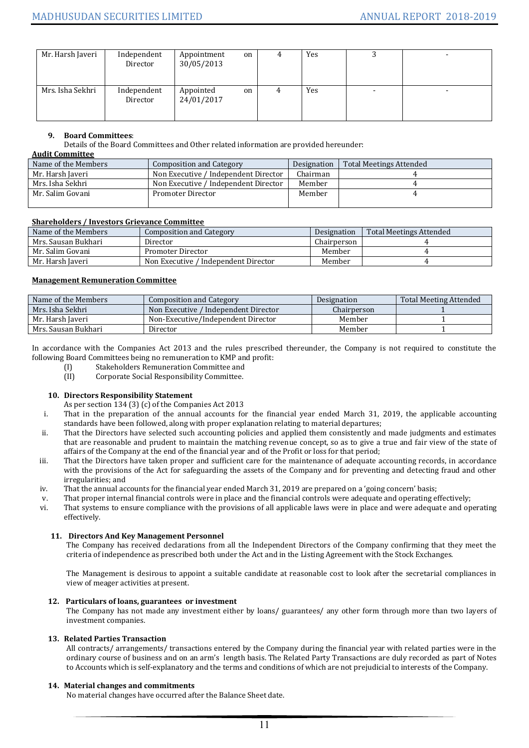| | | | | | | |
|---|---|---|---|---|---|---|
| Mr. Harsh Javeri | Independent Director | Appointment on 30/05/2013 | 4 | Yes | 3 | - |
| Mrs. Isha Sekhri | Independent Director | Appointed on 24/01/2017 | 4 | Yes | - | - |

**9. Board Committees**:

Details of the Board Committees and Other related information are provided hereunder:

**Audit Committee**

| Name of the Members | Composition and Category | Designation | Total Meetings Attended |
|---|---|---|---|
| Mr. Harsh Javeri | Non Executive / Independent Director | Chairman | 4 |
| Mrs. Isha Sekhri | Non Executive / Independent Director | Member | 4 |
| Mr. Salim Govani | Promoter Director | Member | 4 |

**Shareholders / Investors Grievance Committee**

| Name of the Members | Composition and Category | Designation | Total Meetings Attended |
|---|---|---|---|
| Mrs. Sausan Bukhari | Director | Chairperson | 4 |
| Mr. Salim Govani | Promoter Director | Member | 4 |
| Mr. Harsh Javeri | Non Executive / Independent Director | Member | 4 |

**Management Remuneration Committee**

| Name of the Members | Composition and Category | Designation | Total Meeting Attended |
|---|---|---|---|
| Mrs. Isha Sekhri | Non Executive / Independent Director | Chairperson | 1 |
| Mr. Harsh Javeri | Non-Executive/Independent Director | Member | 1 |
| Mrs. Sausan Bukhari | Director | Member | 1 |

In accordance with the Companies Act 2013 and the rules prescribed thereunder, the Company is not required to constitute the following Board Committees being no remuneration to KMP and profit:

(I) Stakeholders Remuneration Committee and

(II) Corporate Social Responsibility Committee.

**10. Directors Responsibility Statement**

As per section 134 (3) (c) of the Companies Act 2013

i. That in the preparation of the annual accounts for the financial year ended March 31, 2019, the applicable accounting standards have been followed, along with proper explanation relating to material departures;

ii. That the Directors have selected such accounting policies and applied them consistently and made judgments and estimates that are reasonable and prudent to maintain the matching revenue concept, so as to give a true and fair view of the state of affairs of the Company at the end of the financial year and of the Profit or loss for that period;

iii. That the Directors have taken proper and sufficient care for the maintenance of adequate accounting records, in accordance with the provisions of the Act for safeguarding the assets of the Company and for preventing and detecting fraud and other irregularities; and

iv. That the annual accounts for the financial year ended March 31, 2019 are prepared on a 'going concern' basis;

v. That proper internal financial controls were in place and the financial controls were adequate and operating effectively;

vi. That systems to ensure compliance with the provisions of all applicable laws were in place and were adequate and operating effectively.

**11. Directors And Key Management Personnel**

The Company has received declarations from all the Independent Directors of the Company confirming that they meet the criteria of independence as prescribed both under the Act and in the Listing Agreement with the Stock Exchanges.

The Management is desirous to appoint a suitable candidate at reasonable cost to look after the secretarial compliances in view of meager activities at present.

**12. Particulars of loans, guarantees or investment**

The Company has not made any investment either by loans/ guarantees/ any other form through more than two layers of investment companies.

**13. Related Parties Transaction**

All contracts/ arrangements/ transactions entered by the Company during the financial year with related parties were in the ordinary course of business and on an arm's length basis. The Related Party Transactions are duly recorded as part of Notes to Accounts which is self-explanatory and the terms and conditions of which are not prejudicial to interests of the Company.

**14. Material changes and commitments**

No material changes have occurred after the Balance Sheet date.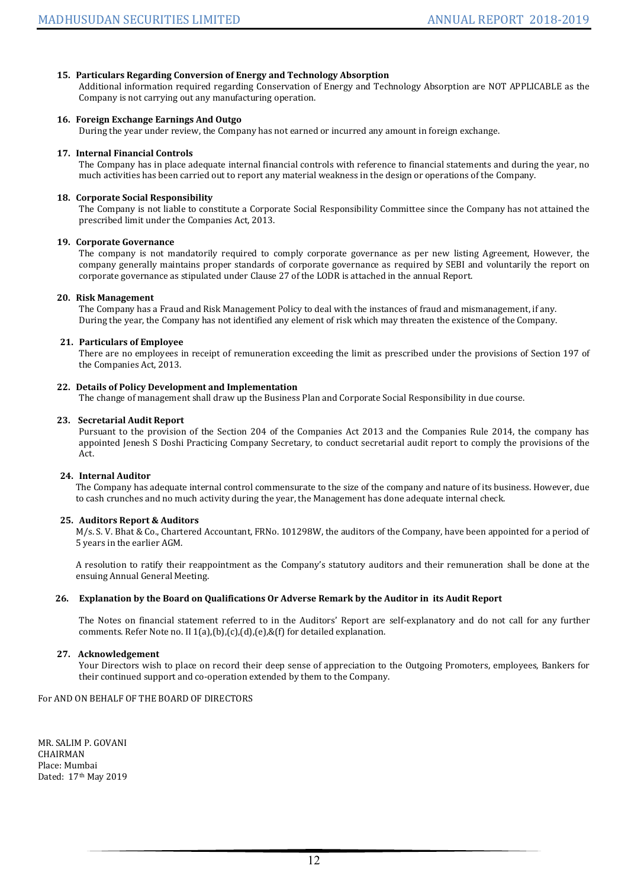**15. Particulars Regarding Conversion of Energy and Technology Absorption**

Additional information required regarding Conservation of Energy and Technology Absorption are NOT APPLICABLE as the Company is not carrying out any manufacturing operation.

**16. Foreign Exchange Earnings And Outgo**

During the year under review, the Company has not earned or incurred any amount in foreign exchange.

**17. Internal Financial Controls**

The Company has in place adequate internal financial controls with reference to financial statements and during the year, no much activities has been carried out to report any material weakness in the design or operations of the Company.

**18. Corporate Social Responsibility**

The Company is not liable to constitute a Corporate Social Responsibility Committee since the Company has not attained the prescribed limit under the Companies Act, 2013.

**19. Corporate Governance**

The company is not mandatorily required to comply corporate governance as per new listing Agreement, However, the company generally maintains proper standards of corporate governance as required by SEBI and voluntarily the report on corporate governance as stipulated under Clause 27 of the LODR is attached in the annual Report.

**20. Risk Management**

The Company has a Fraud and Risk Management Policy to deal with the instances of fraud and mismanagement, if any. During the year, the Company has not identified any element of risk which may threaten the existence of the Company.

**21. Particulars of Employee**

There are no employees in receipt of remuneration exceeding the limit as prescribed under the provisions of Section 197 of the Companies Act, 2013.

**22. Details of Policy Development and Implementation**

The change of management shall draw up the Business Plan and Corporate Social Responsibility in due course.

**23. Secretarial Audit Report**

Pursuant to the provision of the Section 204 of the Companies Act 2013 and the Companies Rule 2014, the company has appointed Jenesh S Doshi Practicing Company Secretary, to conduct secretarial audit report to comply the provisions of the Act.

**24. Internal Auditor**

The Company has adequate internal control commensurate to the size of the company and nature of its business. However, due to cash crunches and no much activity during the year, the Management has done adequate internal check.

**25. Auditors Report & Auditors**

M/s. S. V. Bhat & Co., Chartered Accountant, FRNo. 101298W, the auditors of the Company, have been appointed for a period of 5 years in the earlier AGM.

A resolution to ratify their reappointment as the Company's statutory auditors and their remuneration shall be done at the ensuing Annual General Meeting.

**26. Explanation by the Board on Qualifications Or Adverse Remark by the Auditor in its Audit Report**

The Notes on financial statement referred to in the Auditors' Report are self-explanatory and do not call for any further comments. Refer Note no. II 1(a),(b),(c),(d),(e),&(f) for detailed explanation.

**27. Acknowledgement**

Your Directors wish to place on record their deep sense of appreciation to the Outgoing Promoters, employees, Bankers for their continued support and co-operation extended by them to the Company.

For AND ON BEHALF OF THE BOARD OF DIRECTORS

MR. SALIM P. GOVANI
CHAIRMAN
Place: Mumbai
Dated: 17th May 2019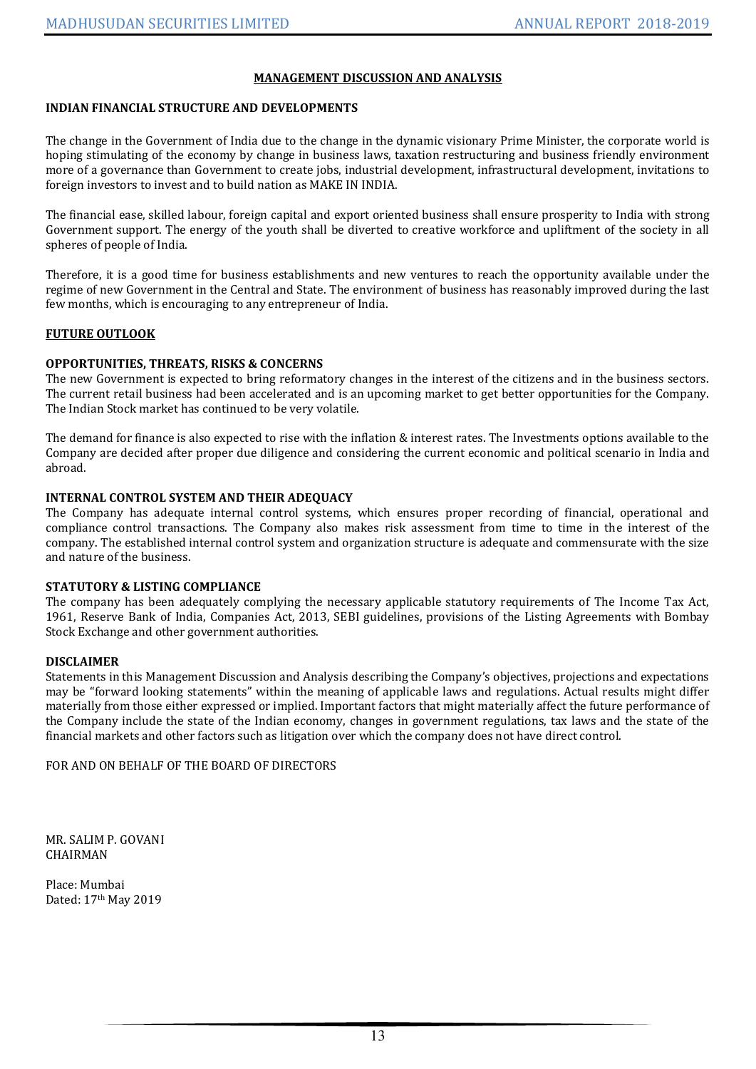# MANAGEMENT DISCUSSION AND ANALYSIS

## INDIAN FINANCIAL STRUCTURE AND DEVELOPMENTS

The change in the Government of India due to the change in the dynamic visionary Prime Minister, the corporate world is hoping stimulating of the economy by change in business laws, taxation restructuring and business friendly environment more of a governance than Government to create jobs, industrial development, infrastructural development, invitations to foreign investors to invest and to build nation as MAKE IN INDIA.

The financial ease, skilled labour, foreign capital and export oriented business shall ensure prosperity to India with strong Government support. The energy of the youth shall be diverted to creative workforce and upliftment of the society in all spheres of people of India.

Therefore, it is a good time for business establishments and new ventures to reach the opportunity available under the regime of new Government in the Central and State. The environment of business has reasonably improved during the last few months, which is encouraging to any entrepreneur of India.

## FUTURE OUTLOOK

### OPPORTUNITIES, THREATS, RISKS & CONCERNS

The new Government is expected to bring reformatory changes in the interest of the citizens and in the business sectors. The current retail business had been accelerated and is an upcoming market to get better opportunities for the Company. The Indian Stock market has continued to be very volatile.

The demand for finance is also expected to rise with the inflation & interest rates. The Investments options available to the Company are decided after proper due diligence and considering the current economic and political scenario in India and abroad.

### INTERNAL CONTROL SYSTEM AND THEIR ADEQUACY

The Company has adequate internal control systems, which ensures proper recording of financial, operational and compliance control transactions. The Company also makes risk assessment from time to time in the interest of the company. The established internal control system and organization structure is adequate and commensurate with the size and nature of the business.

### STATUTORY & LISTING COMPLIANCE

The company has been adequately complying the necessary applicable statutory requirements of The Income Tax Act, 1961, Reserve Bank of India, Companies Act, 2013, SEBI guidelines, provisions of the Listing Agreements with Bombay Stock Exchange and other government authorities.

### DISCLAIMER

Statements in this Management Discussion and Analysis describing the Company's objectives, projections and expectations may be "forward looking statements" within the meaning of applicable laws and regulations. Actual results might differ materially from those either expressed or implied. Important factors that might materially affect the future performance of the Company include the state of the Indian economy, changes in government regulations, tax laws and the state of the financial markets and other factors such as litigation over which the company does not have direct control.

FOR AND ON BEHALF OF THE BOARD OF DIRECTORS

MR. SALIM P. GOVANI
CHAIRMAN

Place: Mumbai
Dated: 17th May 2019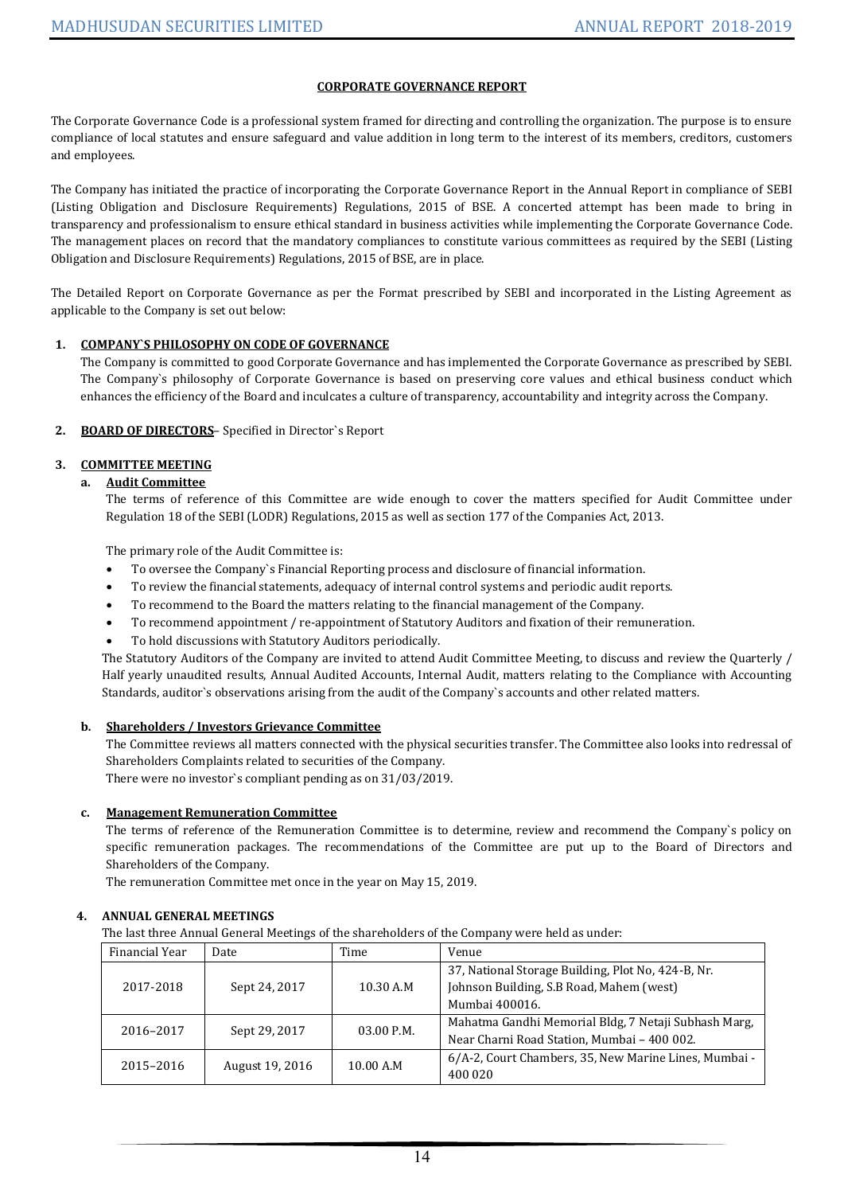## CORPORATE GOVERNANCE REPORT

The Corporate Governance Code is a professional system framed for directing and controlling the organization. The purpose is to ensure compliance of local statutes and ensure safeguard and value addition in long term to the interest of its members, creditors, customers and employees.

The Company has initiated the practice of incorporating the Corporate Governance Report in the Annual Report in compliance of SEBI (Listing Obligation and Disclosure Requirements) Regulations, 2015 of BSE. A concerted attempt has been made to bring in transparency and professionalism to ensure ethical standard in business activities while implementing the Corporate Governance Code. The management places on record that the mandatory compliances to constitute various committees as required by the SEBI (Listing Obligation and Disclosure Requirements) Regulations, 2015 of BSE, are in place.

The Detailed Report on Corporate Governance as per the Format prescribed by SEBI and incorporated in the Listing Agreement as applicable to the Company is set out below:

### 1. COMPANY`S PHILOSOPHY ON CODE OF GOVERNANCE

The Company is committed to good Corporate Governance and has implemented the Corporate Governance as prescribed by SEBI. The Company`s philosophy of Corporate Governance is based on preserving core values and ethical business conduct which enhances the efficiency of the Board and inculcates a culture of transparency, accountability and integrity across the Company.

### 2. BOARD OF DIRECTORS– Specified in Director`s Report

### 3. COMMITTEE MEETING

#### a. Audit Committee

The terms of reference of this Committee are wide enough to cover the matters specified for Audit Committee under Regulation 18 of the SEBI (LODR) Regulations, 2015 as well as section 177 of the Companies Act, 2013.

The primary role of the Audit Committee is:

- To oversee the Company`s Financial Reporting process and disclosure of financial information.
- To review the financial statements, adequacy of internal control systems and periodic audit reports.
- To recommend to the Board the matters relating to the financial management of the Company.
- To recommend appointment / re-appointment of Statutory Auditors and fixation of their remuneration.
- To hold discussions with Statutory Auditors periodically.

The Statutory Auditors of the Company are invited to attend Audit Committee Meeting, to discuss and review the Quarterly / Half yearly unaudited results, Annual Audited Accounts, Internal Audit, matters relating to the Compliance with Accounting Standards, auditor`s observations arising from the audit of the Company`s accounts and other related matters.

#### b. Shareholders / Investors Grievance Committee

The Committee reviews all matters connected with the physical securities transfer. The Committee also looks into redressal of Shareholders Complaints related to securities of the Company.
There were no investor`s compliant pending as on 31/03/2019.

#### c. Management Remuneration Committee

The terms of reference of the Remuneration Committee is to determine, review and recommend the Company`s policy on specific remuneration packages. The recommendations of the Committee are put up to the Board of Directors and Shareholders of the Company.
The remuneration Committee met once in the year on May 15, 2019.

### 4. ANNUAL GENERAL MEETINGS

The last three Annual General Meetings of the shareholders of the Company were held as under:

| Financial Year | Date | Time | Venue |
|---|---|---|---|
| 2017-2018 | Sept 24, 2017 | 10.30 A.M | 37, National Storage Building, Plot No, 424-B, Nr. Johnson Building, S.B Road, Mahem (west) Mumbai 400016. |
| 2016–2017 | Sept 29, 2017 | 03.00 P.M. | Mahatma Gandhi Memorial Bldg, 7 Netaji Subhash Marg, Near Charni Road Station, Mumbai – 400 002. |
| 2015–2016 | August 19, 2016 | 10.00 A.M | 6/A-2, Court Chambers, 35, New Marine Lines, Mumbai - 400 020 |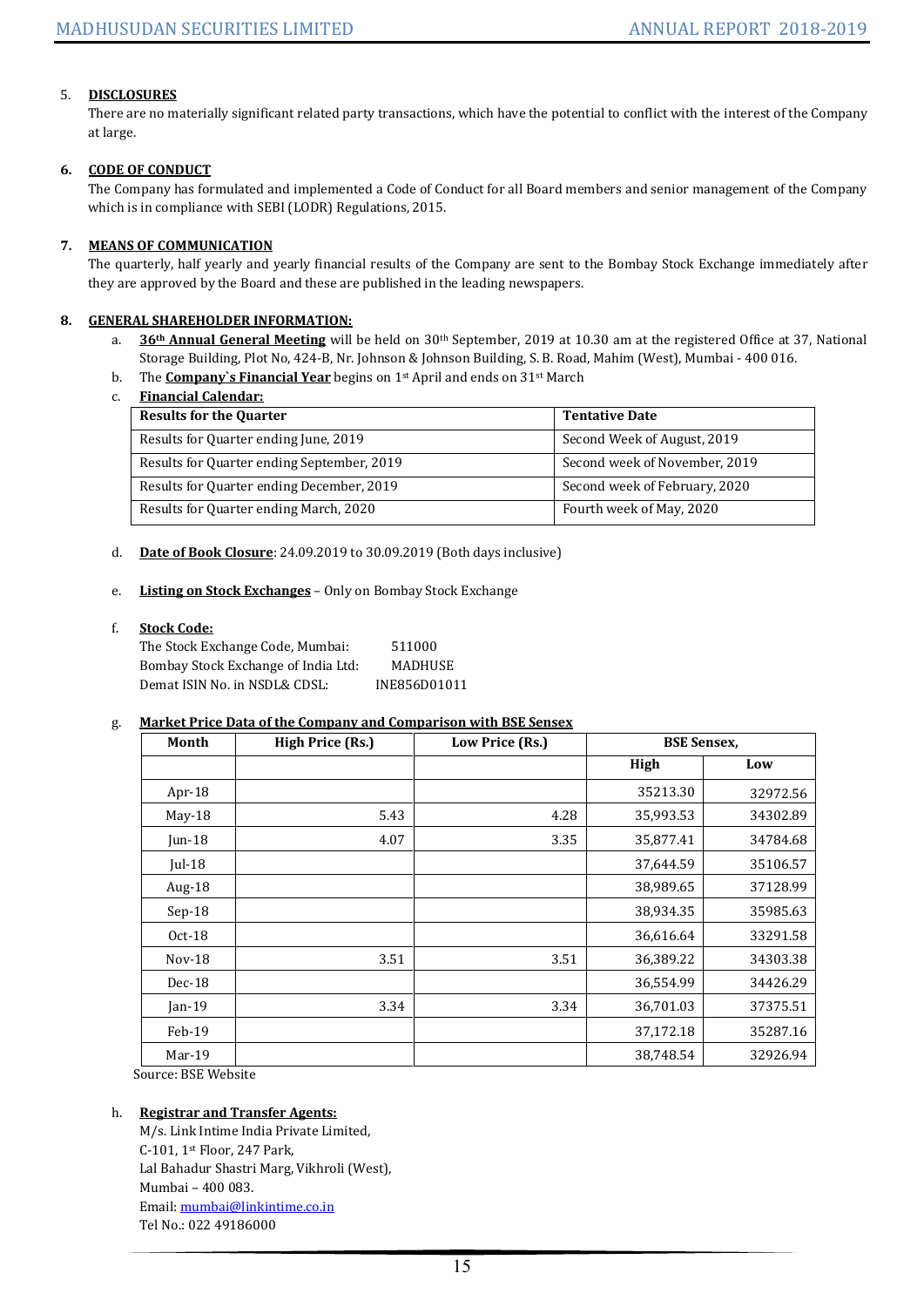5. **DISCLOSURES**

   There are no materially significant related party transactions, which have the potential to conflict with the interest of the Company at large.

6. **CODE OF CONDUCT**

   The Company has formulated and implemented a Code of Conduct for all Board members and senior management of the Company which is in compliance with SEBI (LODR) Regulations, 2015.

7. **MEANS OF COMMUNICATION**

   The quarterly, half yearly and yearly financial results of the Company are sent to the Bombay Stock Exchange immediately after they are approved by the Board and these are published in the leading newspapers.

8. **GENERAL SHAREHOLDER INFORMATION:**

   a. **36th Annual General Meeting** will be held on 30th September, 2019 at 10.30 am at the registered Office at 37, National Storage Building, Plot No, 424-B, Nr. Johnson & Johnson Building, S. B. Road, Mahim (West), Mumbai - 400 016.

   b. The **Company`s Financial Year** begins on 1st April and ends on 31st March

   c. **Financial Calendar:**

| Results for the Quarter | Tentative Date |
|---|---|
| Results for Quarter ending June, 2019 | Second Week of August, 2019 |
| Results for Quarter ending September, 2019 | Second week of November, 2019 |
| Results for Quarter ending December, 2019 | Second week of February, 2020 |
| Results for Quarter ending March, 2020 | Fourth week of May, 2020 |

   d. **Date of Book Closure**: 24.09.2019 to 30.09.2019 (Both days inclusive)

   e. **Listing on Stock Exchanges** – Only on Bombay Stock Exchange

   f. **Stock Code:**

   The Stock Exchange Code, Mumbai: 511000

   Bombay Stock Exchange of India Ltd: MADHUSE

   Demat ISIN No. in NSDL& CDSL: INE856D01011

   g. **Market Price Data of the Company and Comparison with BSE Sensex**

| Month | High Price (Rs.) | Low Price (Rs.) | BSE Sensex, | |
|---|---|---|---|---|
| | | | High | Low |
| Apr-18 | | | 35213.30 | 32972.56 |
| May-18 | 5.43 | 4.28 | 35,993.53 | 34302.89 |
| Jun-18 | 4.07 | 3.35 | 35,877.41 | 34784.68 |
| Jul-18 | | | 37,644.59 | 35106.57 |
| Aug-18 | | | 38,989.65 | 37128.99 |
| Sep-18 | | | 38,934.35 | 35985.63 |
| Oct-18 | | | 36,616.64 | 33291.58 |
| Nov-18 | 3.51 | 3.51 | 36,389.22 | 34303.38 |
| Dec-18 | | | 36,554.99 | 34426.29 |
| Jan-19 | 3.34 | 3.34 | 36,701.03 | 37375.51 |
| Feb-19 | | | 37,172.18 | 35287.16 |
| Mar-19 | | | 38,748.54 | 32926.94 |

   Source: BSE Website

   h. **Registrar and Transfer Agents:**

   M/s. Link Intime India Private Limited,
   C-101, 1st Floor, 247 Park,
   Lal Bahadur Shastri Marg, Vikhroli (West),
   Mumbai – 400 083.
   Email: mumbai@linkintime.co.in
   Tel No.: 022 49186000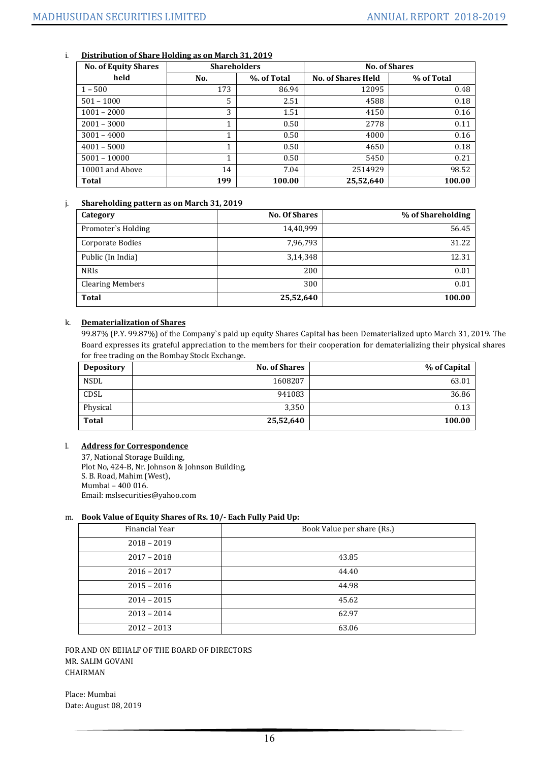i. **Distribution of Share Holding as on March 31, 2019**

| No. of Equity Shares held | Shareholders | | No. of Shares | |
|---|---|---|---|---|
| | No. | %. of Total | No. of Shares Held | % of Total |
| 1 – 500 | 173 | 86.94 | 12095 | 0.48 |
| 501 – 1000 | 5 | 2.51 | 4588 | 0.18 |
| 1001 – 2000 | 3 | 1.51 | 4150 | 0.16 |
| 2001 – 3000 | 1 | 0.50 | 2778 | 0.11 |
| 3001 – 4000 | 1 | 0.50 | 4000 | 0.16 |
| 4001 – 5000 | 1 | 0.50 | 4650 | 0.18 |
| 5001 – 10000 | 1 | 0.50 | 5450 | 0.21 |
| 10001 and Above | 14 | 7.04 | 2514929 | 98.52 |
| **Total** | **199** | **100.00** | **25,52,640** | **100.00** |

j. **Shareholding pattern as on March 31, 2019**

| Category | No. Of Shares | % of Shareholding |
|---|---|---|
| Promoter`s Holding | 14,40,999 | 56.45 |
| Corporate Bodies | 7,96,793 | 31.22 |
| Public (In India) | 3,14,348 | 12.31 |
| NRIs | 200 | 0.01 |
| Clearing Members | 300 | 0.01 |
| **Total** | **25,52,640** | **100.00** |

k. **Dematerialization of Shares**

99.87% (P.Y. 99.87%) of the Company`s paid up equity Shares Capital has been Dematerialized upto March 31, 2019. The Board expresses its grateful appreciation to the members for their cooperation for dematerializing their physical shares for free trading on the Bombay Stock Exchange.

| Depository | No. of Shares | % of Capital |
|---|---|---|
| NSDL | 1608207 | 63.01 |
| CDSL | 941083 | 36.86 |
| Physical | 3,350 | 0.13 |
| **Total** | **25,52,640** | **100.00** |

l. **Address for Correspondence**

37, National Storage Building,
Plot No, 424-B, Nr. Johnson & Johnson Building,
S. B. Road, Mahim (West),
Mumbai – 400 016.
Email: mslsecurities@yahoo.com

m. **Book Value of Equity Shares of Rs. 10/- Each Fully Paid Up:**

| Financial Year | Book Value per share (Rs.) |
|---|---|
| 2018 – 2019 | |
| 2017 – 2018 | 43.85 |
| 2016 – 2017 | 44.40 |
| 2015 – 2016 | 44.98 |
| 2014 – 2015 | 45.62 |
| 2013 – 2014 | 62.97 |
| 2012 – 2013 | 63.06 |

FOR AND ON BEHALF OF THE BOARD OF DIRECTORS
MR. SALIM GOVANI
CHAIRMAN

Place: Mumbai
Date: August 08, 2019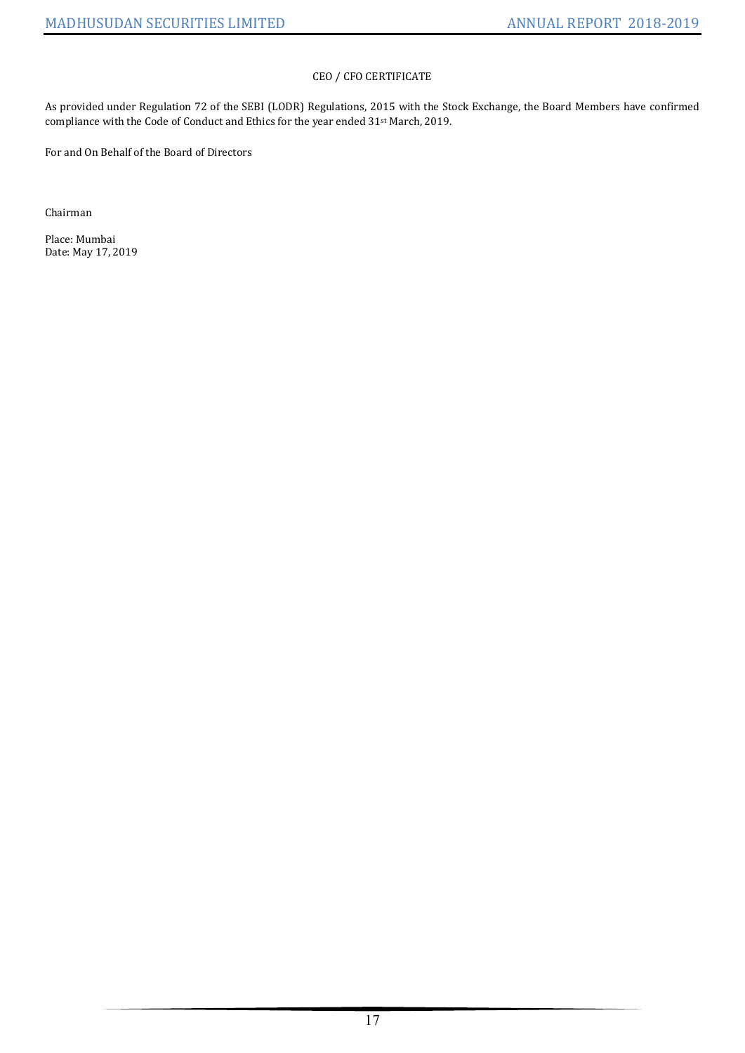## CEO / CFO CERTIFICATE

As provided under Regulation 72 of the SEBI (LODR) Regulations, 2015 with the Stock Exchange, the Board Members have confirmed compliance with the Code of Conduct and Ethics for the year ended 31st March, 2019.

For and On Behalf of the Board of Directors

Chairman

Place: Mumbai
Date: May 17, 2019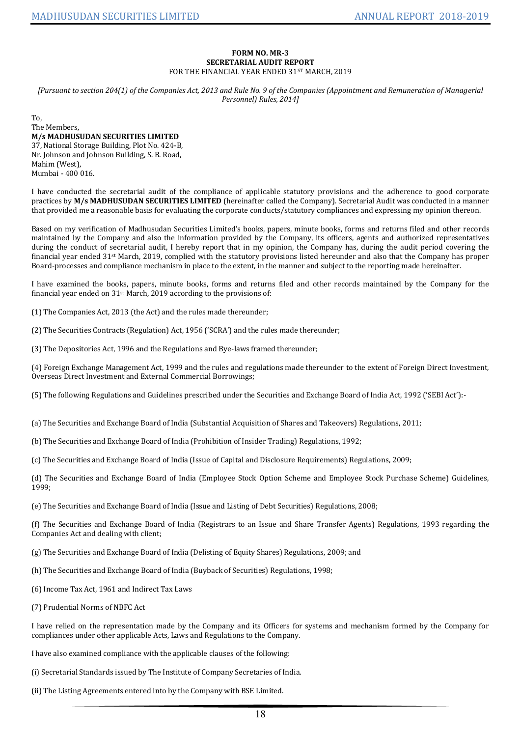**FORM NO. MR-3**
**SECRETARIAL AUDIT REPORT**
FOR THE FINANCIAL YEAR ENDED 31ST MARCH, 2019

*[Pursuant to section 204(1) of the Companies Act, 2013 and Rule No. 9 of the Companies (Appointment and Remuneration of Managerial Personnel) Rules, 2014]*

To,
The Members,
**M/s MADHUSUDAN SECURITIES LIMITED**
37, National Storage Building, Plot No. 424-B,
Nr. Johnson and Johnson Building, S. B. Road,
Mahim (West),
Mumbai - 400 016.

I have conducted the secretarial audit of the compliance of applicable statutory provisions and the adherence to good corporate practices by **M/s MADHUSUDAN SECURITIES LIMITED** (hereinafter called the Company). Secretarial Audit was conducted in a manner that provided me a reasonable basis for evaluating the corporate conducts/statutory compliances and expressing my opinion thereon.

Based on my verification of Madhusudan Securities Limited's books, papers, minute books, forms and returns filed and other records maintained by the Company and also the information provided by the Company, its officers, agents and authorized representatives during the conduct of secretarial audit, I hereby report that in my opinion, the Company has, during the audit period covering the financial year ended 31st March, 2019, complied with the statutory provisions listed hereunder and also that the Company has proper Board-processes and compliance mechanism in place to the extent, in the manner and subject to the reporting made hereinafter.

I have examined the books, papers, minute books, forms and returns filed and other records maintained by the Company for the financial year ended on 31st March, 2019 according to the provisions of:

(1) The Companies Act, 2013 (the Act) and the rules made thereunder;

(2) The Securities Contracts (Regulation) Act, 1956 ('SCRA') and the rules made thereunder;

(3) The Depositories Act, 1996 and the Regulations and Bye-laws framed thereunder;

(4) Foreign Exchange Management Act, 1999 and the rules and regulations made thereunder to the extent of Foreign Direct Investment, Overseas Direct Investment and External Commercial Borrowings;

(5) The following Regulations and Guidelines prescribed under the Securities and Exchange Board of India Act, 1992 ('SEBI Act'):-

(a) The Securities and Exchange Board of India (Substantial Acquisition of Shares and Takeovers) Regulations, 2011;

(b) The Securities and Exchange Board of India (Prohibition of Insider Trading) Regulations, 1992;

(c) The Securities and Exchange Board of India (Issue of Capital and Disclosure Requirements) Regulations, 2009;

(d) The Securities and Exchange Board of India (Employee Stock Option Scheme and Employee Stock Purchase Scheme) Guidelines, 1999;

(e) The Securities and Exchange Board of India (Issue and Listing of Debt Securities) Regulations, 2008;

(f) The Securities and Exchange Board of India (Registrars to an Issue and Share Transfer Agents) Regulations, 1993 regarding the Companies Act and dealing with client;

(g) The Securities and Exchange Board of India (Delisting of Equity Shares) Regulations, 2009; and

(h) The Securities and Exchange Board of India (Buyback of Securities) Regulations, 1998;

(6) Income Tax Act, 1961 and Indirect Tax Laws

(7) Prudential Norms of NBFC Act

I have relied on the representation made by the Company and its Officers for systems and mechanism formed by the Company for compliances under other applicable Acts, Laws and Regulations to the Company.

I have also examined compliance with the applicable clauses of the following:

(i) Secretarial Standards issued by The Institute of Company Secretaries of India.

(ii) The Listing Agreements entered into by the Company with BSE Limited.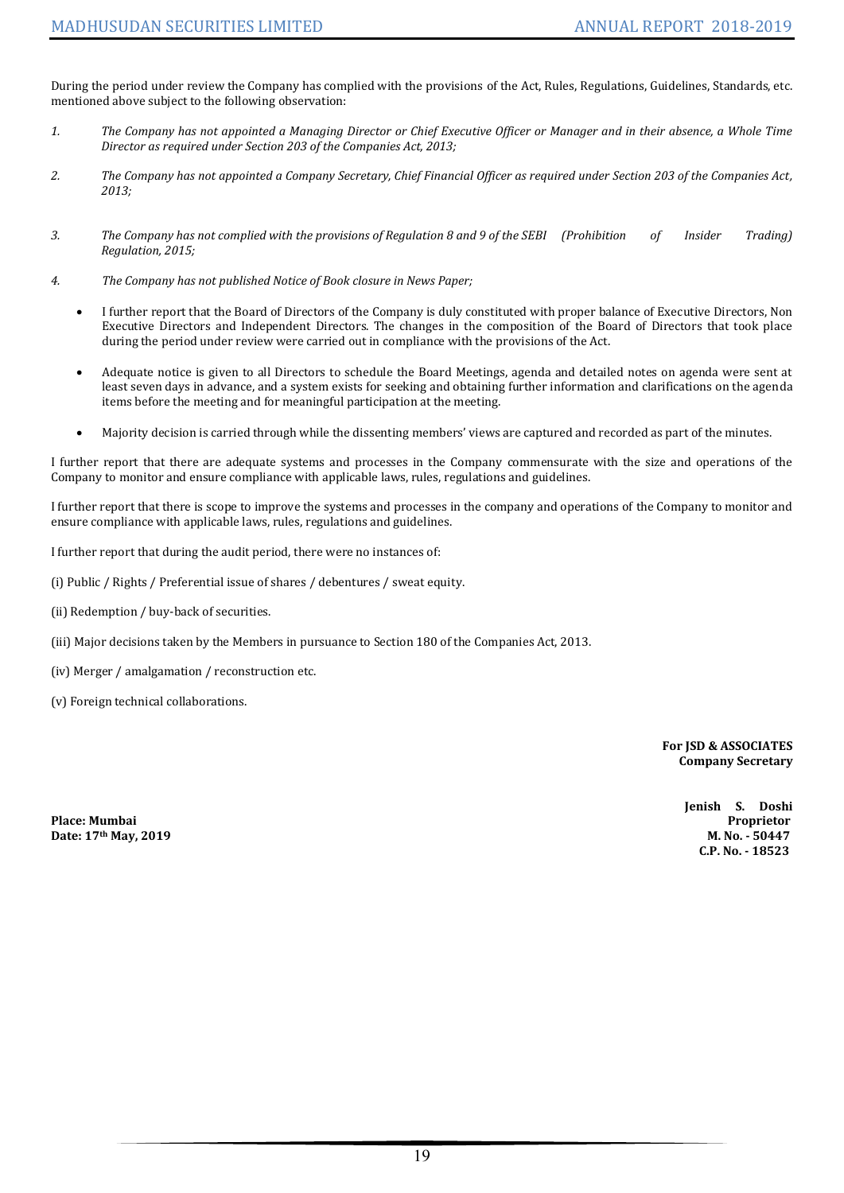During the period under review the Company has complied with the provisions of the Act, Rules, Regulations, Guidelines, Standards, etc. mentioned above subject to the following observation:

1. *The Company has not appointed a Managing Director or Chief Executive Officer or Manager and in their absence, a Whole Time Director as required under Section 203 of the Companies Act, 2013;*

2. *The Company has not appointed a Company Secretary, Chief Financial Officer as required under Section 203 of the Companies Act, 2013;*

3. *The Company has not complied with the provisions of Regulation 8 and 9 of the SEBI (Prohibition of Insider Trading) Regulation, 2015;*

4. *The Company has not published Notice of Book closure in News Paper;*

- I further report that the Board of Directors of the Company is duly constituted with proper balance of Executive Directors, Non Executive Directors and Independent Directors. The changes in the composition of the Board of Directors that took place during the period under review were carried out in compliance with the provisions of the Act.

- Adequate notice is given to all Directors to schedule the Board Meetings, agenda and detailed notes on agenda were sent at least seven days in advance, and a system exists for seeking and obtaining further information and clarifications on the agenda items before the meeting and for meaningful participation at the meeting.

- Majority decision is carried through while the dissenting members' views are captured and recorded as part of the minutes.

I further report that there are adequate systems and processes in the Company commensurate with the size and operations of the Company to monitor and ensure compliance with applicable laws, rules, regulations and guidelines.

I further report that there is scope to improve the systems and processes in the company and operations of the Company to monitor and ensure compliance with applicable laws, rules, regulations and guidelines.

I further report that during the audit period, there were no instances of:

(i) Public / Rights / Preferential issue of shares / debentures / sweat equity.

(ii) Redemption / buy-back of securities.

(iii) Major decisions taken by the Members in pursuance to Section 180 of the Companies Act, 2013.

(iv) Merger / amalgamation / reconstruction etc.

(v) Foreign technical collaborations.

**For JSD & ASSOCIATES**
**Company Secretary**

**Jenish S. Doshi**
**Proprietor**
**M. No. - 50447**
**C.P. No. - 18523**

**Place: Mumbai**
**Date: 17th May, 2019**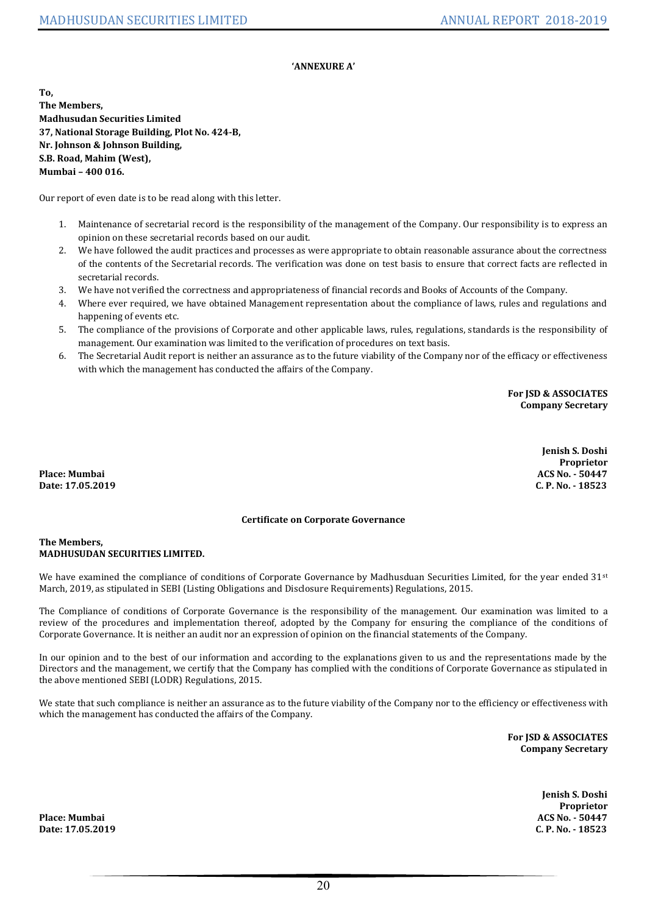**'ANNEXURE A'**

**To,**
**The Members,**
**Madhusudan Securities Limited**
**37, National Storage Building, Plot No. 424-B,**
**Nr. Johnson & Johnson Building,**
**S.B. Road, Mahim (West),**
**Mumbai – 400 016.**

Our report of even date is to be read along with this letter.

1. Maintenance of secretarial record is the responsibility of the management of the Company. Our responsibility is to express an opinion on these secretarial records based on our audit.
2. We have followed the audit practices and processes as were appropriate to obtain reasonable assurance about the correctness of the contents of the Secretarial records. The verification was done on test basis to ensure that correct facts are reflected in secretarial records.
3. We have not verified the correctness and appropriateness of financial records and Books of Accounts of the Company.
4. Where ever required, we have obtained Management representation about the compliance of laws, rules and regulations and happening of events etc.
5. The compliance of the provisions of Corporate and other applicable laws, rules, regulations, standards is the responsibility of management. Our examination was limited to the verification of procedures on text basis.
6. The Secretarial Audit report is neither an assurance as to the future viability of the Company nor of the efficacy or effectiveness with which the management has conducted the affairs of the Company.

**For JSD & ASSOCIATES**
**Company Secretary**

**Jenish S. Doshi**
**Proprietor**
**ACS No. - 50447**
**C. P. No. - 18523**

**Place: Mumbai**
**Date: 17.05.2019**

**Certificate on Corporate Governance**

**The Members,**
**MADHUSUDAN SECURITIES LIMITED.**

We have examined the compliance of conditions of Corporate Governance by Madhusduan Securities Limited, for the year ended 31st March, 2019, as stipulated in SEBI (Listing Obligations and Disclosure Requirements) Regulations, 2015.

The Compliance of conditions of Corporate Governance is the responsibility of the management. Our examination was limited to a review of the procedures and implementation thereof, adopted by the Company for ensuring the compliance of the conditions of Corporate Governance. It is neither an audit nor an expression of opinion on the financial statements of the Company.

In our opinion and to the best of our information and according to the explanations given to us and the representations made by the Directors and the management, we certify that the Company has complied with the conditions of Corporate Governance as stipulated in the above mentioned SEBI (LODR) Regulations, 2015.

We state that such compliance is neither an assurance as to the future viability of the Company nor to the efficiency or effectiveness with which the management has conducted the affairs of the Company.

**For JSD & ASSOCIATES**
**Company Secretary**

**Jenish S. Doshi**
**Proprietor**
**ACS No. - 50447**
**C. P. No. - 18523**

**Place: Mumbai**
**Date: 17.05.2019**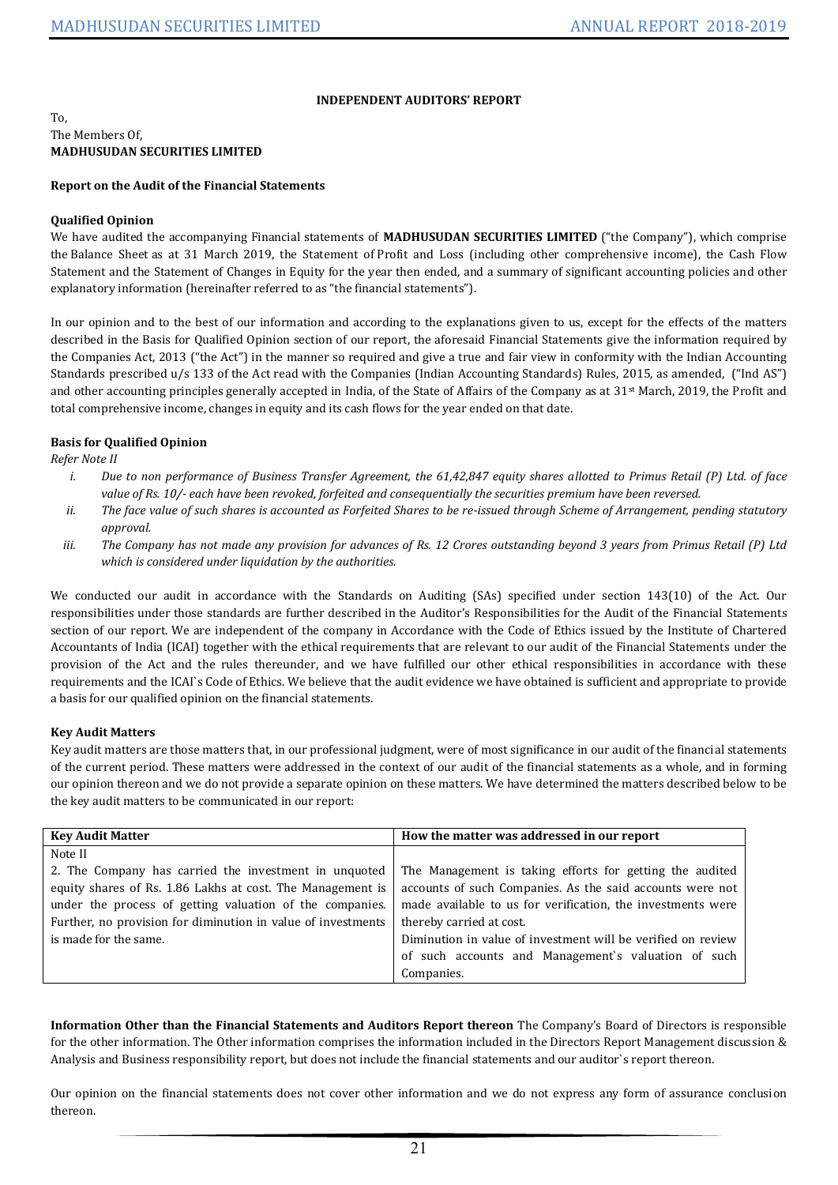## INDEPENDENT AUDITORS' REPORT

To,
The Members Of,
**MADHUSUDAN SECURITIES LIMITED**

### Report on the Audit of the Financial Statements

#### Qualified Opinion

We have audited the accompanying Financial statements of **MADHUSUDAN SECURITIES LIMITED** ("the Company"), which comprise the Balance Sheet as at 31 March 2019, the Statement of Profit and Loss (including other comprehensive income), the Cash Flow Statement and the Statement of Changes in Equity for the year then ended, and a summary of significant accounting policies and other explanatory information (hereinafter referred to as "the financial statements").

In our opinion and to the best of our information and according to the explanations given to us, except for the effects of the matters described in the Basis for Qualified Opinion section of our report, the aforesaid Financial Statements give the information required by the Companies Act, 2013 ("the Act") in the manner so required and give a true and fair view in conformity with the Indian Accounting Standards prescribed u/s 133 of the Act read with the Companies (Indian Accounting Standards) Rules, 2015, as amended, ("Ind AS") and other accounting principles generally accepted in India, of the State of Affairs of the Company as at 31st March, 2019, the Profit and total comprehensive income, changes in equity and its cash flows for the year ended on that date.

#### Basis for Qualified Opinion

*Refer Note II*

i. *Due to non performance of Business Transfer Agreement, the 61,42,847 equity shares allotted to Primus Retail (P) Ltd. of face value of Rs. 10/- each have been revoked, forfeited and consequentially the securities premium have been reversed.*
ii. *The face value of such shares is accounted as Forfeited Shares to be re-issued through Scheme of Arrangement, pending statutory approval.*
iii. *The Company has not made any provision for advances of Rs. 12 Crores outstanding beyond 3 years from Primus Retail (P) Ltd which is considered under liquidation by the authorities.*

We conducted our audit in accordance with the Standards on Auditing (SAs) specified under section 143(10) of the Act. Our responsibilities under those standards are further described in the Auditor's Responsibilities for the Audit of the Financial Statements section of our report. We are independent of the company in Accordance with the Code of Ethics issued by the Institute of Chartered Accountants of India (ICAI) together with the ethical requirements that are relevant to our audit of the Financial Statements under the provision of the Act and the rules thereunder, and we have fulfilled our other ethical responsibilities in accordance with these requirements and the ICAI`s Code of Ethics. We believe that the audit evidence we have obtained is sufficient and appropriate to provide a basis for our qualified opinion on the financial statements.

#### Key Audit Matters

Key audit matters are those matters that, in our professional judgment, were of most significance in our audit of the financial statements of the current period. These matters were addressed in the context of our audit of the financial statements as a whole, and in forming our opinion thereon and we do not provide a separate opinion on these matters. We have determined the matters described below to be the key audit matters to be communicated in our report:

| Key Audit Matter | How the matter was addressed in our report |
|---|---|
| Note II<br>2. The Company has carried the investment in unquoted equity shares of Rs. 1.86 Lakhs at cost. The Management is under the process of getting valuation of the companies. Further, no provision for diminution in value of investments is made for the same. | The Management is taking efforts for getting the audited accounts of such Companies. As the said accounts were not made available to us for verification, the investments were thereby carried at cost.<br>Diminution in value of investment will be verified on review of such accounts and Management`s valuation of such Companies. |

**Information Other than the Financial Statements and Auditors Report thereon** The Company's Board of Directors is responsible for the other information. The Other information comprises the information included in the Directors Report Management discussion & Analysis and Business responsibility report, but does not include the financial statements and our auditor`s report thereon.

Our opinion on the financial statements does not cover other information and we do not express any form of assurance conclusion thereon.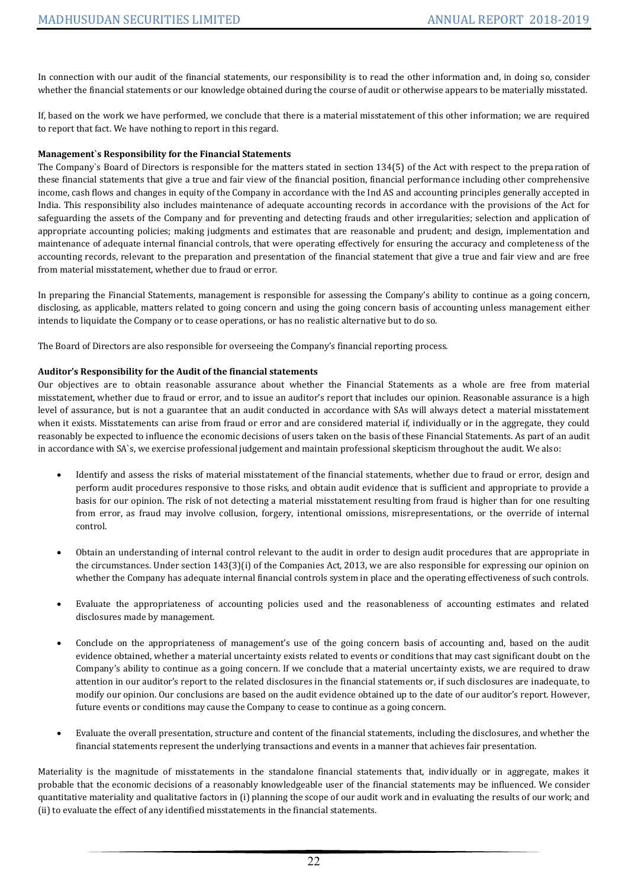In connection with our audit of the financial statements, our responsibility is to read the other information and, in doing so, consider whether the financial statements or our knowledge obtained during the course of audit or otherwise appears to be materially misstated.

If, based on the work we have performed, we conclude that there is a material misstatement of this other information; we are required to report that fact. We have nothing to report in this regard.

**Management`s Responsibility for the Financial Statements**

The Company`s Board of Directors is responsible for the matters stated in section 134(5) of the Act with respect to the preparation of these financial statements that give a true and fair view of the financial position, financial performance including other comprehensive income, cash flows and changes in equity of the Company in accordance with the Ind AS and accounting principles generally accepted in India. This responsibility also includes maintenance of adequate accounting records in accordance with the provisions of the Act for safeguarding the assets of the Company and for preventing and detecting frauds and other irregularities; selection and application of appropriate accounting policies; making judgments and estimates that are reasonable and prudent; and design, implementation and maintenance of adequate internal financial controls, that were operating effectively for ensuring the accuracy and completeness of the accounting records, relevant to the preparation and presentation of the financial statement that give a true and fair view and are free from material misstatement, whether due to fraud or error.

In preparing the Financial Statements, management is responsible for assessing the Company's ability to continue as a going concern, disclosing, as applicable, matters related to going concern and using the going concern basis of accounting unless management either intends to liquidate the Company or to cease operations, or has no realistic alternative but to do so.

The Board of Directors are also responsible for overseeing the Company's financial reporting process.

**Auditor's Responsibility for the Audit of the financial statements**

Our objectives are to obtain reasonable assurance about whether the Financial Statements as a whole are free from material misstatement, whether due to fraud or error, and to issue an auditor's report that includes our opinion. Reasonable assurance is a high level of assurance, but is not a guarantee that an audit conducted in accordance with SAs will always detect a material misstatement when it exists. Misstatements can arise from fraud or error and are considered material if, individually or in the aggregate, they could reasonably be expected to influence the economic decisions of users taken on the basis of these Financial Statements. As part of an audit in accordance with SA`s, we exercise professional judgement and maintain professional skepticism throughout the audit. We also:

- Identify and assess the risks of material misstatement of the financial statements, whether due to fraud or error, design and perform audit procedures responsive to those risks, and obtain audit evidence that is sufficient and appropriate to provide a basis for our opinion. The risk of not detecting a material misstatement resulting from fraud is higher than for one resulting from error, as fraud may involve collusion, forgery, intentional omissions, misrepresentations, or the override of internal control.

- Obtain an understanding of internal control relevant to the audit in order to design audit procedures that are appropriate in the circumstances. Under section 143(3)(i) of the Companies Act, 2013, we are also responsible for expressing our opinion on whether the Company has adequate internal financial controls system in place and the operating effectiveness of such controls.

- Evaluate the appropriateness of accounting policies used and the reasonableness of accounting estimates and related disclosures made by management.

- Conclude on the appropriateness of management's use of the going concern basis of accounting and, based on the audit evidence obtained, whether a material uncertainty exists related to events or conditions that may cast significant doubt on the Company's ability to continue as a going concern. If we conclude that a material uncertainty exists, we are required to draw attention in our auditor's report to the related disclosures in the financial statements or, if such disclosures are inadequate, to modify our opinion. Our conclusions are based on the audit evidence obtained up to the date of our auditor's report. However, future events or conditions may cause the Company to cease to continue as a going concern.

- Evaluate the overall presentation, structure and content of the financial statements, including the disclosures, and whether the financial statements represent the underlying transactions and events in a manner that achieves fair presentation.

Materiality is the magnitude of misstatements in the standalone financial statements that, individually or in aggregate, makes it probable that the economic decisions of a reasonably knowledgeable user of the financial statements may be influenced. We consider quantitative materiality and qualitative factors in (i) planning the scope of our audit work and in evaluating the results of our work; and (ii) to evaluate the effect of any identified misstatements in the financial statements.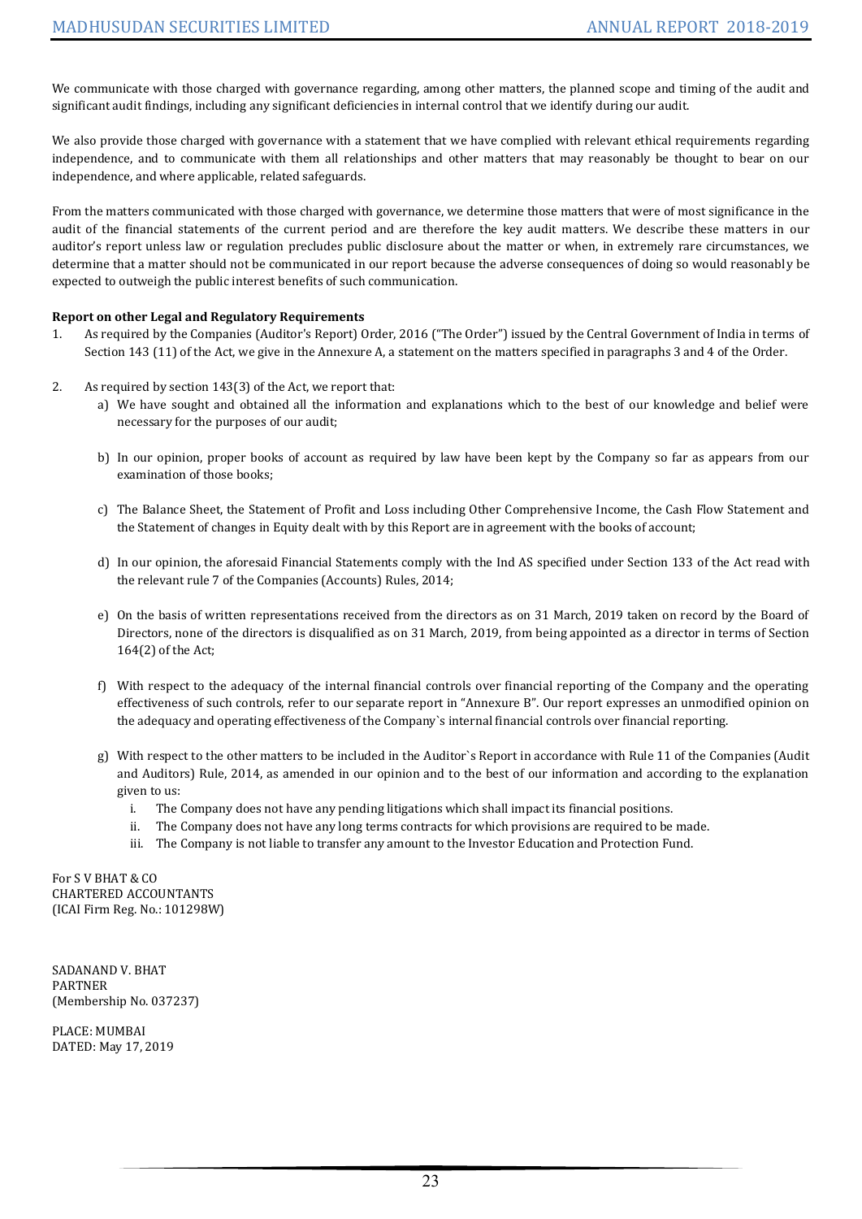We communicate with those charged with governance regarding, among other matters, the planned scope and timing of the audit and significant audit findings, including any significant deficiencies in internal control that we identify during our audit.

We also provide those charged with governance with a statement that we have complied with relevant ethical requirements regarding independence, and to communicate with them all relationships and other matters that may reasonably be thought to bear on our independence, and where applicable, related safeguards.

From the matters communicated with those charged with governance, we determine those matters that were of most significance in the audit of the financial statements of the current period and are therefore the key audit matters. We describe these matters in our auditor's report unless law or regulation precludes public disclosure about the matter or when, in extremely rare circumstances, we determine that a matter should not be communicated in our report because the adverse consequences of doing so would reasonably be expected to outweigh the public interest benefits of such communication.

**Report on other Legal and Regulatory Requirements**

1. As required by the Companies (Auditor's Report) Order, 2016 ("The Order") issued by the Central Government of India in terms of Section 143 (11) of the Act, we give in the Annexure A, a statement on the matters specified in paragraphs 3 and 4 of the Order.

2. As required by section 143(3) of the Act, we report that:
   a) We have sought and obtained all the information and explanations which to the best of our knowledge and belief were necessary for the purposes of our audit;

   b) In our opinion, proper books of account as required by law have been kept by the Company so far as appears from our examination of those books;

   c) The Balance Sheet, the Statement of Profit and Loss including Other Comprehensive Income, the Cash Flow Statement and the Statement of changes in Equity dealt with by this Report are in agreement with the books of account;

   d) In our opinion, the aforesaid Financial Statements comply with the Ind AS specified under Section 133 of the Act read with the relevant rule 7 of the Companies (Accounts) Rules, 2014;

   e) On the basis of written representations received from the directors as on 31 March, 2019 taken on record by the Board of Directors, none of the directors is disqualified as on 31 March, 2019, from being appointed as a director in terms of Section 164(2) of the Act;

   f) With respect to the adequacy of the internal financial controls over financial reporting of the Company and the operating effectiveness of such controls, refer to our separate report in "Annexure B". Our report expresses an unmodified opinion on the adequacy and operating effectiveness of the Company`s internal financial controls over financial reporting.

   g) With respect to the other matters to be included in the Auditor`s Report in accordance with Rule 11 of the Companies (Audit and Auditors) Rule, 2014, as amended in our opinion and to the best of our information and according to the explanation given to us:
      i. The Company does not have any pending litigations which shall impact its financial positions.
      ii. The Company does not have any long terms contracts for which provisions are required to be made.
      iii. The Company is not liable to transfer any amount to the Investor Education and Protection Fund.

For S V BHAT & CO
CHARTERED ACCOUNTANTS
(ICAI Firm Reg. No.: 101298W)

SADANAND V. BHAT
PARTNER
(Membership No. 037237)

PLACE: MUMBAI
DATED: May 17, 2019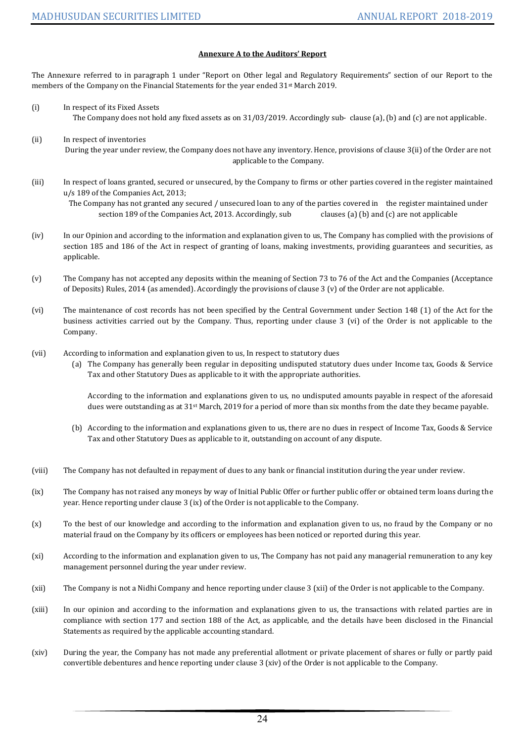## Annexure A to the Auditors' Report

The Annexure referred to in paragraph 1 under "Report on Other legal and Regulatory Requirements" section of our Report to the members of the Company on the Financial Statements for the year ended 31st March 2019.

(i) In respect of its Fixed Assets

The Company does not hold any fixed assets as on 31/03/2019. Accordingly sub- clause (a), (b) and (c) are not applicable.

(ii) In respect of inventories

During the year under review, the Company does not have any inventory. Hence, provisions of clause 3(ii) of the Order are not applicable to the Company.

(iii) In respect of loans granted, secured or unsecured, by the Company to firms or other parties covered in the register maintained u/s 189 of the Companies Act, 2013;

The Company has not granted any secured / unsecured loan to any of the parties covered in the register maintained under section 189 of the Companies Act, 2013. Accordingly, sub clauses (a) (b) and (c) are not applicable

(iv) In our Opinion and according to the information and explanation given to us, The Company has complied with the provisions of section 185 and 186 of the Act in respect of granting of loans, making investments, providing guarantees and securities, as applicable.

(v) The Company has not accepted any deposits within the meaning of Section 73 to 76 of the Act and the Companies (Acceptance of Deposits) Rules, 2014 (as amended). Accordingly the provisions of clause 3 (v) of the Order are not applicable.

(vi) The maintenance of cost records has not been specified by the Central Government under Section 148 (1) of the Act for the business activities carried out by the Company. Thus, reporting under clause 3 (vi) of the Order is not applicable to the Company.

(vii) According to information and explanation given to us, In respect to statutory dues

(a) The Company has generally been regular in depositing undisputed statutory dues under Income tax, Goods & Service Tax and other Statutory Dues as applicable to it with the appropriate authorities.

According to the information and explanations given to us, no undisputed amounts payable in respect of the aforesaid dues were outstanding as at 31st March, 2019 for a period of more than six months from the date they became payable.

(b) According to the information and explanations given to us, there are no dues in respect of Income Tax, Goods & Service Tax and other Statutory Dues as applicable to it, outstanding on account of any dispute.

(viii) The Company has not defaulted in repayment of dues to any bank or financial institution during the year under review.

(ix) The Company has not raised any moneys by way of Initial Public Offer or further public offer or obtained term loans during the year. Hence reporting under clause 3 (ix) of the Order is not applicable to the Company.

(x) To the best of our knowledge and according to the information and explanation given to us, no fraud by the Company or no material fraud on the Company by its officers or employees has been noticed or reported during this year.

(xi) According to the information and explanation given to us, The Company has not paid any managerial remuneration to any key management personnel during the year under review.

(xii) The Company is not a Nidhi Company and hence reporting under clause 3 (xii) of the Order is not applicable to the Company.

(xiii) In our opinion and according to the information and explanations given to us, the transactions with related parties are in compliance with section 177 and section 188 of the Act, as applicable, and the details have been disclosed in the Financial Statements as required by the applicable accounting standard.

(xiv) During the year, the Company has not made any preferential allotment or private placement of shares or fully or partly paid convertible debentures and hence reporting under clause 3 (xiv) of the Order is not applicable to the Company.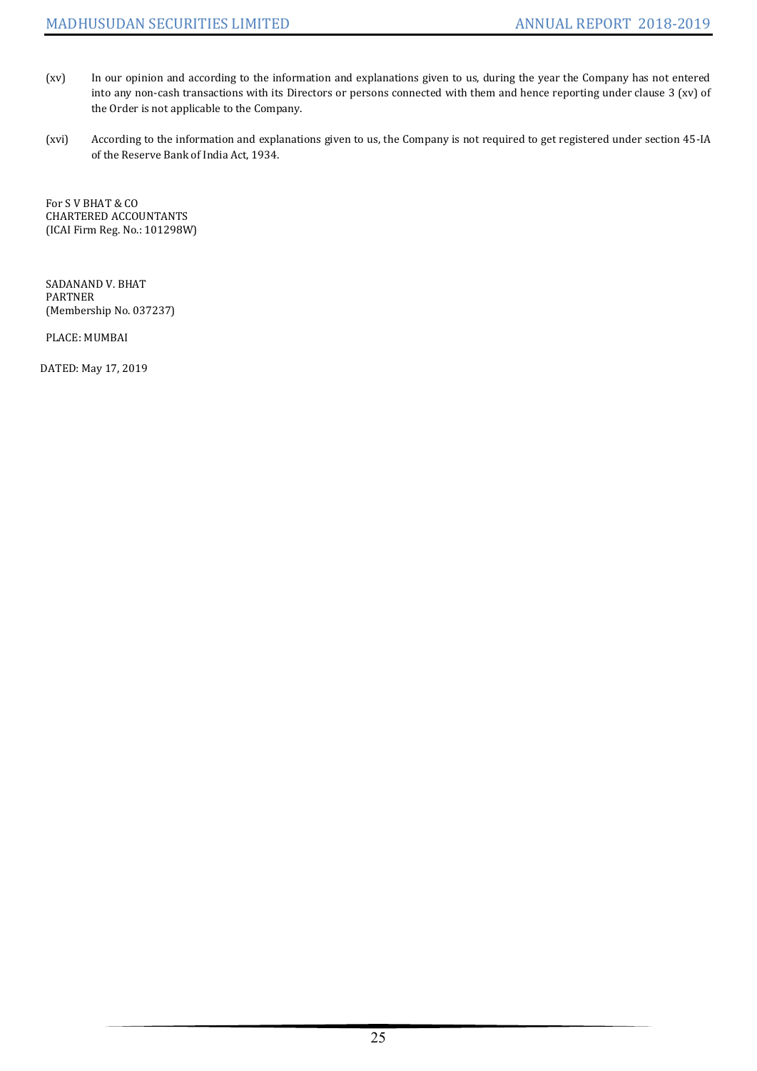(xv) In our opinion and according to the information and explanations given to us, during the year the Company has not entered into any non-cash transactions with its Directors or persons connected with them and hence reporting under clause 3 (xv) of the Order is not applicable to the Company.

(xvi) According to the information and explanations given to us, the Company is not required to get registered under section 45-IA of the Reserve Bank of India Act, 1934.

For S V BHAT & CO
CHARTERED ACCOUNTANTS
(ICAI Firm Reg. No.: 101298W)

SADANAND V. BHAT
PARTNER
(Membership No. 037237)

PLACE: MUMBAI

DATED: May 17, 2019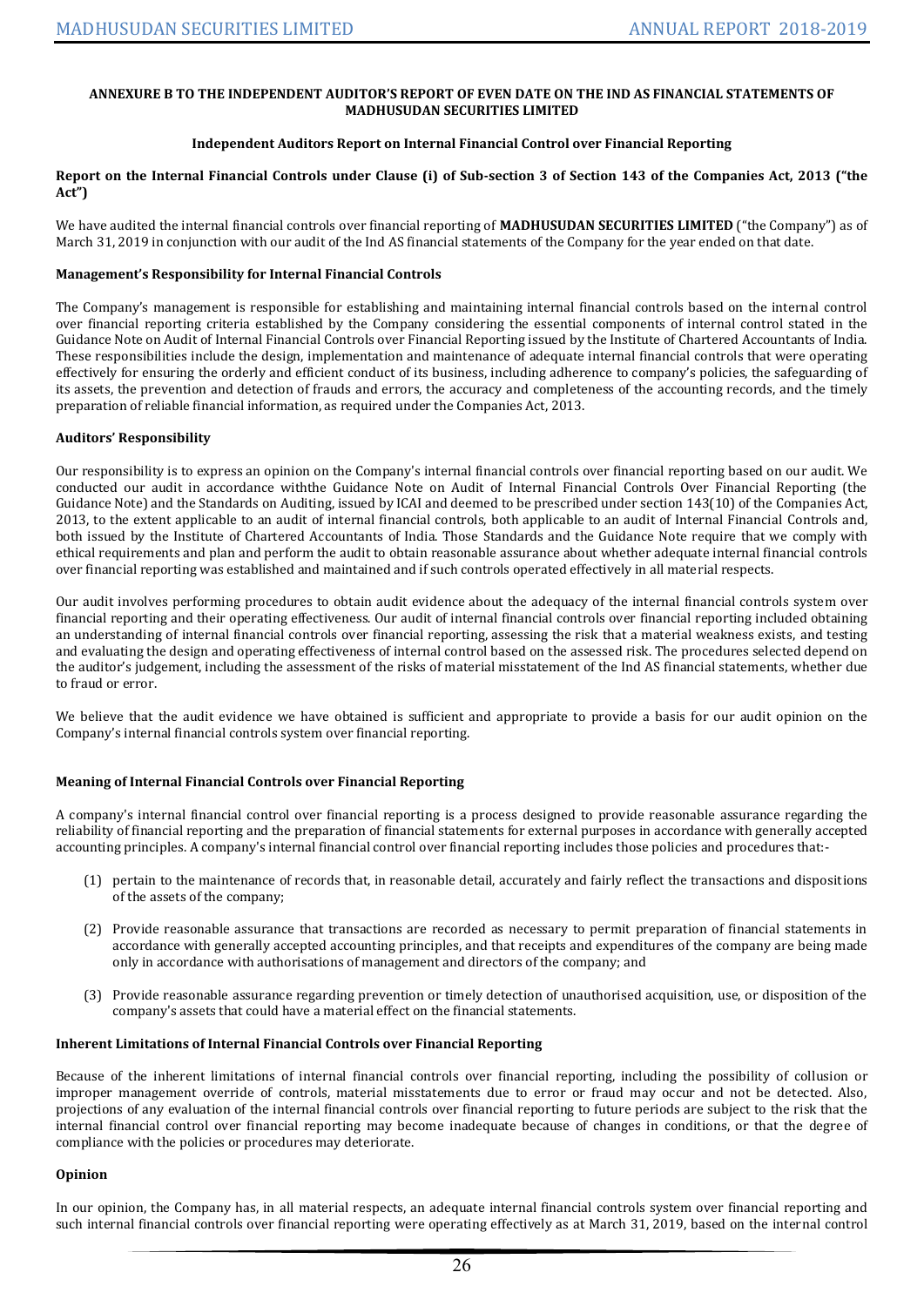**ANNEXURE B TO THE INDEPENDENT AUDITOR'S REPORT OF EVEN DATE ON THE IND AS FINANCIAL STATEMENTS OF MADHUSUDAN SECURITIES LIMITED**

**Independent Auditors Report on Internal Financial Control over Financial Reporting**

**Report on the Internal Financial Controls under Clause (i) of Sub-section 3 of Section 143 of the Companies Act, 2013 ("the Act")**

We have audited the internal financial controls over financial reporting of **MADHUSUDAN SECURITIES LIMITED** ("the Company") as of March 31, 2019 in conjunction with our audit of the Ind AS financial statements of the Company for the year ended on that date.

**Management's Responsibility for Internal Financial Controls**

The Company's management is responsible for establishing and maintaining internal financial controls based on the internal control over financial reporting criteria established by the Company considering the essential components of internal control stated in the Guidance Note on Audit of Internal Financial Controls over Financial Reporting issued by the Institute of Chartered Accountants of India. These responsibilities include the design, implementation and maintenance of adequate internal financial controls that were operating effectively for ensuring the orderly and efficient conduct of its business, including adherence to company's policies, the safeguarding of its assets, the prevention and detection of frauds and errors, the accuracy and completeness of the accounting records, and the timely preparation of reliable financial information, as required under the Companies Act, 2013.

**Auditors' Responsibility**

Our responsibility is to express an opinion on the Company's internal financial controls over financial reporting based on our audit. We conducted our audit in accordance withthe Guidance Note on Audit of Internal Financial Controls Over Financial Reporting (the Guidance Note) and the Standards on Auditing, issued by ICAI and deemed to be prescribed under section 143(10) of the Companies Act, 2013, to the extent applicable to an audit of internal financial controls, both applicable to an audit of Internal Financial Controls and, both issued by the Institute of Chartered Accountants of India. Those Standards and the Guidance Note require that we comply with ethical requirements and plan and perform the audit to obtain reasonable assurance about whether adequate internal financial controls over financial reporting was established and maintained and if such controls operated effectively in all material respects.

Our audit involves performing procedures to obtain audit evidence about the adequacy of the internal financial controls system over financial reporting and their operating effectiveness. Our audit of internal financial controls over financial reporting included obtaining an understanding of internal financial controls over financial reporting, assessing the risk that a material weakness exists, and testing and evaluating the design and operating effectiveness of internal control based on the assessed risk. The procedures selected depend on the auditor's judgement, including the assessment of the risks of material misstatement of the Ind AS financial statements, whether due to fraud or error.

We believe that the audit evidence we have obtained is sufficient and appropriate to provide a basis for our audit opinion on the Company's internal financial controls system over financial reporting.

**Meaning of Internal Financial Controls over Financial Reporting**

A company's internal financial control over financial reporting is a process designed to provide reasonable assurance regarding the reliability of financial reporting and the preparation of financial statements for external purposes in accordance with generally accepted accounting principles. A company's internal financial control over financial reporting includes those policies and procedures that:-

(1) pertain to the maintenance of records that, in reasonable detail, accurately and fairly reflect the transactions and dispositions of the assets of the company;

(2) Provide reasonable assurance that transactions are recorded as necessary to permit preparation of financial statements in accordance with generally accepted accounting principles, and that receipts and expenditures of the company are being made only in accordance with authorisations of management and directors of the company; and

(3) Provide reasonable assurance regarding prevention or timely detection of unauthorised acquisition, use, or disposition of the company's assets that could have a material effect on the financial statements.

**Inherent Limitations of Internal Financial Controls over Financial Reporting**

Because of the inherent limitations of internal financial controls over financial reporting, including the possibility of collusion or improper management override of controls, material misstatements due to error or fraud may occur and not be detected. Also, projections of any evaluation of the internal financial controls over financial reporting to future periods are subject to the risk that the internal financial control over financial reporting may become inadequate because of changes in conditions, or that the degree of compliance with the policies or procedures may deteriorate.

**Opinion**

In our opinion, the Company has, in all material respects, an adequate internal financial controls system over financial reporting and such internal financial controls over financial reporting were operating effectively as at March 31, 2019, based on the internal control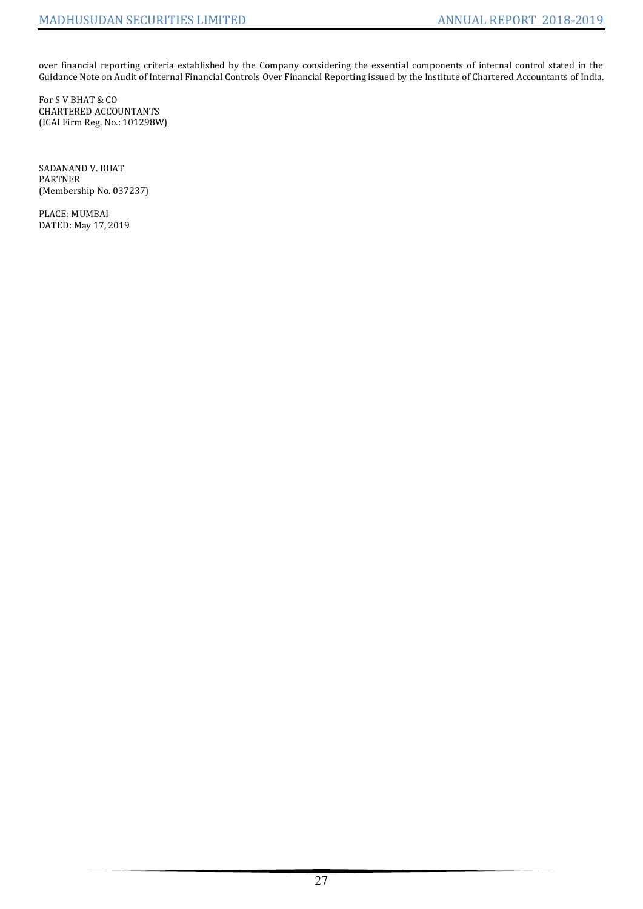over financial reporting criteria established by the Company considering the essential components of internal control stated in the Guidance Note on Audit of Internal Financial Controls Over Financial Reporting issued by the Institute of Chartered Accountants of India.

For S V BHAT & CO
CHARTERED ACCOUNTANTS
(ICAI Firm Reg. No.: 101298W)

SADANAND V. BHAT
PARTNER
(Membership No. 037237)

PLACE: MUMBAI
DATED: May 17, 2019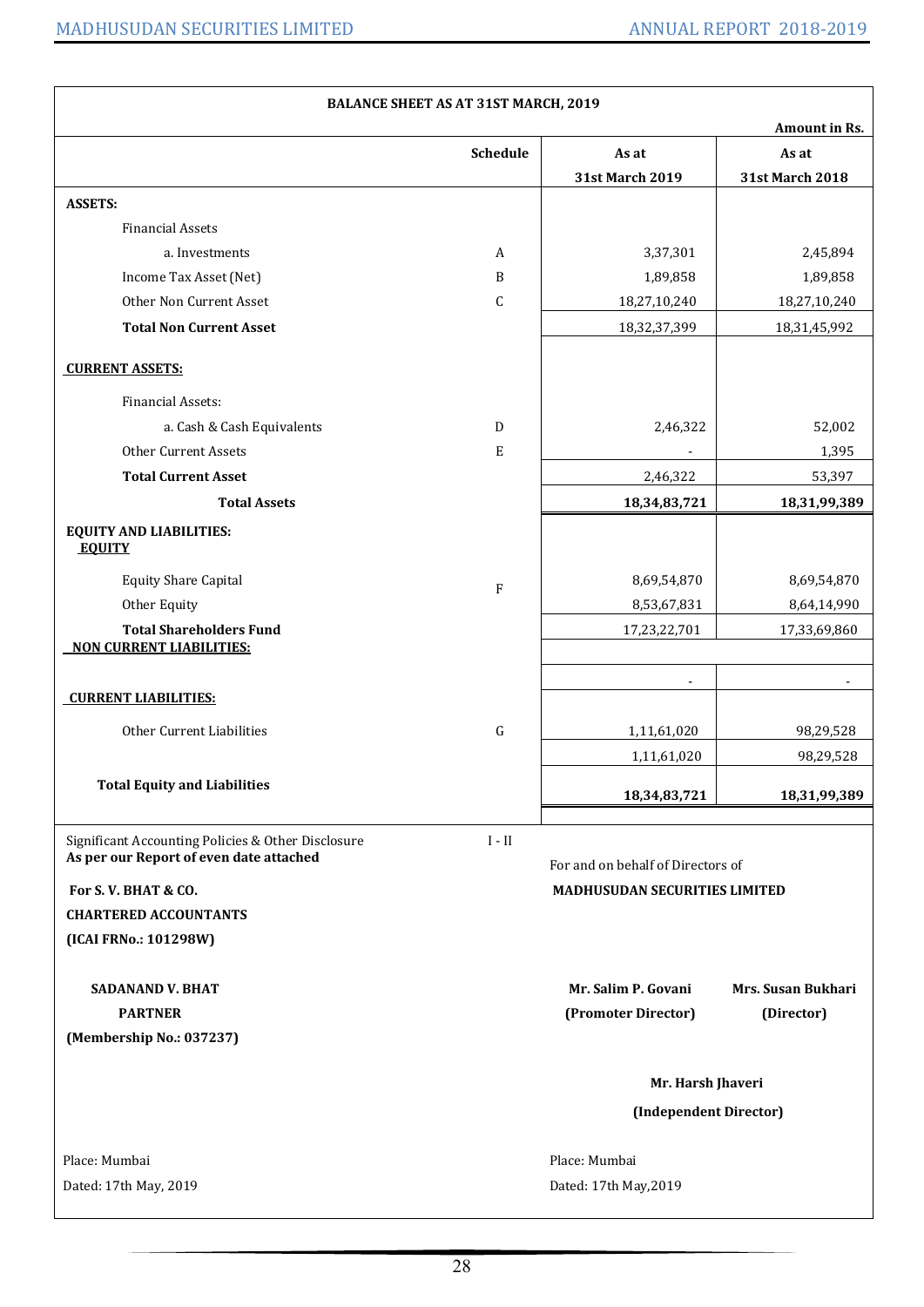## BALANCE SHEET AS AT 31ST MARCH, 2019

Amount in Rs.

| | Schedule | As at 31st March 2019 | As at 31st March 2018 |
|---|---|---|---|
| **ASSETS:** | | | |
| Financial Assets | | | |
| a. Investments | A | 3,37,301 | 2,45,894 |
| Income Tax Asset (Net) | B | 1,89,858 | 1,89,858 |
| Other Non Current Asset | C | 18,27,10,240 | 18,27,10,240 |
| **Total Non Current Asset** | | 18,32,37,399 | 18,31,45,992 |
| **CURRENT ASSETS:** | | | |
| Financial Assets: | | | |
| a. Cash & Cash Equivalents | D | 2,46,322 | 52,002 |
| Other Current Assets | E | - | 1,395 |
| **Total Current Asset** | | 2,46,322 | 53,397 |
| **Total Assets** | | **18,34,83,721** | **18,31,99,389** |
| **EQUITY AND LIABILITIES:** | | | |
| **EQUITY** | | | |
| Equity Share Capital | F | 8,69,54,870 | 8,69,54,870 |
| Other Equity | | 8,53,67,831 | 8,64,14,990 |
| **Total Shareholders Fund** | | 17,23,22,701 | 17,33,69,860 |
| **NON CURRENT LIABILITIES:** | | | |
| | | - | - |
| **CURRENT LIABILITIES:** | | | |
| Other Current Liabilities | G | 1,11,61,020 | 98,29,528 |
| | | 1,11,61,020 | 98,29,528 |
| **Total Equity and Liabilities** | | **18,34,83,721** | **18,31,99,389** |

Significant Accounting Policies & Other Disclosure — I - II

**As per our Report of even date attached**

**For S. V. BHAT & CO.**
**CHARTERED ACCOUNTANTS**
**(ICAI FRNo.: 101298W)**

**SADANAND V. BHAT**
**PARTNER**
**(Membership No.: 037237)**

Place: Mumbai
Dated: 17th May, 2019

For and on behalf of Directors of
**MADHUSUDAN SECURITIES LIMITED**

**Mr. Salim P. Govani**
**(Promoter Director)**

**Mrs. Susan Bukhari**
**(Director)**

**Mr. Harsh Jhaveri**
**(Independent Director)**

Place: Mumbai
Dated: 17th May,2019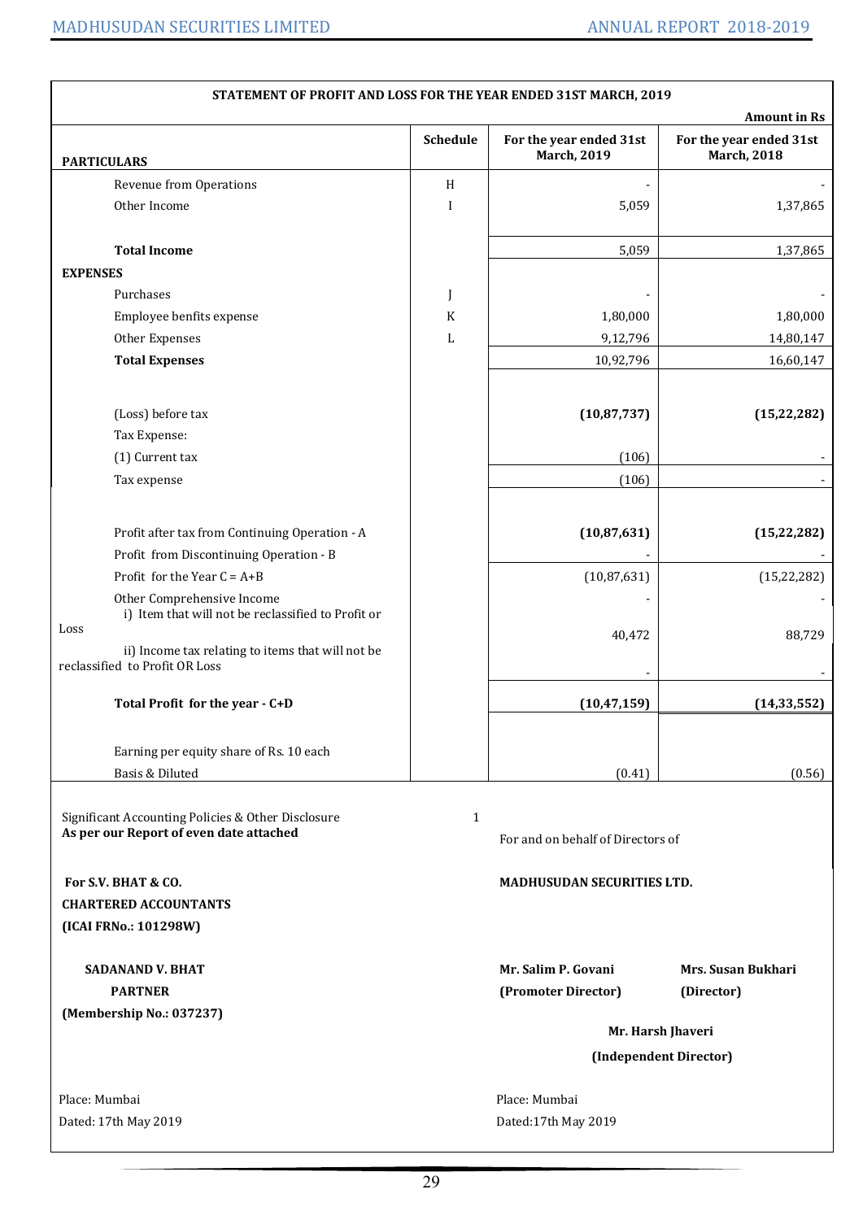## STATEMENT OF PROFIT AND LOSS FOR THE YEAR ENDED 31ST MARCH, 2019

Amount in Rs

| PARTICULARS | Schedule | For the year ended 31st March, 2019 | For the year ended 31st March, 2018 |
|---|---|---|---|
| Revenue from Operations | H | - | - |
| Other Income | I | 5,059 | 1,37,865 |
| **Total Income** | | 5,059 | 1,37,865 |
| **EXPENSES** | | | |
| Purchases | J | - | - |
| Employee benfits expense | K | 1,80,000 | 1,80,000 |
| Other Expenses | L | 9,12,796 | 14,80,147 |
| **Total Expenses** | | 10,92,796 | 16,60,147 |
| (Loss) before tax | | **(10,87,737)** | **(15,22,282)** |
| Tax Expense: | | | |
| (1) Current tax | | (106) | - |
| Tax expense | | (106) | - |
| Profit after tax from Continuing Operation - A | | **(10,87,631)** | **(15,22,282)** |
| Profit from Discontinuing Operation - B | | - | - |
| Profit for the Year C = A+B | | (10,87,631) | (15,22,282) |
| Other Comprehensive Income | | - | - |
| i) Item that will not be reclassified to Profit or Loss | | 40,472 | 88,729 |
| ii) Income tax relating to items that will not be reclassified to Profit OR Loss | | - | - |
| **Total Profit for the year - C+D** | | **(10,47,159)** | **(14,33,552)** |
| Earning per equity share of Rs. 10 each | | | |
| Basis & Diluted | | (0.41) | (0.56) |

Significant Accounting Policies & Other Disclosure 1

**As per our Report of even date attached**

**For S.V. BHAT & CO.**
**CHARTERED ACCOUNTANTS**
**(ICAI FRNo.: 101298W)**

**SADANAND V. BHAT**
**PARTNER**
**(Membership No.: 037237)**

Place: Mumbai
Dated: 17th May 2019

For and on behalf of Directors of

**MADHUSUDAN SECURITIES LTD.**

**Mr. Salim P. Govani**
**(Promoter Director)**

**Mrs. Susan Bukhari**
**(Director)**

**Mr. Harsh Jhaveri**
**(Independent Director)**

Place: Mumbai
Dated:17th May 2019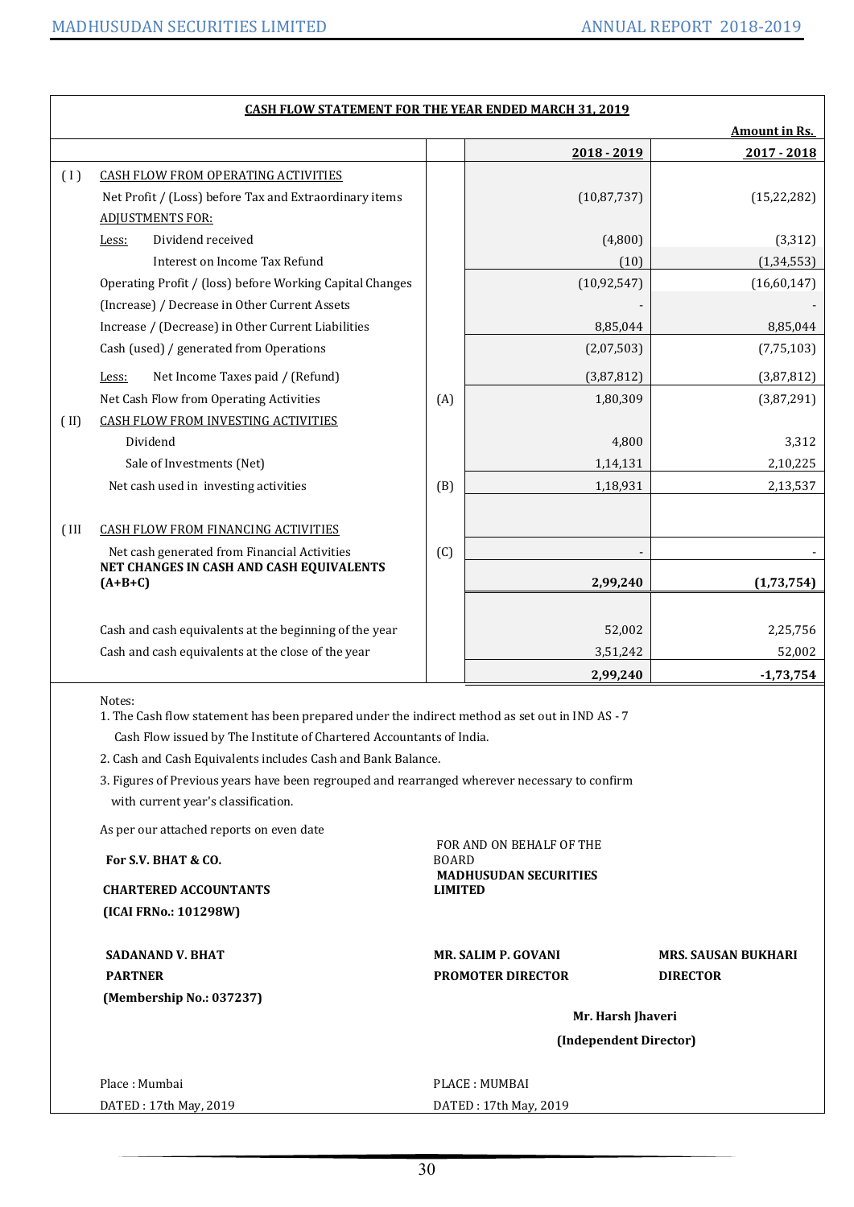## CASH FLOW STATEMENT FOR THE YEAR ENDED MARCH 31, 2019

Amount in Rs.

| | | | 2018 - 2019 | 2017 - 2018 |
|---|---|---|---|---|
| ( I ) | CASH FLOW FROM OPERATING ACTIVITIES | | | |
| | Net Profit / (Loss) before Tax and Extraordinary items | | (10,87,737) | (15,22,282) |
| | ADJUSTMENTS FOR: | | | |
| | Less: Dividend received | | (4,800) | (3,312) |
| | Interest on Income Tax Refund | | (10) | (1,34,553) |
| | Operating Profit / (loss) before Working Capital Changes | | (10,92,547) | (16,60,147) |
| | (Increase) / Decrease in Other Current Assets | | - | - |
| | Increase / (Decrease) in Other Current Liabilities | | 8,85,044 | 8,85,044 |
| | Cash (used) / generated from Operations | | (2,07,503) | (7,75,103) |
| | Less: Net Income Taxes paid / (Refund) | | (3,87,812) | (3,87,812) |
| | Net Cash Flow from Operating Activities | (A) | 1,80,309 | (3,87,291) |
| ( II) | CASH FLOW FROM INVESTING ACTIVITIES | | | |
| | Dividend | | 4,800 | 3,312 |
| | Sale of Investments (Net) | | 1,14,131 | 2,10,225 |
| | Net cash used in investing activities | (B) | 1,18,931 | 2,13,537 |
| ( III | CASH FLOW FROM FINANCING ACTIVITIES | | | |
| | Net cash generated from Financial Activities | (C) | - | - |
| | **NET CHANGES IN CASH AND CASH EQUIVALENTS (A+B+C)** | | **2,99,240** | **(1,73,754)** |
| | Cash and cash equivalents at the beginning of the year | | 52,002 | 2,25,756 |
| | Cash and cash equivalents at the close of the year | | 3,51,242 | 52,002 |
| | | | **2,99,240** | **-1,73,754** |

Notes:

1. The Cash flow statement has been prepared under the indirect method as set out in IND AS - 7 Cash Flow issued by The Institute of Chartered Accountants of India.
2. Cash and Cash Equivalents includes Cash and Bank Balance.
3. Figures of Previous years have been regrouped and rearranged wherever necessary to confirm with current year's classification.

As per our attached reports on even date

**For S.V. BHAT & CO.**

**CHARTERED ACCOUNTANTS**

**(ICAI FRNo.: 101298W)**

**SADANAND V. BHAT**
**PARTNER**
**(Membership No.: 037237)**

Place : Mumbai
DATED : 17th May, 2019

FOR AND ON BEHALF OF THE BOARD
**MADHUSUDAN SECURITIES LIMITED**

**MR. SALIM P. GOVANI**
**PROMOTER DIRECTOR**

**MRS. SAUSAN BUKHARI**
**DIRECTOR**

**Mr. Harsh Jhaveri**
**(Independent Director)**

PLACE : MUMBAI
DATED : 17th May, 2019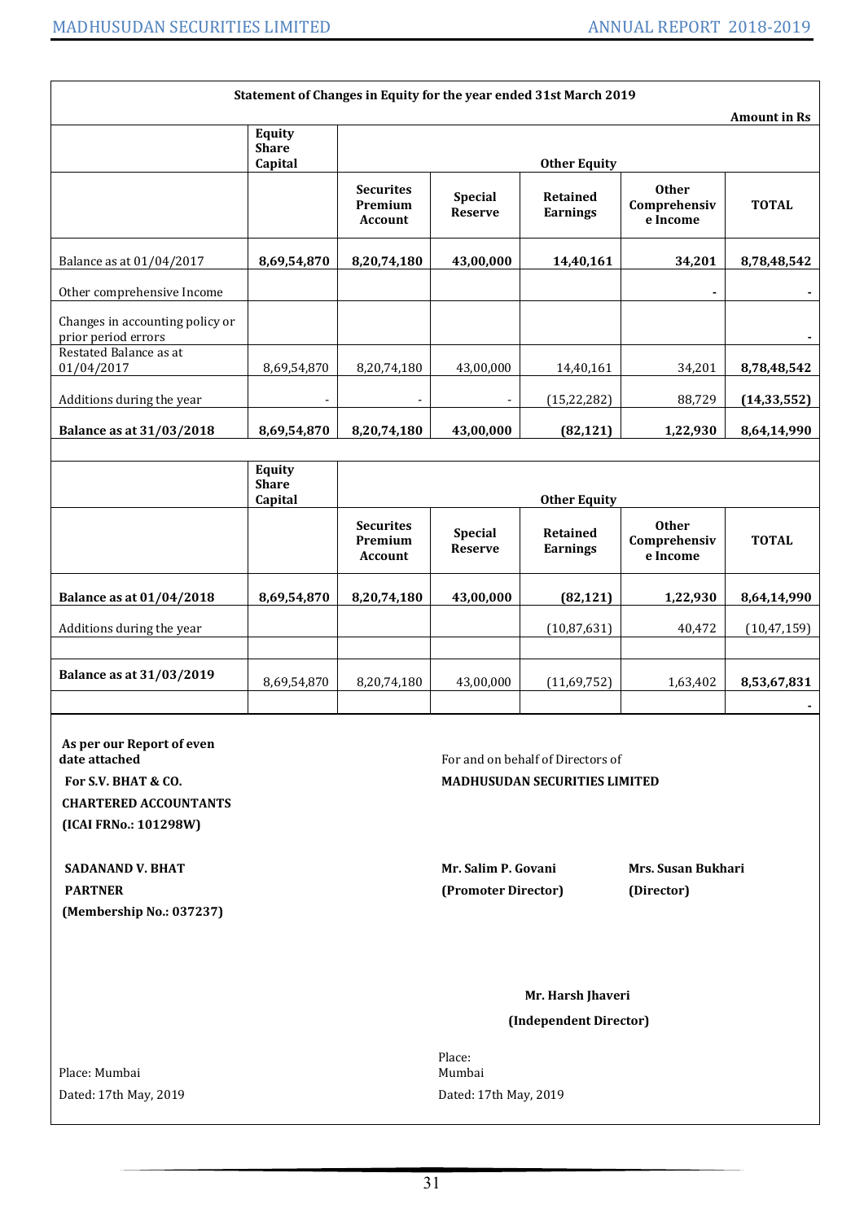## Statement of Changes in Equity for the year ended 31st March 2019

**Amount in Rs**

| | Equity Share Capital | Other Equity | | | | |
|---|---|---|---|---|---|---|
| | | Securites Premium Account | Special Reserve | Retained Earnings | Other Comprehensive Income | TOTAL |
| Balance as at 01/04/2017 | **8,69,54,870** | **8,20,74,180** | **43,00,000** | **14,40,161** | **34,201** | **8,78,48,542** |
| Other comprehensive Income | | | | | - | - |
| Changes in accounting policy or prior period errors | | | | | | - |
| Restated Balance as at 01/04/2017 | 8,69,54,870 | 8,20,74,180 | 43,00,000 | 14,40,161 | 34,201 | **8,78,48,542** |
| Additions during the year | - | - | - | (15,22,282) | 88,729 | **(14,33,552)** |
| **Balance as at 31/03/2018** | **8,69,54,870** | **8,20,74,180** | **43,00,000** | **(82,121)** | **1,22,930** | **8,64,14,990** |

| | Equity Share Capital | Other Equity | | | | |
|---|---|---|---|---|---|---|
| | | Securites Premium Account | Special Reserve | Retained Earnings | Other Comprehensive Income | TOTAL |
| **Balance as at 01/04/2018** | **8,69,54,870** | **8,20,74,180** | **43,00,000** | **(82,121)** | **1,22,930** | **8,64,14,990** |
| Additions during the year | | | | (10,87,631) | 40,472 | (10,47,159) |
| | | | | | | |
| **Balance as at 31/03/2019** | 8,69,54,870 | 8,20,74,180 | 43,00,000 | (11,69,752) | 1,63,402 | **8,53,67,831** |
| | | | | | | - |

**As per our Report of even date attached**

**For S.V. BHAT & CO.**
**CHARTERED ACCOUNTANTS**
**(ICAI FRNo.: 101298W)**

**SADANAND V. BHAT**
**PARTNER**
**(Membership No.: 037237)**

Place: Mumbai
Dated: 17th May, 2019

For and on behalf of Directors of
**MADHUSUDAN SECURITIES LIMITED**

**Mr. Salim P. Govani**
**(Promoter Director)**

**Mrs. Susan Bukhari**
**(Director)**

**Mr. Harsh Jhaveri**
**(Independent Director)**

Place: Mumbai
Dated: 17th May, 2019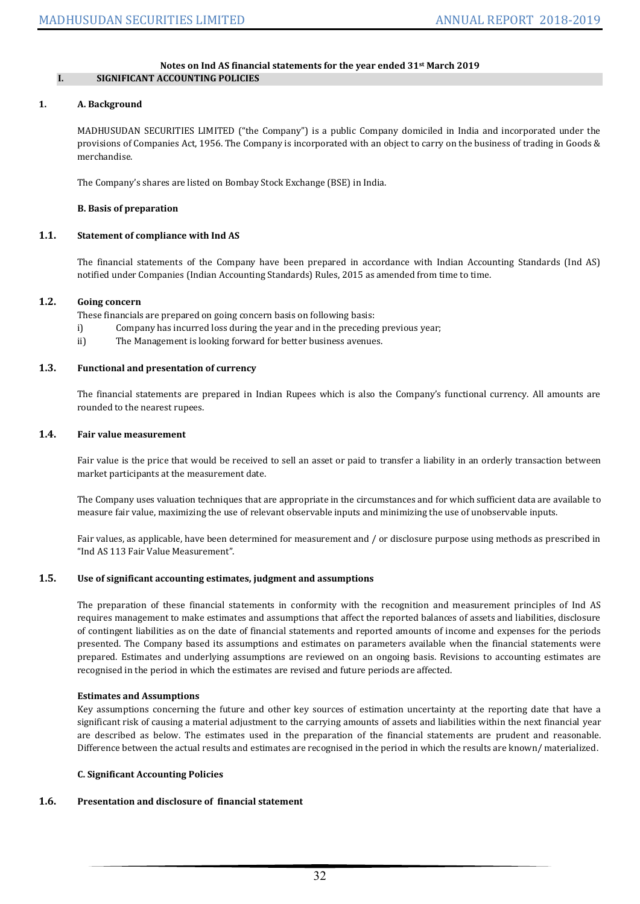### Notes on Ind AS financial statements for the year ended 31st March 2019

## I. SIGNIFICANT ACCOUNTING POLICIES

### 1. A. Background

MADHUSUDAN SECURITIES LIMITED ("the Company") is a public Company domiciled in India and incorporated under the provisions of Companies Act, 1956. The Company is incorporated with an object to carry on the business of trading in Goods & merchandise.

The Company's shares are listed on Bombay Stock Exchange (BSE) in India.

**B. Basis of preparation**

### 1.1. Statement of compliance with Ind AS

The financial statements of the Company have been prepared in accordance with Indian Accounting Standards (Ind AS) notified under Companies (Indian Accounting Standards) Rules, 2015 as amended from time to time.

### 1.2. Going concern

These financials are prepared on going concern basis on following basis:

i) Company has incurred loss during the year and in the preceding previous year;

ii) The Management is looking forward for better business avenues.

### 1.3. Functional and presentation of currency

The financial statements are prepared in Indian Rupees which is also the Company's functional currency. All amounts are rounded to the nearest rupees.

### 1.4. Fair value measurement

Fair value is the price that would be received to sell an asset or paid to transfer a liability in an orderly transaction between market participants at the measurement date.

The Company uses valuation techniques that are appropriate in the circumstances and for which sufficient data are available to measure fair value, maximizing the use of relevant observable inputs and minimizing the use of unobservable inputs.

Fair values, as applicable, have been determined for measurement and / or disclosure purpose using methods as prescribed in "Ind AS 113 Fair Value Measurement".

### 1.5. Use of significant accounting estimates, judgment and assumptions

The preparation of these financial statements in conformity with the recognition and measurement principles of Ind AS requires management to make estimates and assumptions that affect the reported balances of assets and liabilities, disclosure of contingent liabilities as on the date of financial statements and reported amounts of income and expenses for the periods presented. The Company based its assumptions and estimates on parameters available when the financial statements were prepared. Estimates and underlying assumptions are reviewed on an ongoing basis. Revisions to accounting estimates are recognised in the period in which the estimates are revised and future periods are affected.

**Estimates and Assumptions**

Key assumptions concerning the future and other key sources of estimation uncertainty at the reporting date that have a significant risk of causing a material adjustment to the carrying amounts of assets and liabilities within the next financial year are described as below. The estimates used in the preparation of the financial statements are prudent and reasonable. Difference between the actual results and estimates are recognised in the period in which the results are known/ materialized.

**C. Significant Accounting Policies**

### 1.6. Presentation and disclosure of financial statement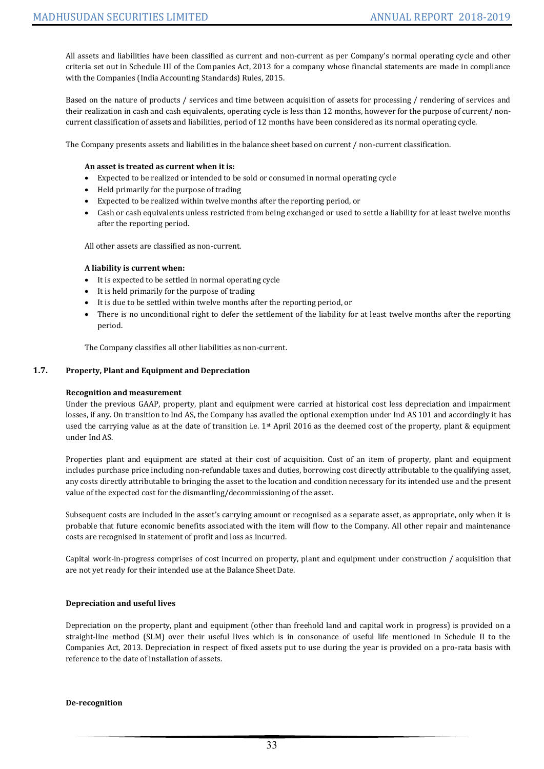All assets and liabilities have been classified as current and non-current as per Company's normal operating cycle and other criteria set out in Schedule III of the Companies Act, 2013 for a company whose financial statements are made in compliance with the Companies (India Accounting Standards) Rules, 2015.

Based on the nature of products / services and time between acquisition of assets for processing / rendering of services and their realization in cash and cash equivalents, operating cycle is less than 12 months, however for the purpose of current/ non-current classification of assets and liabilities, period of 12 months have been considered as its normal operating cycle.

The Company presents assets and liabilities in the balance sheet based on current / non-current classification.

**An asset is treated as current when it is:**

- Expected to be realized or intended to be sold or consumed in normal operating cycle
- Held primarily for the purpose of trading
- Expected to be realized within twelve months after the reporting period, or
- Cash or cash equivalents unless restricted from being exchanged or used to settle a liability for at least twelve months after the reporting period.

All other assets are classified as non-current.

**A liability is current when:**

- It is expected to be settled in normal operating cycle
- It is held primarily for the purpose of trading
- It is due to be settled within twelve months after the reporting period, or
- There is no unconditional right to defer the settlement of the liability for at least twelve months after the reporting period.

The Company classifies all other liabilities as non-current.

### 1.7. Property, Plant and Equipment and Depreciation

**Recognition and measurement**

Under the previous GAAP, property, plant and equipment were carried at historical cost less depreciation and impairment losses, if any. On transition to Ind AS, the Company has availed the optional exemption under Ind AS 101 and accordingly it has used the carrying value as at the date of transition i.e. 1st April 2016 as the deemed cost of the property, plant & equipment under Ind AS.

Properties plant and equipment are stated at their cost of acquisition. Cost of an item of property, plant and equipment includes purchase price including non-refundable taxes and duties, borrowing cost directly attributable to the qualifying asset, any costs directly attributable to bringing the asset to the location and condition necessary for its intended use and the present value of the expected cost for the dismantling/decommissioning of the asset.

Subsequent costs are included in the asset's carrying amount or recognised as a separate asset, as appropriate, only when it is probable that future economic benefits associated with the item will flow to the Company. All other repair and maintenance costs are recognised in statement of profit and loss as incurred.

Capital work-in-progress comprises of cost incurred on property, plant and equipment under construction / acquisition that are not yet ready for their intended use at the Balance Sheet Date.

**Depreciation and useful lives**

Depreciation on the property, plant and equipment (other than freehold land and capital work in progress) is provided on a straight-line method (SLM) over their useful lives which is in consonance of useful life mentioned in Schedule II to the Companies Act, 2013. Depreciation in respect of fixed assets put to use during the year is provided on a pro-rata basis with reference to the date of installation of assets.

**De-recognition**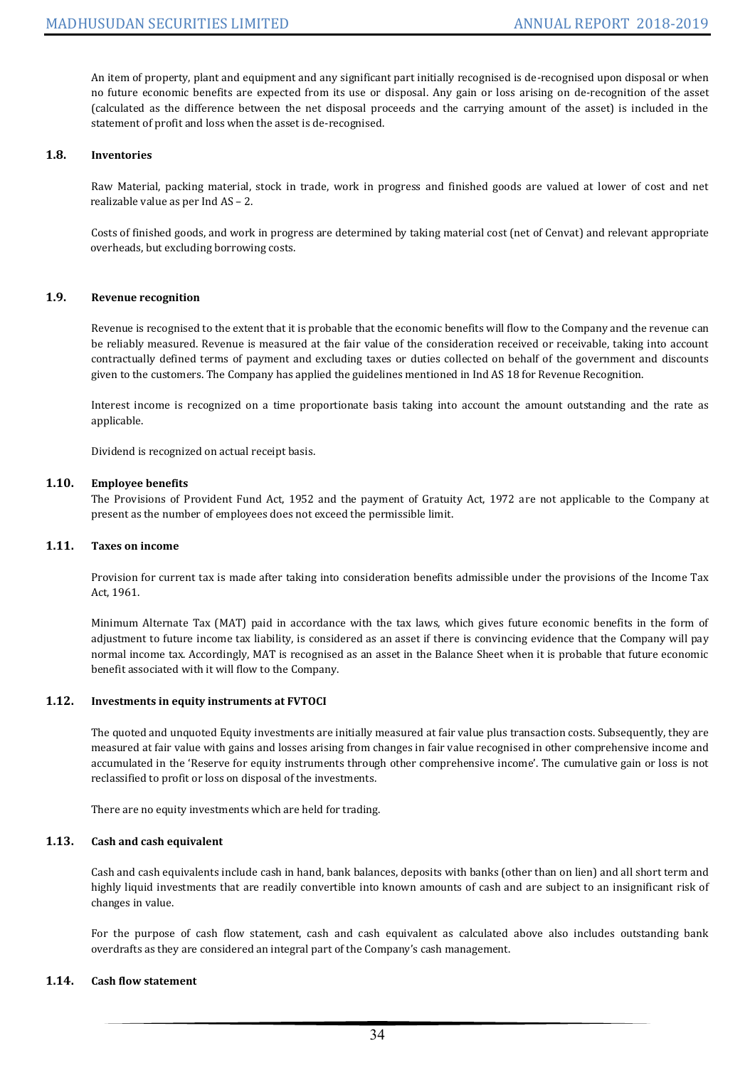An item of property, plant and equipment and any significant part initially recognised is de-recognised upon disposal or when no future economic benefits are expected from its use or disposal. Any gain or loss arising on de-recognition of the asset (calculated as the difference between the net disposal proceeds and the carrying amount of the asset) is included in the statement of profit and loss when the asset is de-recognised.

### 1.8. Inventories

Raw Material, packing material, stock in trade, work in progress and finished goods are valued at lower of cost and net realizable value as per Ind AS – 2.

Costs of finished goods, and work in progress are determined by taking material cost (net of Cenvat) and relevant appropriate overheads, but excluding borrowing costs.

### 1.9. Revenue recognition

Revenue is recognised to the extent that it is probable that the economic benefits will flow to the Company and the revenue can be reliably measured. Revenue is measured at the fair value of the consideration received or receivable, taking into account contractually defined terms of payment and excluding taxes or duties collected on behalf of the government and discounts given to the customers. The Company has applied the guidelines mentioned in Ind AS 18 for Revenue Recognition.

Interest income is recognized on a time proportionate basis taking into account the amount outstanding and the rate as applicable.

Dividend is recognized on actual receipt basis.

### 1.10. Employee benefits

The Provisions of Provident Fund Act, 1952 and the payment of Gratuity Act, 1972 are not applicable to the Company at present as the number of employees does not exceed the permissible limit.

### 1.11. Taxes on income

Provision for current tax is made after taking into consideration benefits admissible under the provisions of the Income Tax Act, 1961.

Minimum Alternate Tax (MAT) paid in accordance with the tax laws, which gives future economic benefits in the form of adjustment to future income tax liability, is considered as an asset if there is convincing evidence that the Company will pay normal income tax. Accordingly, MAT is recognised as an asset in the Balance Sheet when it is probable that future economic benefit associated with it will flow to the Company.

### 1.12. Investments in equity instruments at FVTOCI

The quoted and unquoted Equity investments are initially measured at fair value plus transaction costs. Subsequently, they are measured at fair value with gains and losses arising from changes in fair value recognised in other comprehensive income and accumulated in the 'Reserve for equity instruments through other comprehensive income'. The cumulative gain or loss is not reclassified to profit or loss on disposal of the investments.

There are no equity investments which are held for trading.

### 1.13. Cash and cash equivalent

Cash and cash equivalents include cash in hand, bank balances, deposits with banks (other than on lien) and all short term and highly liquid investments that are readily convertible into known amounts of cash and are subject to an insignificant risk of changes in value.

For the purpose of cash flow statement, cash and cash equivalent as calculated above also includes outstanding bank overdrafts as they are considered an integral part of the Company's cash management.

### 1.14. Cash flow statement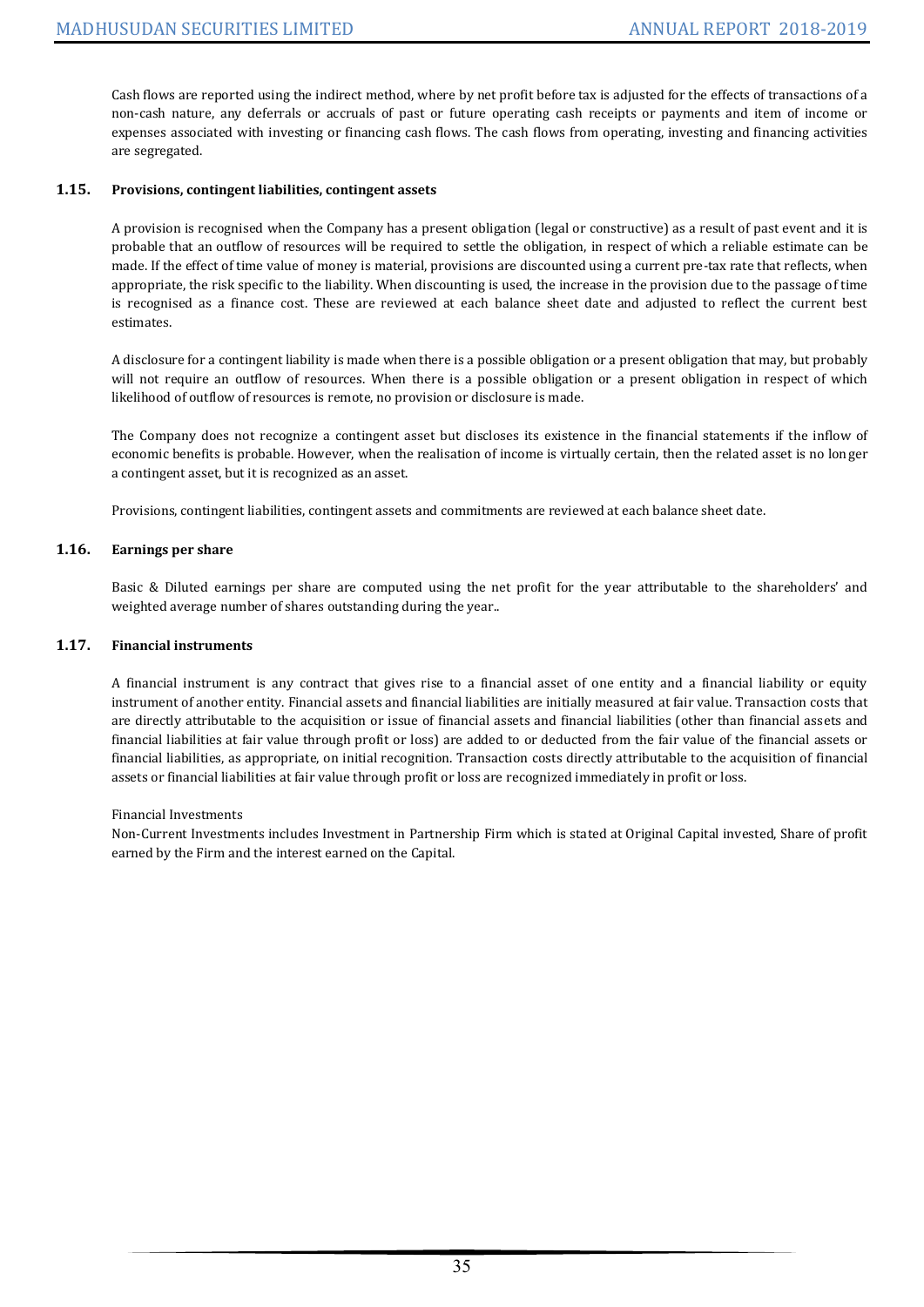Cash flows are reported using the indirect method, where by net profit before tax is adjusted for the effects of transactions of a non-cash nature, any deferrals or accruals of past or future operating cash receipts or payments and item of income or expenses associated with investing or financing cash flows. The cash flows from operating, investing and financing activities are segregated.

### 1.15. Provisions, contingent liabilities, contingent assets

A provision is recognised when the Company has a present obligation (legal or constructive) as a result of past event and it is probable that an outflow of resources will be required to settle the obligation, in respect of which a reliable estimate can be made. If the effect of time value of money is material, provisions are discounted using a current pre-tax rate that reflects, when appropriate, the risk specific to the liability. When discounting is used, the increase in the provision due to the passage of time is recognised as a finance cost. These are reviewed at each balance sheet date and adjusted to reflect the current best estimates.

A disclosure for a contingent liability is made when there is a possible obligation or a present obligation that may, but probably will not require an outflow of resources. When there is a possible obligation or a present obligation in respect of which likelihood of outflow of resources is remote, no provision or disclosure is made.

The Company does not recognize a contingent asset but discloses its existence in the financial statements if the inflow of economic benefits is probable. However, when the realisation of income is virtually certain, then the related asset is no longer a contingent asset, but it is recognized as an asset.

Provisions, contingent liabilities, contingent assets and commitments are reviewed at each balance sheet date.

### 1.16. Earnings per share

Basic & Diluted earnings per share are computed using the net profit for the year attributable to the shareholders' and weighted average number of shares outstanding during the year..

### 1.17. Financial instruments

A financial instrument is any contract that gives rise to a financial asset of one entity and a financial liability or equity instrument of another entity. Financial assets and financial liabilities are initially measured at fair value. Transaction costs that are directly attributable to the acquisition or issue of financial assets and financial liabilities (other than financial assets and financial liabilities at fair value through profit or loss) are added to or deducted from the fair value of the financial assets or financial liabilities, as appropriate, on initial recognition. Transaction costs directly attributable to the acquisition of financial assets or financial liabilities at fair value through profit or loss are recognized immediately in profit or loss.

Financial Investments

Non-Current Investments includes Investment in Partnership Firm which is stated at Original Capital invested, Share of profit earned by the Firm and the interest earned on the Capital.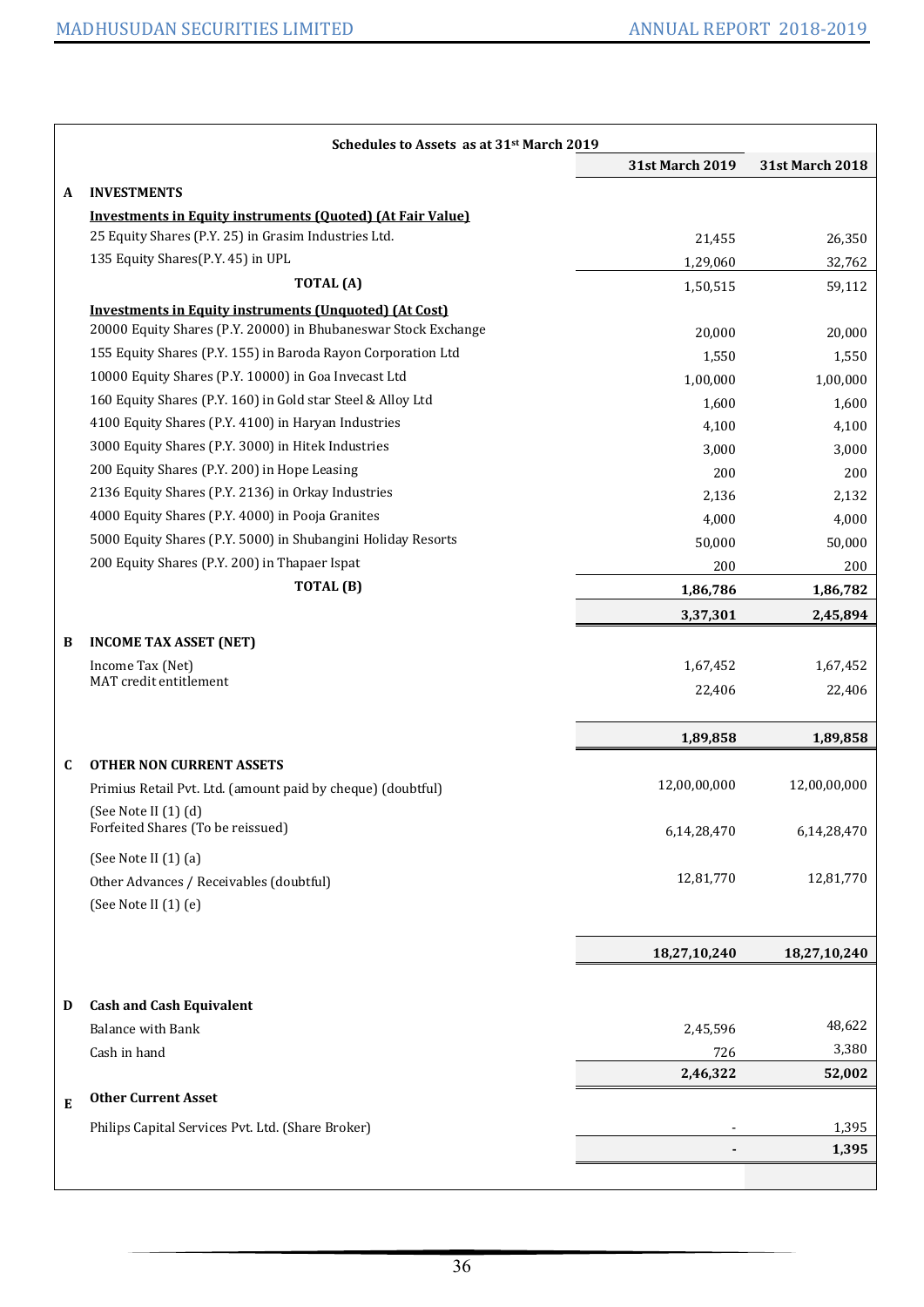## Schedules to Assets as at 31st March 2019

| | | 31st March 2019 | 31st March 2018 |
|---|---|---|---|
| **A** | **INVESTMENTS** | | |
| | **Investments in Equity instruments (Quoted) (At Fair Value)** | | |
| | 25 Equity Shares (P.Y. 25) in Grasim Industries Ltd. | 21,455 | 26,350 |
| | 135 Equity Shares(P.Y. 45) in UPL | 1,29,060 | 32,762 |
| | **TOTAL (A)** | 1,50,515 | 59,112 |
| | **Investments in Equity instruments (Unquoted) (At Cost)** | | |
| | 20000 Equity Shares (P.Y. 20000) in Bhubaneswar Stock Exchange | 20,000 | 20,000 |
| | 155 Equity Shares (P.Y. 155) in Baroda Rayon Corporation Ltd | 1,550 | 1,550 |
| | 10000 Equity Shares (P.Y. 10000) in Goa Invecast Ltd | 1,00,000 | 1,00,000 |
| | 160 Equity Shares (P.Y. 160) in Gold star Steel & Alloy Ltd | 1,600 | 1,600 |
| | 4100 Equity Shares (P.Y. 4100) in Haryan Industries | 4,100 | 4,100 |
| | 3000 Equity Shares (P.Y. 3000) in Hitek Industries | 3,000 | 3,000 |
| | 200 Equity Shares (P.Y. 200) in Hope Leasing | 200 | 200 |
| | 2136 Equity Shares (P.Y. 2136) in Orkay Industries | 2,136 | 2,132 |
| | 4000 Equity Shares (P.Y. 4000) in Pooja Granites | 4,000 | 4,000 |
| | 5000 Equity Shares (P.Y. 5000) in Shubangini Holiday Resorts | 50,000 | 50,000 |
| | 200 Equity Shares (P.Y. 200) in Thapaer Ispat | 200 | 200 |
| | **TOTAL (B)** | **1,86,786** | **1,86,782** |
| | | **3,37,301** | **2,45,894** |
| **B** | **INCOME TAX ASSET (NET)** | | |
| | Income Tax (Net) | 1,67,452 | 1,67,452 |
| | MAT credit entitlement | 22,406 | 22,406 |
| | | **1,89,858** | **1,89,858** |
| **C** | **OTHER NON CURRENT ASSETS** | | |
| | Primius Retail Pvt. Ltd. (amount paid by cheque) (doubtful) (See Note II (1) (d) | 12,00,00,000 | 12,00,00,000 |
| | Forfeited Shares (To be reissued) (See Note II (1) (a) | 6,14,28,470 | 6,14,28,470 |
| | Other Advances / Receivables (doubtful) (See Note II (1) (e) | 12,81,770 | 12,81,770 |
| | | **18,27,10,240** | **18,27,10,240** |
| **D** | **Cash and Cash Equivalent** | | |
| | Balance with Bank | 2,45,596 | 48,622 |
| | Cash in hand | 726 | 3,380 |
| | | **2,46,322** | **52,002** |
| **E** | **Other Current Asset** | | |
| | Philips Capital Services Pvt. Ltd. (Share Broker) | - | 1,395 |
| | | **-** | **1,395** |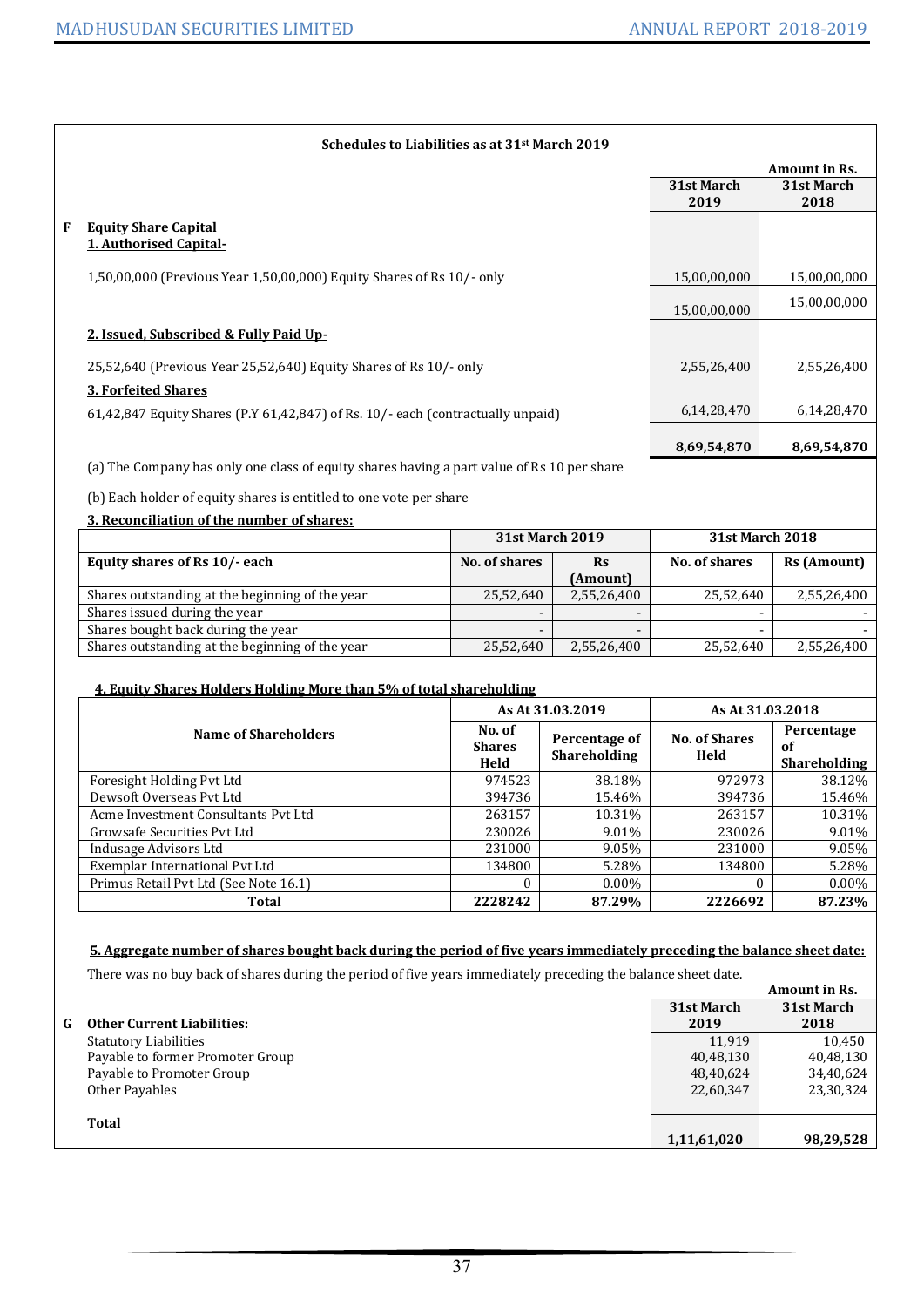### Schedules to Liabilities as at 31st March 2019

| | | Amount in Rs. | |
|---|---|---|---|
| | | 31st March 2019 | 31st March 2018 |
| **F** | **Equity Share Capital** | | |
| | **1. Authorised Capital-** | | |
| | 1,50,00,000 (Previous Year 1,50,00,000) Equity Shares of Rs 10/- only | 15,00,00,000 | 15,00,00,000 |
| | | 15,00,00,000 | 15,00,00,000 |
| | **2. Issued, Subscribed & Fully Paid Up-** | | |
| | 25,52,640 (Previous Year 25,52,640) Equity Shares of Rs 10/- only | 2,55,26,400 | 2,55,26,400 |
| | **3. Forfeited Shares** | | |
| | 61,42,847 Equity Shares (P.Y 61,42,847) of Rs. 10/- each (contractually unpaid) | 6,14,28,470 | 6,14,28,470 |
| | | **8,69,54,870** | **8,69,54,870** |

(a) The Company has only one class of equity shares having a part value of Rs 10 per share

(b) Each holder of equity shares is entitled to one vote per share

**3. Reconciliation of the number of shares:**

| | 31st March 2019 | | 31st March 2018 | |
|---|---|---|---|---|
| **Equity shares of Rs 10/- each** | **No. of shares** | **Rs (Amount)** | **No. of shares** | **Rs (Amount)** |
| Shares outstanding at the beginning of the year | 25,52,640 | 2,55,26,400 | 25,52,640 | 2,55,26,400 |
| Shares issued during the year | - | - | - | - |
| Shares bought back during the year | - | - | - | - |
| Shares outstanding at the beginning of the year | 25,52,640 | 2,55,26,400 | 25,52,640 | 2,55,26,400 |

**4. Equity Shares Holders Holding More than 5% of total shareholding**

| Name of Shareholders | As At 31.03.2019 | | As At 31.03.2018 | |
|---|---|---|---|---|
| | **No. of Shares Held** | **Percentage of Shareholding** | **No. of Shares Held** | **Percentage of Shareholding** |
| Foresight Holding Pvt Ltd | 974523 | 38.18% | 972973 | 38.12% |
| Dewsoft Overseas Pvt Ltd | 394736 | 15.46% | 394736 | 15.46% |
| Acme Investment Consultants Pvt Ltd | 263157 | 10.31% | 263157 | 10.31% |
| Growsafe Securities Pvt Ltd | 230026 | 9.01% | 230026 | 9.01% |
| Indusage Advisors Ltd | 231000 | 9.05% | 231000 | 9.05% |
| Exemplar International Pvt Ltd | 134800 | 5.28% | 134800 | 5.28% |
| Primus Retail Pvt Ltd (See Note 16.1) | 0 | 0.00% | 0 | 0.00% |
| **Total** | **2228242** | **87.29%** | **2226692** | **87.23%** |

**5. Aggregate number of shares bought back during the period of five years immediately preceding the balance sheet date:**

There was no buy back of shares during the period of five years immediately preceding the balance sheet date.

| | | Amount in Rs. | |
|---|---|---|---|
| | | 31st March 2019 | 31st March 2018 |
| **G** | **Other Current Liabilities:** | | |
| | Statutory Liabilities | 11,919 | 10,450 |
| | Payable to former Promoter Group | 40,48,130 | 40,48,130 |
| | Payable to Promoter Group | 48,40,624 | 34,40,624 |
| | Other Payables | 22,60,347 | 23,30,324 |
| | **Total** | **1,11,61,020** | **98,29,528** |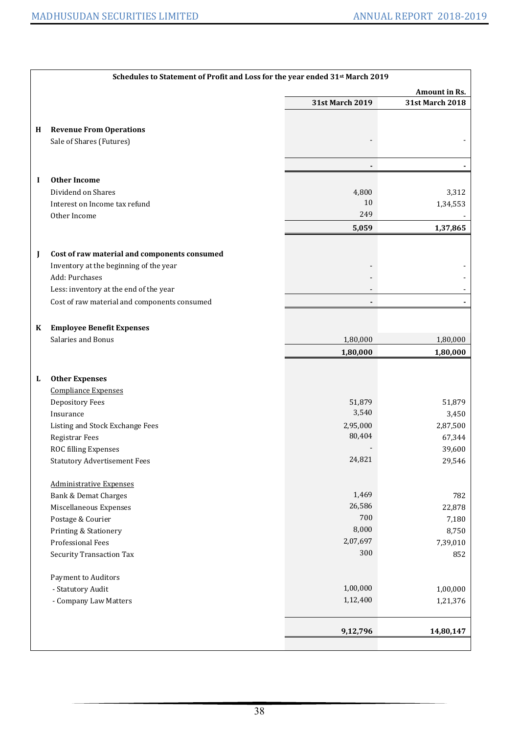### Schedules to Statement of Profit and Loss for the year ended 31st March 2019

Amount in Rs.

| | | 31st March 2019 | 31st March 2018 |
|---|---|---|---|
| **H** | **Revenue From Operations** | | |
| | Sale of Shares (Futures) | - | - |
| | | **-** | **-** |
| **I** | **Other Income** | | |
| | Dividend on Shares | 4,800 | 3,312 |
| | Interest on Income tax refund | 10 | 1,34,553 |
| | Other Income | 249 | - |
| | | **5,059** | **1,37,865** |
| **J** | **Cost of raw material and components consumed** | | |
| | Inventory at the beginning of the year | - | - |
| | Add: Purchases | - | - |
| | Less: inventory at the end of the year | - | - |
| | Cost of raw material and components consumed | **-** | **-** |
| **K** | **Employee Benefit Expenses** | | |
| | Salaries and Bonus | 1,80,000 | 1,80,000 |
| | | **1,80,000** | **1,80,000** |
| **L** | **Other Expenses** | | |
| | Compliance Expenses | | |
| | Depository Fees | 51,879 | 51,879 |
| | Insurance | 3,540 | 3,450 |
| | Listing and Stock Exchange Fees | 2,95,000 | 2,87,500 |
| | Registrar Fees | 80,404 | 67,344 |
| | ROC filling Expenses | - | 39,600 |
| | Statutory Advertisement Fees | 24,821 | 29,546 |
| | Administrative Expenses | | |
| | Bank & Demat Charges | 1,469 | 782 |
| | Miscellaneous Expenses | 26,586 | 22,878 |
| | Postage & Courier | 700 | 7,180 |
| | Printing & Stationery | 8,000 | 8,750 |
| | Professional Fees | 2,07,697 | 7,39,010 |
| | Security Transaction Tax | 300 | 852 |
| | Payment to Auditors | | |
| | - Statutory Audit | 1,00,000 | 1,00,000 |
| | - Company Law Matters | 1,12,400 | 1,21,376 |
| | | **9,12,796** | **14,80,147** |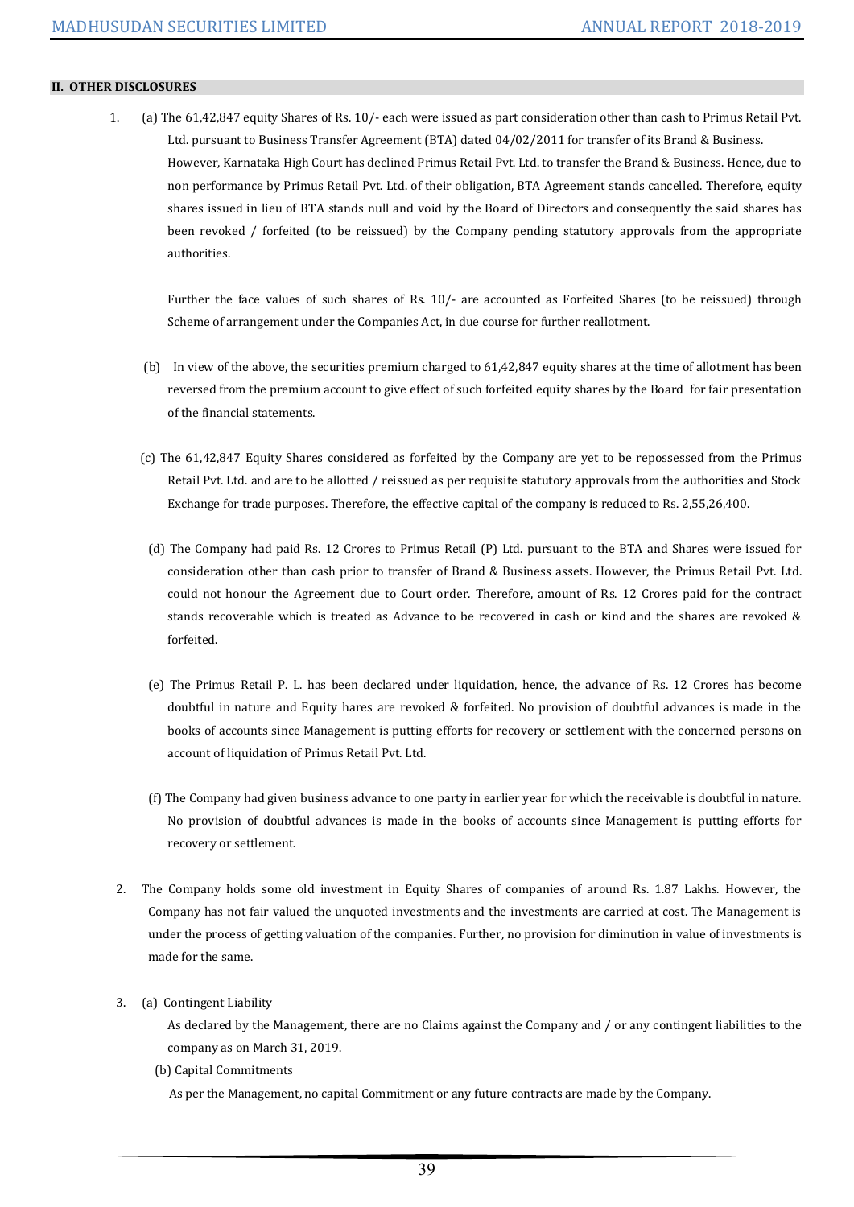## II. OTHER DISCLOSURES

1. (a) The 61,42,847 equity Shares of Rs. 10/- each were issued as part consideration other than cash to Primus Retail Pvt. Ltd. pursuant to Business Transfer Agreement (BTA) dated 04/02/2011 for transfer of its Brand & Business. However, Karnataka High Court has declined Primus Retail Pvt. Ltd. to transfer the Brand & Business. Hence, due to non performance by Primus Retail Pvt. Ltd. of their obligation, BTA Agreement stands cancelled. Therefore, equity shares issued in lieu of BTA stands null and void by the Board of Directors and consequently the said shares has been revoked / forfeited (to be reissued) by the Company pending statutory approvals from the appropriate authorities.

   Further the face values of such shares of Rs. 10/- are accounted as Forfeited Shares (to be reissued) through Scheme of arrangement under the Companies Act, in due course for further reallotment.

   (b) In view of the above, the securities premium charged to 61,42,847 equity shares at the time of allotment has been reversed from the premium account to give effect of such forfeited equity shares by the Board for fair presentation of the financial statements.

   (c) The 61,42,847 Equity Shares considered as forfeited by the Company are yet to be repossessed from the Primus Retail Pvt. Ltd. and are to be allotted / reissued as per requisite statutory approvals from the authorities and Stock Exchange for trade purposes. Therefore, the effective capital of the company is reduced to Rs. 2,55,26,400.

   (d) The Company had paid Rs. 12 Crores to Primus Retail (P) Ltd. pursuant to the BTA and Shares were issued for consideration other than cash prior to transfer of Brand & Business assets. However, the Primus Retail Pvt. Ltd. could not honour the Agreement due to Court order. Therefore, amount of Rs. 12 Crores paid for the contract stands recoverable which is treated as Advance to be recovered in cash or kind and the shares are revoked & forfeited.

   (e) The Primus Retail P. L. has been declared under liquidation, hence, the advance of Rs. 12 Crores has become doubtful in nature and Equity hares are revoked & forfeited. No provision of doubtful advances is made in the books of accounts since Management is putting efforts for recovery or settlement with the concerned persons on account of liquidation of Primus Retail Pvt. Ltd.

   (f) The Company had given business advance to one party in earlier year for which the receivable is doubtful in nature. No provision of doubtful advances is made in the books of accounts since Management is putting efforts for recovery or settlement.

2. The Company holds some old investment in Equity Shares of companies of around Rs. 1.87 Lakhs. However, the Company has not fair valued the unquoted investments and the investments are carried at cost. The Management is under the process of getting valuation of the companies. Further, no provision for diminution in value of investments is made for the same.

3. (a) Contingent Liability

   As declared by the Management, there are no Claims against the Company and / or any contingent liabilities to the company as on March 31, 2019.

   (b) Capital Commitments

   As per the Management, no capital Commitment or any future contracts are made by the Company.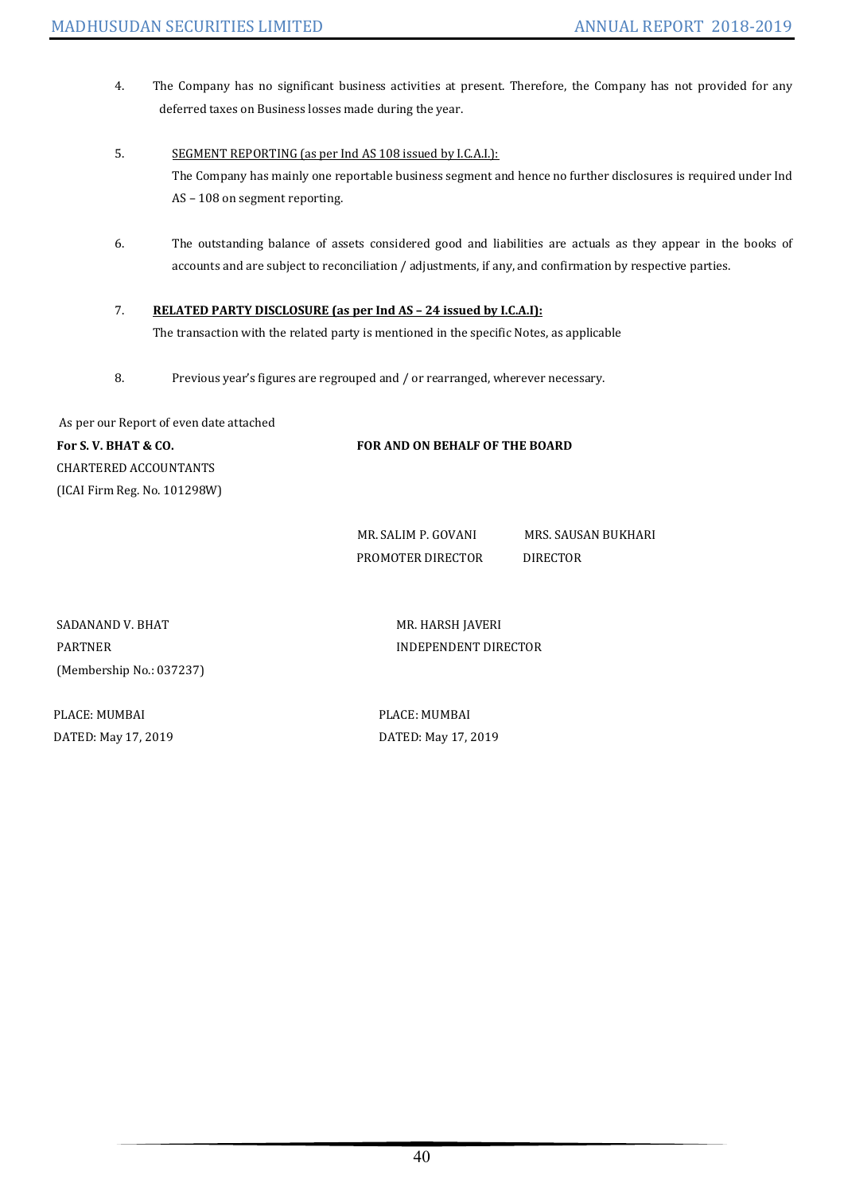4. The Company has no significant business activities at present. Therefore, the Company has not provided for any deferred taxes on Business losses made during the year.

5. SEGMENT REPORTING (as per Ind AS 108 issued by I.C.A.I.):
   The Company has mainly one reportable business segment and hence no further disclosures is required under Ind AS – 108 on segment reporting.

6. The outstanding balance of assets considered good and liabilities are actuals as they appear in the books of accounts and are subject to reconciliation / adjustments, if any, and confirmation by respective parties.

7. **RELATED PARTY DISCLOSURE (as per Ind AS – 24 issued by I.C.A.I):**
   The transaction with the related party is mentioned in the specific Notes, as applicable

8. Previous year's figures are regrouped and / or rearranged, wherever necessary.

As per our Report of even date attached

**For S. V. BHAT & CO.**
CHARTERED ACCOUNTANTS
(ICAI Firm Reg. No. 101298W)

SADANAND V. BHAT
PARTNER
(Membership No.: 037237)

PLACE: MUMBAI
DATED: May 17, 2019

**FOR AND ON BEHALF OF THE BOARD**

MR. SALIM P. GOVANI
PROMOTER DIRECTOR

MRS. SAUSAN BUKHARI
DIRECTOR

MR. HARSH JAVERI
INDEPENDENT DIRECTOR

PLACE: MUMBAI
DATED: May 17, 2019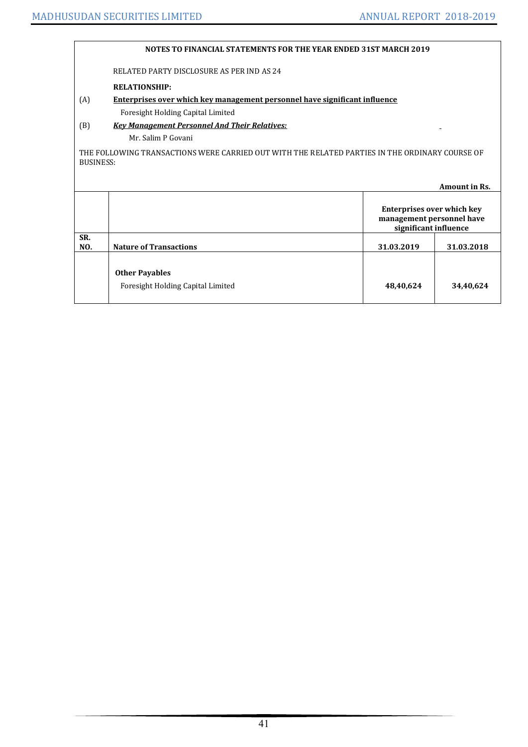## NOTES TO FINANCIAL STATEMENTS FOR THE YEAR ENDED 31ST MARCH 2019

RELATED PARTY DISCLOSURE AS PER IND AS 24

**RELATIONSHIP:**

(A) **Enterprises over which key management personnel have significant influence**

Foresight Holding Capital Limited

(B) ***Key Management Personnel And Their Relatives:***

Mr. Salim P Govani

THE FOLLOWING TRANSACTIONS WERE CARRIED OUT WITH THE RELATED PARTIES IN THE ORDINARY COURSE OF BUSINESS:

**Amount in Rs.**

| | | **Enterprises over which key management personnel have significant influence** | |
|---|---|---|---|
| **SR. NO.** | **Nature of Transactions** | **31.03.2019** | **31.03.2018** |
| | **Other Payables** | | |
| | Foresight Holding Capital Limited | **48,40,624** | **34,40,624** |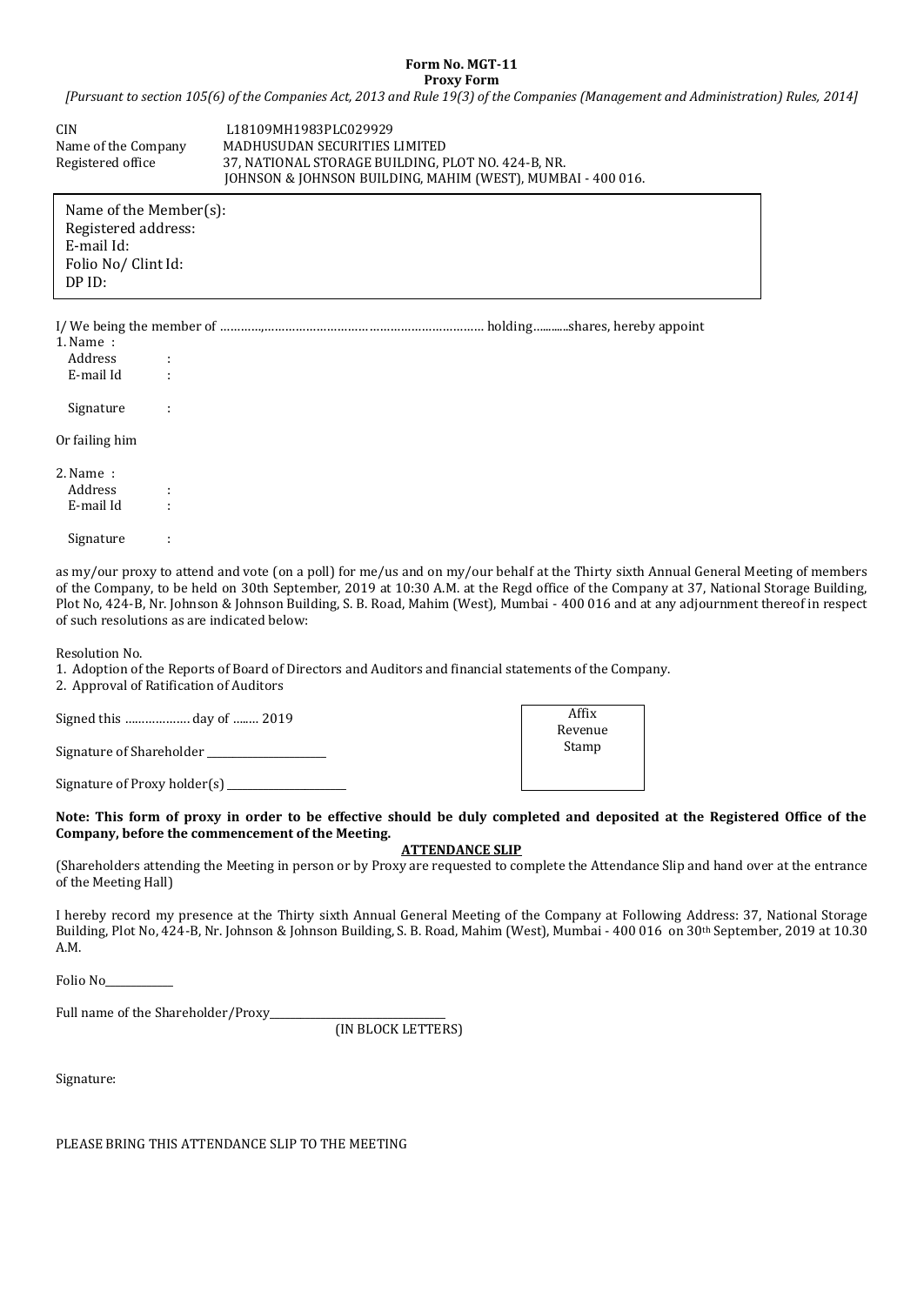**Form No. MGT-11**
**Proxy Form**

*[Pursuant to section 105(6) of the Companies Act, 2013 and Rule 19(3) of the Companies (Management and Administration) Rules, 2014]*

| | |
|---|---|
| CIN | L18109MH1983PLC029929 |
| Name of the Company | MADHUSUDAN SECURITIES LIMITED |
| Registered office | 37, NATIONAL STORAGE BUILDING, PLOT NO. 424-B, NR. JOHNSON & JOHNSON BUILDING, MAHIM (WEST), MUMBAI - 400 016. |

Name of the Member(s):
Registered address:
E-mail Id:
Folio No/ Clint Id:
DP ID:

I/ We being the member of …………,………………………………………………………… holding…………shares, hereby appoint

1. Name :
   Address :
   E-mail Id :

   Signature :

Or failing him

2. Name :
   Address :
   E-mail Id :

   Signature :

as my/our proxy to attend and vote (on a poll) for me/us and on my/our behalf at the Thirty sixth Annual General Meeting of members of the Company, to be held on 30th September, 2019 at 10:30 A.M. at the Regd office of the Company at 37, National Storage Building, Plot No, 424-B, Nr. Johnson & Johnson Building, S. B. Road, Mahim (West), Mumbai - 400 016 and at any adjournment thereof in respect of such resolutions as are indicated below:

Resolution No.

1. Adoption of the Reports of Board of Directors and Auditors and financial statements of the Company.
2. Approval of Ratification of Auditors

Signed this ……………… day of …….. 2019

Signature of Shareholder ____________________

Signature of Proxy holder(s) ____________________

Affix Revenue Stamp

**Note: This form of proxy in order to be effective should be duly completed and deposited at the Registered Office of the Company, before the commencement of the Meeting.**

**ATTENDANCE SLIP**

(Shareholders attending the Meeting in person or by Proxy are requested to complete the Attendance Slip and hand over at the entrance of the Meeting Hall)

I hereby record my presence at the Thirty sixth Annual General Meeting of the Company at Following Address: 37, National Storage Building, Plot No, 424-B, Nr. Johnson & Johnson Building, S. B. Road, Mahim (West), Mumbai - 400 016 on 30th September, 2019 at 10.30 A.M.

Folio No____________

Full name of the Shareholder/Proxy________________________________
(IN BLOCK LETTERS)

Signature:

PLEASE BRING THIS ATTENDANCE SLIP TO THE MEETING